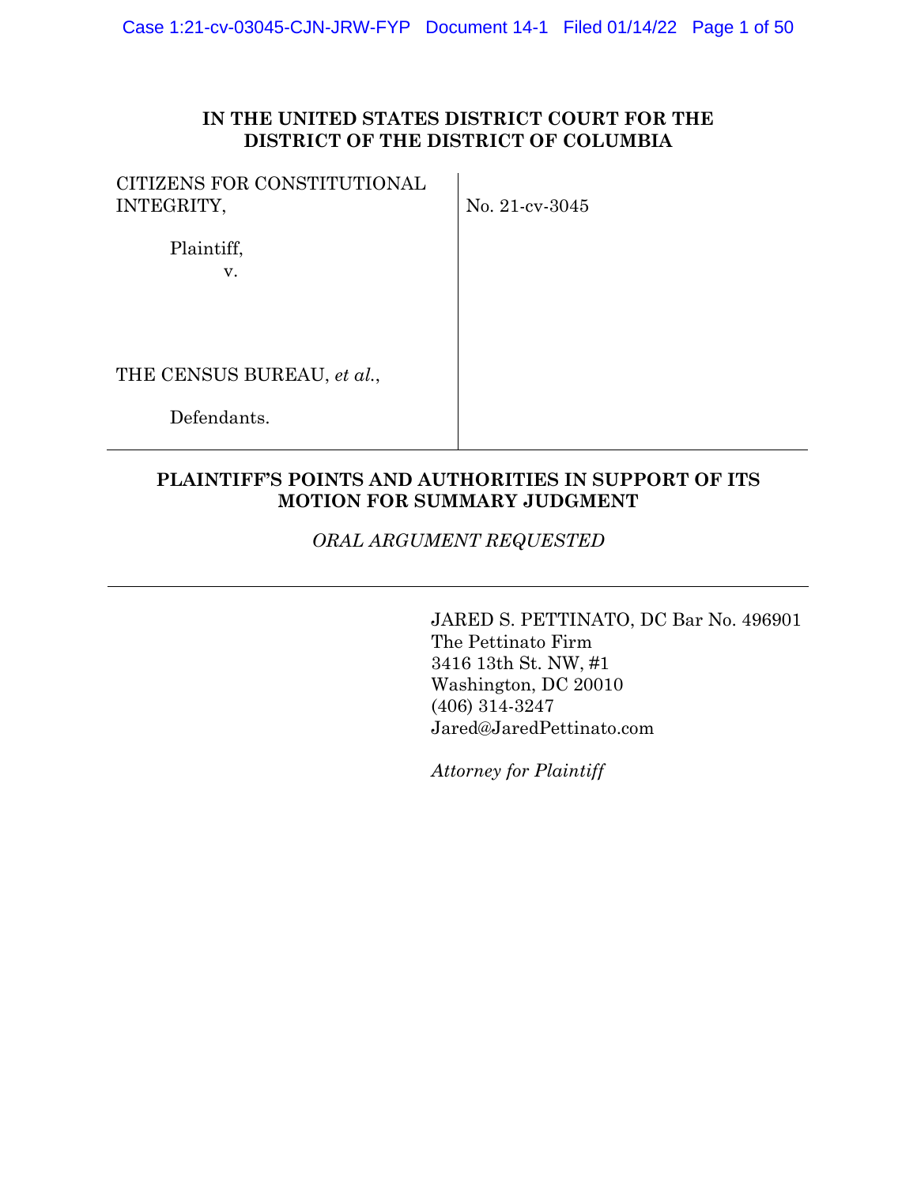**IN THE UNITED STATES DISTRICT COURT FOR THE DISTRICT OF THE DISTRICT OF COLUMBIA**

| | |
|---|---|
| CITIZENS FOR CONSTITUTIONAL INTEGRITY,<br><br>Plaintiff,<br>v.<br><br>THE CENSUS BUREAU, *et al.*,<br><br>Defendants. | No. 21-cv-3045 |

**PLAINTIFF'S POINTS AND AUTHORITIES IN SUPPORT OF ITS MOTION FOR SUMMARY JUDGMENT**

*ORAL ARGUMENT REQUESTED*

JARED S. PETTINATO, DC Bar No. 496901
The Pettinato Firm
3416 13th St. NW, #1
Washington, DC 20010
(406) 314-3247
Jared@JaredPettinato.com

*Attorney for Plaintiff*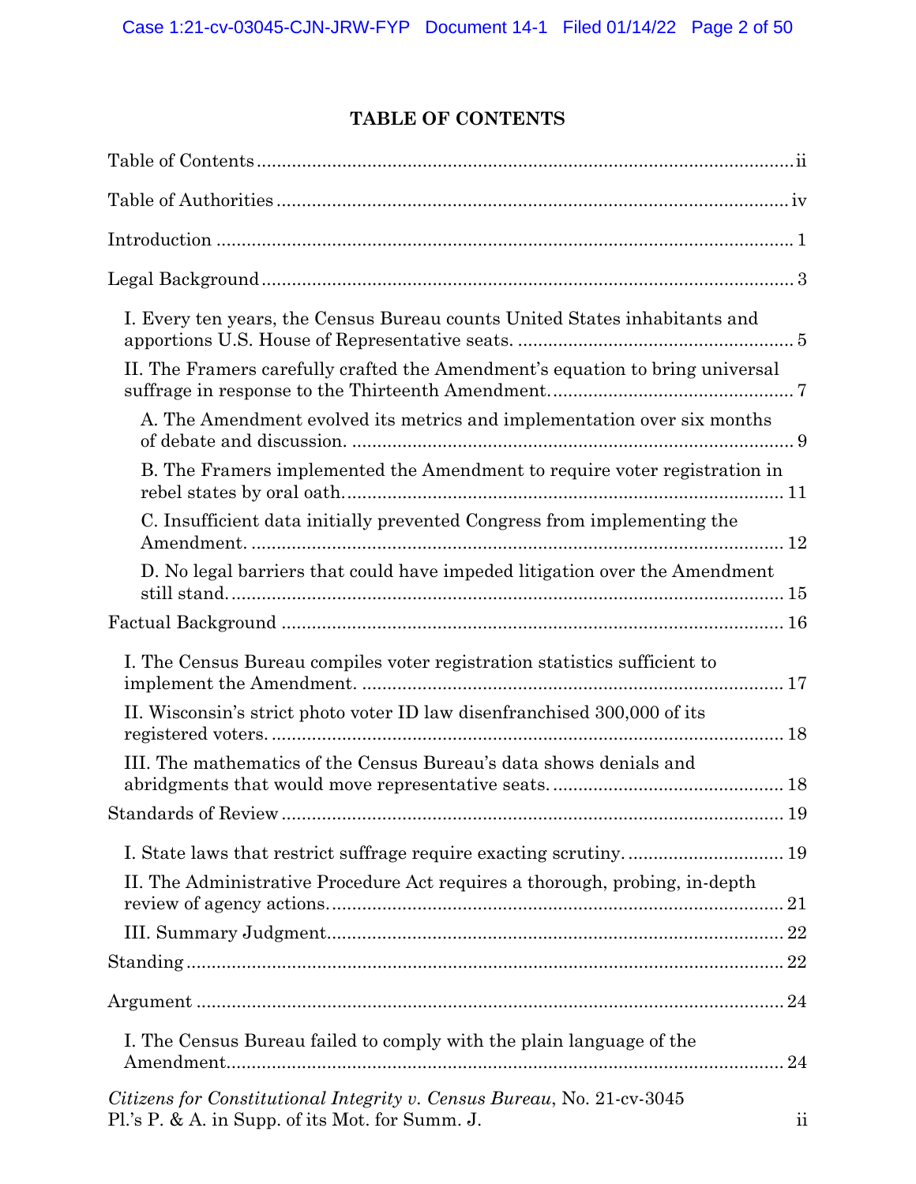# TABLE OF CONTENTS

Table of Contents ........................................................................................ ii

Table of Authorities ..................................................................................... iv

Introduction .................................................................................................. 1

Legal Background ......................................................................................... 3

- I. Every ten years, the Census Bureau counts United States inhabitants and apportions U.S. House of Representative seats. ........................................................ 5
- II. The Framers carefully crafted the Amendment's equation to bring universal suffrage in response to the Thirteenth Amendment. ................................................ 7
  - A. The Amendment evolved its metrics and implementation over six months of debate and discussion. ......................................................................................... 9
  - B. The Framers implemented the Amendment to require voter registration in rebel states by oral oath. ....................................................................................... 11
  - C. Insufficient data initially prevented Congress from implementing the Amendment. ........................................................................................................ 12
  - D. No legal barriers that could have impeded litigation over the Amendment still stand. ............................................................................................................. 15

Factual Background .................................................................................... 16

- I. The Census Bureau compiles voter registration statistics sufficient to implement the Amendment. ................................................................................. 17
- II. Wisconsin's strict photo voter ID law disenfranchised 300,000 of its registered voters. ........................................................................................................ 18
- III. The mathematics of the Census Bureau's data shows denials and abridgments that would move representative seats. ............................................... 18

Standards of Review .................................................................................... 19

- I. State laws that restrict suffrage require exacting scrutiny. ............................. 19
- II. The Administrative Procedure Act requires a thorough, probing, in-depth review of agency actions. ......................................................................................... 21
- III. Summary Judgment .......................................................................................... 22

Standing ....................................................................................................... 22

Argument ..................................................................................................... 24

- I. The Census Bureau failed to comply with the plain language of the Amendment. ............................................................................................................ 24

*Citizens for Constitutional Integrity v. Census Bureau*, No. 21-cv-3045
Pl.'s P. & A. in Supp. of its Mot. for Summ. J.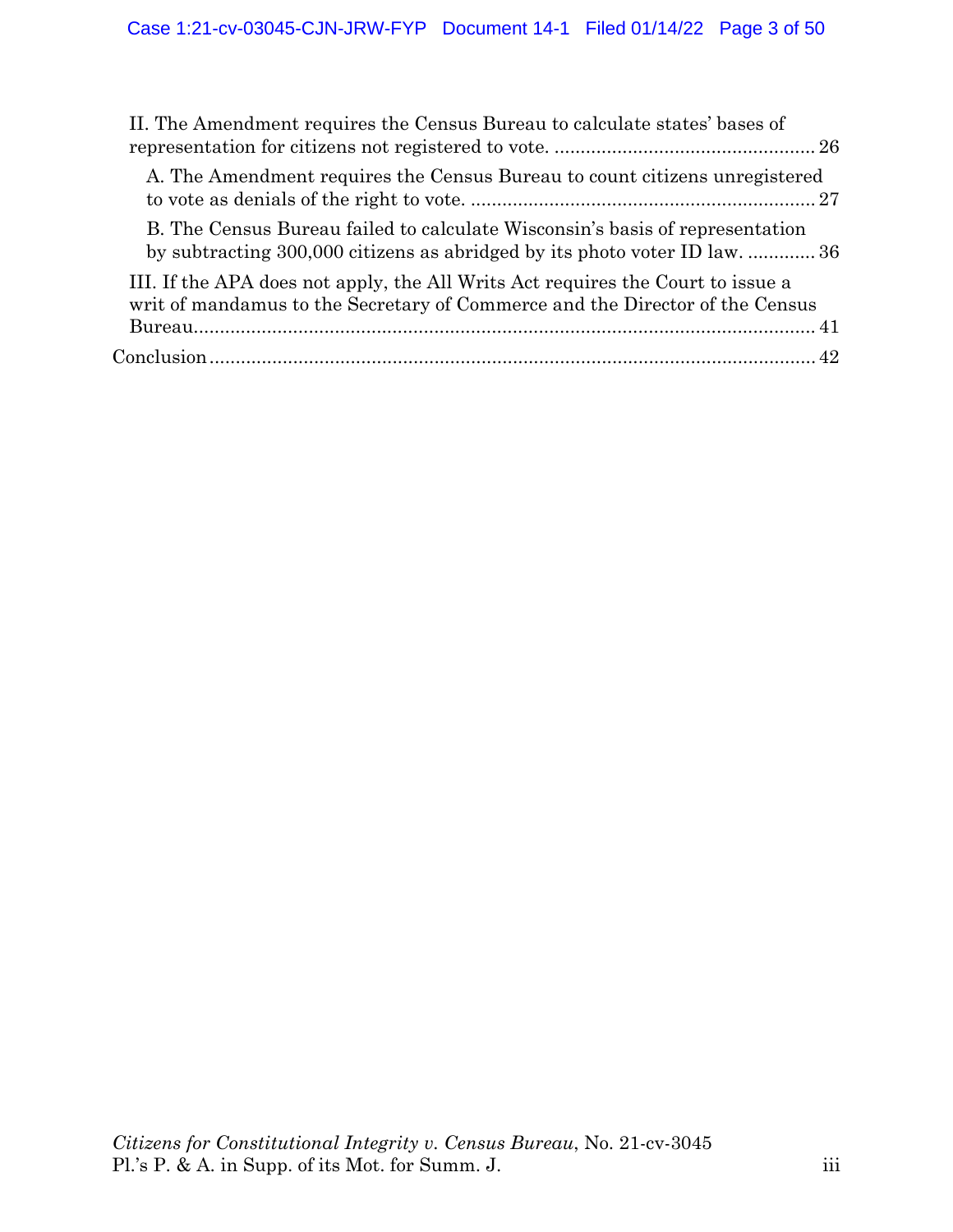II. The Amendment requires the Census Bureau to calculate states' bases of representation for citizens not registered to vote. .................................................. 26

A. The Amendment requires the Census Bureau to count citizens unregistered to vote as denials of the right to vote. .................................................................. 27

B. The Census Bureau failed to calculate Wisconsin's basis of representation by subtracting 300,000 citizens as abridged by its photo voter ID law. ............. 36

III. If the APA does not apply, the All Writs Act requires the Court to issue a writ of mandamus to the Secretary of Commerce and the Director of the Census Bureau......................................................................................................... 41

Conclusion ..................................................................................................... 42

*Citizens for Constitutional Integrity v. Census Bureau*, No. 21-cv-3045
Pl.'s P. & A. in Supp. of its Mot. for Summ. J.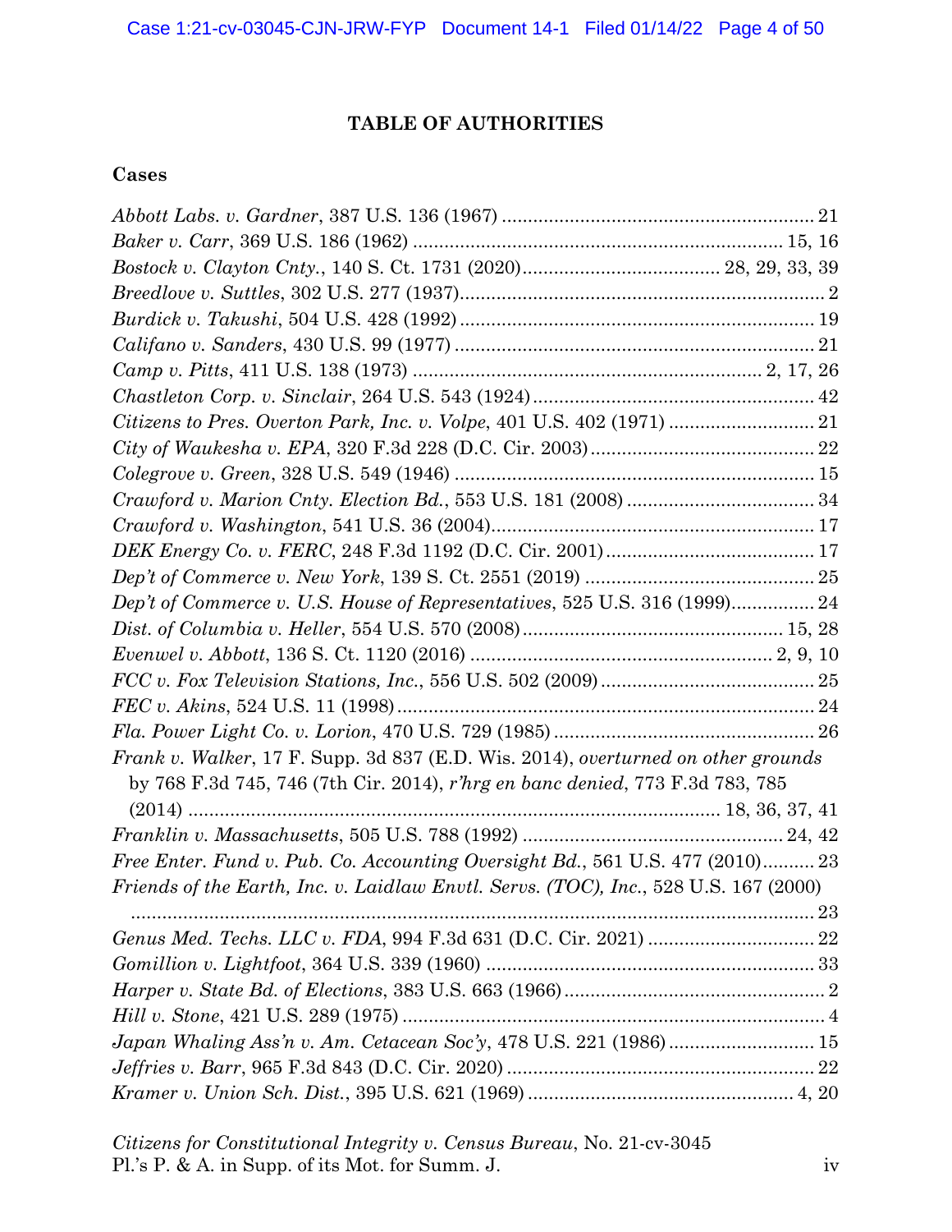## TABLE OF AUTHORITIES

### Cases

*Abbott Labs. v. Gardner*, 387 U.S. 136 (1967) .......... 21

*Baker v. Carr*, 369 U.S. 186 (1962) .......... 15, 16

*Bostock v. Clayton Cnty.*, 140 S. Ct. 1731 (2020) .......... 28, 29, 33, 39

*Breedlove v. Suttles*, 302 U.S. 277 (1937) .......... 2

*Burdick v. Takushi*, 504 U.S. 428 (1992) .......... 19

*Califano v. Sanders*, 430 U.S. 99 (1977) .......... 21

*Camp v. Pitts*, 411 U.S. 138 (1973) .......... 2, 17, 26

*Chastleton Corp. v. Sinclair*, 264 U.S. 543 (1924) .......... 42

*Citizens to Pres. Overton Park, Inc. v. Volpe*, 401 U.S. 402 (1971) .......... 21

*City of Waukesha v. EPA*, 320 F.3d 228 (D.C. Cir. 2003) .......... 22

*Colegrove v. Green*, 328 U.S. 549 (1946) .......... 15

*Crawford v. Marion Cnty. Election Bd.*, 553 U.S. 181 (2008) .......... 34

*Crawford v. Washington*, 541 U.S. 36 (2004) .......... 17

*DEK Energy Co. v. FERC*, 248 F.3d 1192 (D.C. Cir. 2001) .......... 17

*Dep't of Commerce v. New York*, 139 S. Ct. 2551 (2019) .......... 25

*Dep't of Commerce v. U.S. House of Representatives*, 525 U.S. 316 (1999) .......... 24

*Dist. of Columbia v. Heller*, 554 U.S. 570 (2008) .......... 15, 28

*Evenwel v. Abbott*, 136 S. Ct. 1120 (2016) .......... 2, 9, 10

*FCC v. Fox Television Stations, Inc.*, 556 U.S. 502 (2009) .......... 25

*FEC v. Akins*, 524 U.S. 11 (1998) .......... 24

*Fla. Power Light Co. v. Lorion*, 470 U.S. 729 (1985) .......... 26

*Frank v. Walker*, 17 F. Supp. 3d 837 (E.D. Wis. 2014), *overturned on other grounds* by 768 F.3d 745, 746 (7th Cir. 2014), *r'hrg en banc denied*, 773 F.3d 783, 785 (2014) .......... 18, 36, 37, 41

*Franklin v. Massachusetts*, 505 U.S. 788 (1992) .......... 24, 42

*Free Enter. Fund v. Pub. Co. Accounting Oversight Bd.*, 561 U.S. 477 (2010) .......... 23

*Friends of the Earth, Inc. v. Laidlaw Envtl. Servs. (TOC), Inc.*, 528 U.S. 167 (2000) .......... 23

*Genus Med. Techs. LLC v. FDA*, 994 F.3d 631 (D.C. Cir. 2021) .......... 22

*Gomillion v. Lightfoot*, 364 U.S. 339 (1960) .......... 33

*Harper v. State Bd. of Elections*, 383 U.S. 663 (1966) .......... 2

*Hill v. Stone*, 421 U.S. 289 (1975) .......... 4

*Japan Whaling Ass'n v. Am. Cetacean Soc'y*, 478 U.S. 221 (1986) .......... 15

*Jeffries v. Barr*, 965 F.3d 843 (D.C. Cir. 2020) .......... 22

*Kramer v. Union Sch. Dist.*, 395 U.S. 621 (1969) .......... 4, 20

*Citizens for Constitutional Integrity v. Census Bureau*, No. 21-cv-3045
Pl.'s P. & A. in Supp. of its Mot. for Summ. J.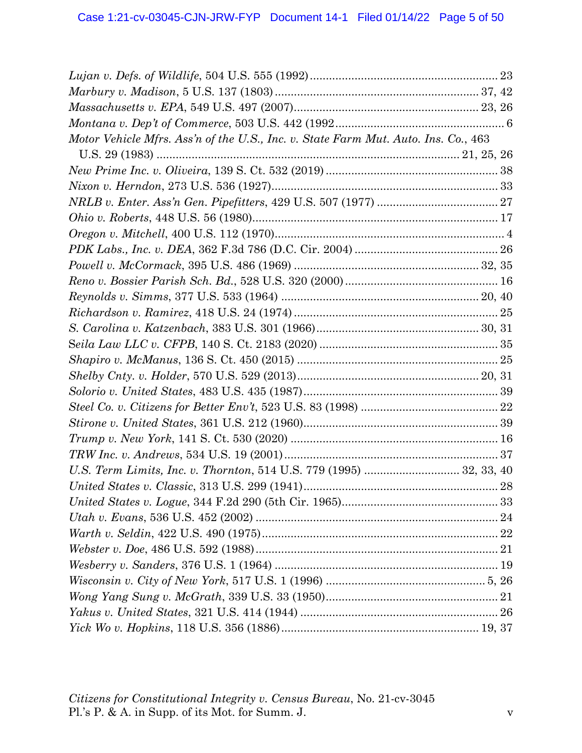*Lujan v. Defs. of Wildlife*, 504 U.S. 555 (1992) .......................................................... 23

*Marbury v. Madison*, 5 U.S. 137 (1803) ................................................................ 37, 42

*Massachusetts v. EPA*, 549 U.S. 497 (2007) .......................................................... 23, 26

*Montana v. Dep't of Commerce*, 503 U.S. 442 (1992 ..................................................... 6

*Motor Vehicle Mfrs. Ass'n of the U.S., Inc. v. State Farm Mut. Auto. Ins. Co.*, 463 U.S. 29 (1983) ............................................................................................ 21, 25, 26

*New Prime Inc. v. Oliveira*, 139 S. Ct. 532 (2019) ...................................................... 38

*Nixon v. Herndon*, 273 U.S. 536 (1927) ....................................................................... 33

*NRLB v. Enter. Ass'n Gen. Pipefitters*, 429 U.S. 507 (1977) ...................................... 27

*Ohio v. Roberts*, 448 U.S. 56 (1980) ............................................................................. 17

*Oregon v. Mitchell*, 400 U.S. 112 (1970) ........................................................................ 4

*PDK Labs., Inc. v. DEA*, 362 F.3d 786 (D.C. Cir. 2004) ............................................. 26

*Powell v. McCormack*, 395 U.S. 486 (1969) .......................................................... 32, 35

*Reno v. Bossier Parish Sch. Bd.*, 528 U.S. 320 (2000) ................................................ 16

*Reynolds v. Simms*, 377 U.S. 533 (1964) ............................................................... 20, 40

*Richardson v. Ramirez*, 418 U.S. 24 (1974) ................................................................ 25

*S. Carolina v. Katzenbach*, 383 U.S. 301 (1966) ................................................... 30, 31

Seila Law LLC v. CFPB, 140 S. Ct. 2183 (2020) ......................................................... 35

*Shapiro v. McManus*, 136 S. Ct. 450 (2015) ............................................................... 25

*Shelby Cnty. v. Holder*, 570 U.S. 529 (2013) ......................................................... 20, 31

*Solorio v. United States*, 483 U.S. 435 (1987) ............................................................. 39

*Steel Co. v. Citizens for Better Env't*, 523 U.S. 83 (1998) ........................................... 22

*Stirone v. United States*, 361 U.S. 212 (1960) ............................................................. 39

*Trump v. New York*, 141 S. Ct. 530 (2020) ................................................................. 16

*TRW Inc. v. Andrews*, 534 U.S. 19 (2001) ................................................................... 37

*U.S. Term Limits, Inc. v. Thornton*, 514 U.S. 779 (1995) ............................... 32, 33, 40

*United States v. Classic*, 313 U.S. 299 (1941) ............................................................. 28

*United States v. Logue*, 344 F.2d 290 (5th Cir. 1965) ................................................. 33

*Utah v. Evans*, 536 U.S. 452 (2002) ............................................................................ 24

*Warth v. Seldin*, 422 U.S. 490 (1975) .......................................................................... 22

*Webster v. Doe*, 486 U.S. 592 (1988) ........................................................................... 21

*Wesberry v. Sanders*, 376 U.S. 1 (1964) ...................................................................... 19

*Wisconsin v. City of New York*, 517 U.S. 1 (1996) ................................................... 5, 26

*Wong Yang Sung v. McGrath*, 339 U.S. 33 (1950) ...................................................... 21

*Yakus v. United States*, 321 U.S. 414 (1944) .............................................................. 26

*Yick Wo v. Hopkins*, 118 U.S. 356 (1886) ............................................................. 19, 37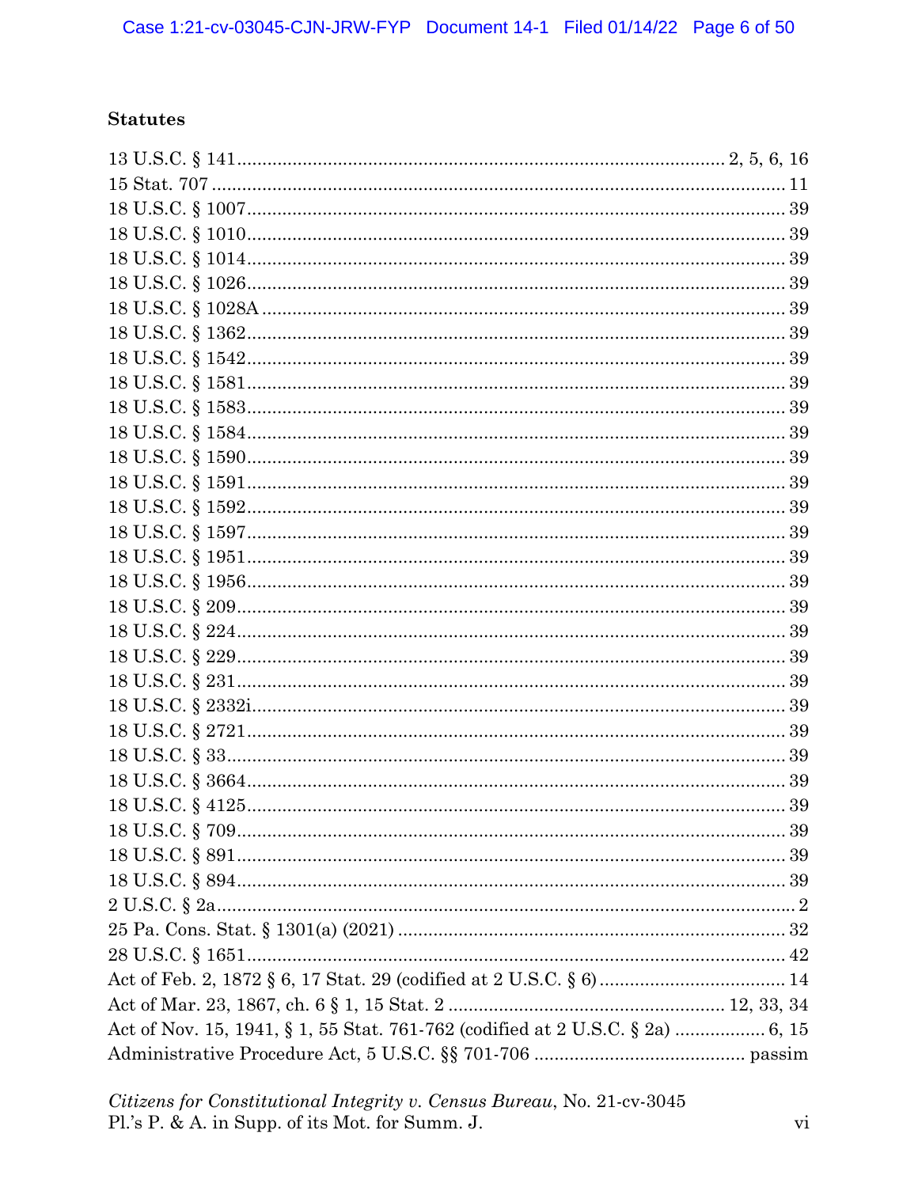### Statutes

13 U.S.C. § 141 .......... 2, 5, 6, 16
15 Stat. 707 .......... 11
18 U.S.C. § 1007 .......... 39
18 U.S.C. § 1010 .......... 39
18 U.S.C. § 1014 .......... 39
18 U.S.C. § 1026 .......... 39
18 U.S.C. § 1028A .......... 39
18 U.S.C. § 1362 .......... 39
18 U.S.C. § 1542 .......... 39
18 U.S.C. § 1581 .......... 39
18 U.S.C. § 1583 .......... 39
18 U.S.C. § 1584 .......... 39
18 U.S.C. § 1590 .......... 39
18 U.S.C. § 1591 .......... 39
18 U.S.C. § 1592 .......... 39
18 U.S.C. § 1597 .......... 39
18 U.S.C. § 1951 .......... 39
18 U.S.C. § 1956 .......... 39
18 U.S.C. § 209 .......... 39
18 U.S.C. § 224 .......... 39
18 U.S.C. § 229 .......... 39
18 U.S.C. § 231 .......... 39
18 U.S.C. § 2332i .......... 39
18 U.S.C. § 2721 .......... 39
18 U.S.C. § 33 .......... 39
18 U.S.C. § 3664 .......... 39
18 U.S.C. § 4125 .......... 39
18 U.S.C. § 709 .......... 39
18 U.S.C. § 891 .......... 39
18 U.S.C. § 894 .......... 39
2 U.S.C. § 2a .......... 2
25 Pa. Cons. Stat. § 1301(a) (2021) .......... 32
28 U.S.C. § 1651 .......... 42
Act of Feb. 2, 1872 § 6, 17 Stat. 29 (codified at 2 U.S.C. § 6) .......... 14
Act of Mar. 23, 1867, ch. 6 § 1, 15 Stat. 2 .......... 12, 33, 34
Act of Nov. 15, 1941, § 1, 55 Stat. 761-762 (codified at 2 U.S.C. § 2a) .......... 6, 15
Administrative Procedure Act, 5 U.S.C. §§ 701-706 .......... passim

*Citizens for Constitutional Integrity v. Census Bureau*, No. 21-cv-3045
Pl.'s P. & A. in Supp. of its Mot. for Summ. J.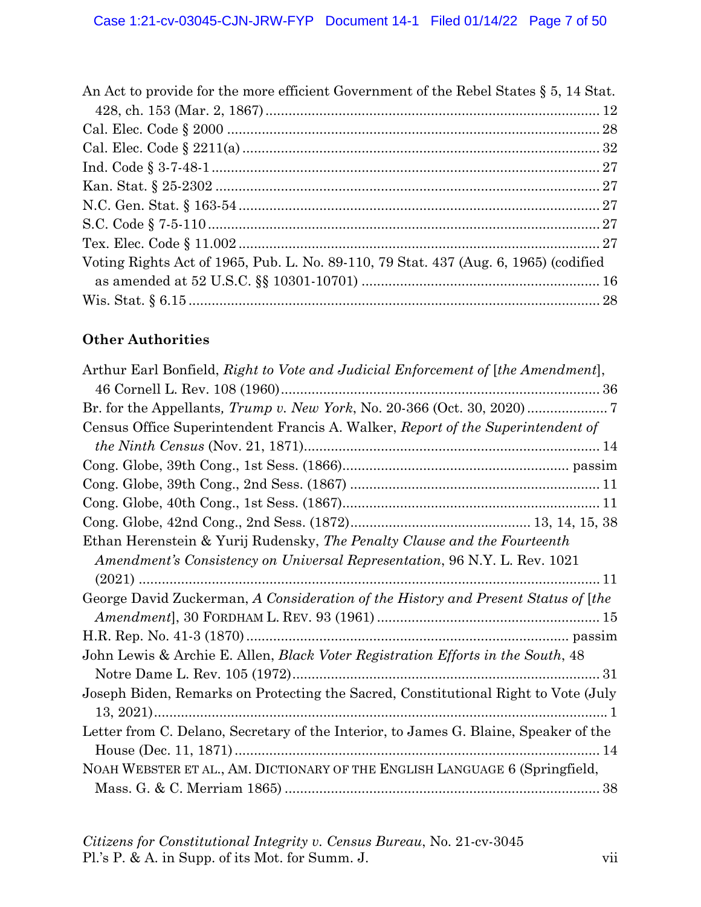An Act to provide for the more efficient Government of the Rebel States § 5, 14 Stat. 428, ch. 153 (Mar. 2, 1867) ........ 12

Cal. Elec. Code § 2000 ........ 28

Cal. Elec. Code § 2211(a) ........ 32

Ind. Code § 3-7-48-1 ........ 27

Kan. Stat. § 25-2302 ........ 27

N.C. Gen. Stat. § 163-54 ........ 27

S.C. Code § 7-5-110 ........ 27

Tex. Elec. Code § 11.002 ........ 27

Voting Rights Act of 1965, Pub. L. No. 89-110, 79 Stat. 437 (Aug. 6, 1965) (codified as amended at 52 U.S.C. §§ 10301-10701) ........ 16

Wis. Stat. § 6.15 ........ 28

**Other Authorities**

Arthur Earl Bonfield, *Right to Vote and Judicial Enforcement of* [*the Amendment*], 46 Cornell L. Rev. 108 (1960) ........ 36

Br. for the Appellants, *Trump v. New York*, No. 20-366 (Oct. 30, 2020) ........ 7

Census Office Superintendent Francis A. Walker, *Report of the Superintendent of the Ninth Census* (Nov. 21, 1871) ........ 14

Cong. Globe, 39th Cong., 1st Sess. (1866) ........ passim

Cong. Globe, 39th Cong., 2nd Sess. (1867) ........ 11

Cong. Globe, 40th Cong., 1st Sess. (1867) ........ 11

Cong. Globe, 42nd Cong., 2nd Sess. (1872) ........ 13, 14, 15, 38

Ethan Herenstein & Yurij Rudensky, *The Penalty Clause and the Fourteenth Amendment's Consistency on Universal Representation*, 96 N.Y. L. Rev. 1021 (2021) ........ 11

George David Zuckerman, *A Consideration of the History and Present Status of* [*the Amendment*], 30 FORDHAM L. REV. 93 (1961) ........ 15

H.R. Rep. No. 41-3 (1870) ........ passim

John Lewis & Archie E. Allen, *Black Voter Registration Efforts in the South*, 48 Notre Dame L. Rev. 105 (1972) ........ 31

Joseph Biden, Remarks on Protecting the Sacred, Constitutional Right to Vote (July 13, 2021) ........ 1

Letter from C. Delano, Secretary of the Interior, to James G. Blaine, Speaker of the House (Dec. 11, 1871) ........ 14

NOAH WEBSTER ET AL., AM. DICTIONARY OF THE ENGLISH LANGUAGE 6 (Springfield, Mass. G. & C. Merriam 1865) ........ 38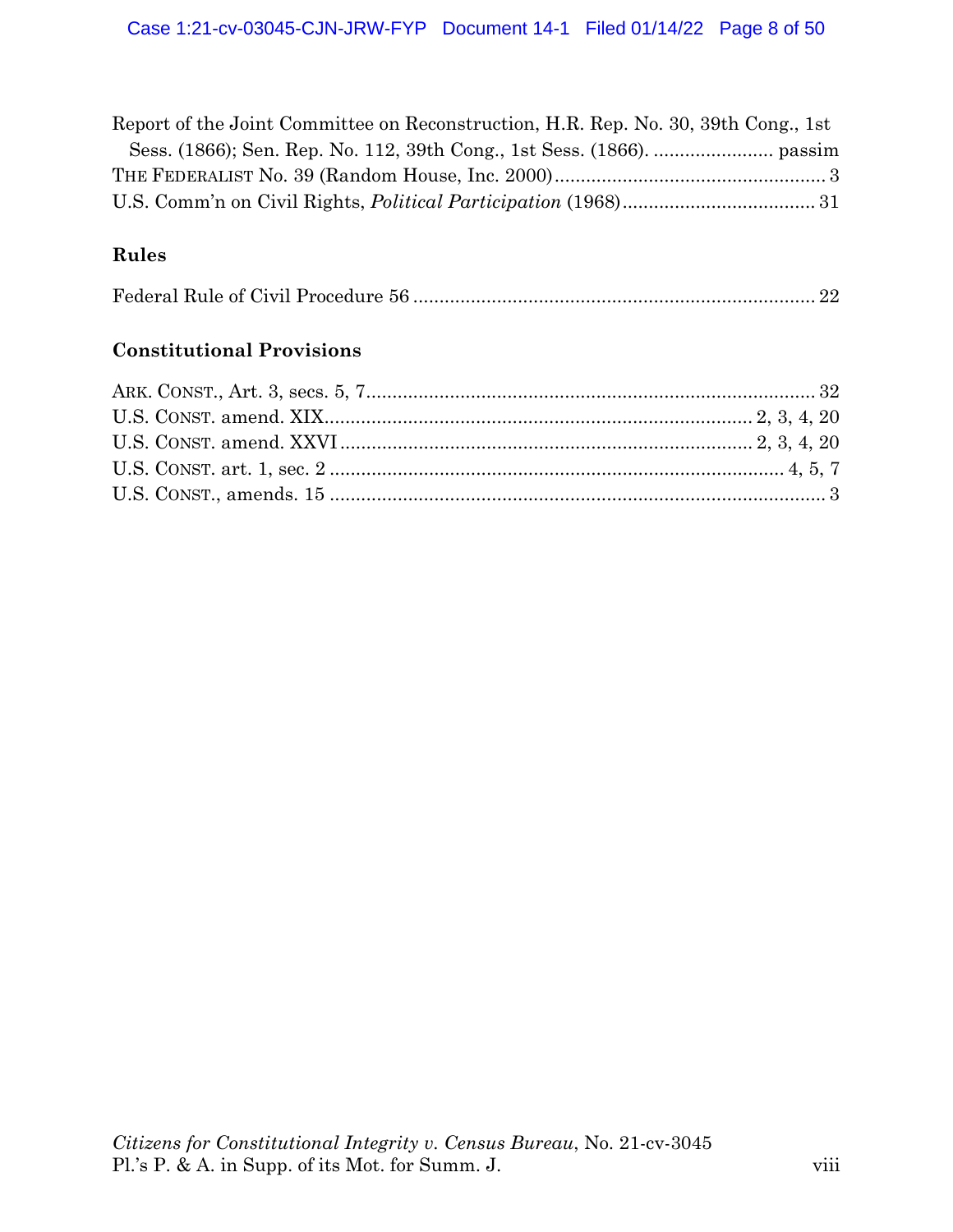Report of the Joint Committee on Reconstruction, H.R. Rep. No. 30, 39th Cong., 1st Sess. (1866); Sen. Rep. No. 112, 39th Cong., 1st Sess. (1866). ........................ passim

THE FEDERALIST No. 39 (Random House, Inc. 2000) .................................................... 3

U.S. Comm'n on Civil Rights, *Political Participation* (1968) ..................................... 31

### Rules

Federal Rule of Civil Procedure 56 ............................................................................ 22

### Constitutional Provisions

ARK. CONST., Art. 3, secs. 5, 7 .................................................................................... 32

U.S. CONST. amend. XIX ................................................................................. 2, 3, 4, 20

U.S. CONST. amend. XXVI .............................................................................. 2, 3, 4, 20

U.S. CONST. art. 1, sec. 2 ....................................................................................... 4, 5, 7

U.S. CONST., amends. 15 .............................................................................................. 3

*Citizens for Constitutional Integrity v. Census Bureau*, No. 21-cv-3045
Pl.'s P. & A. in Supp. of its Mot. for Summ. J.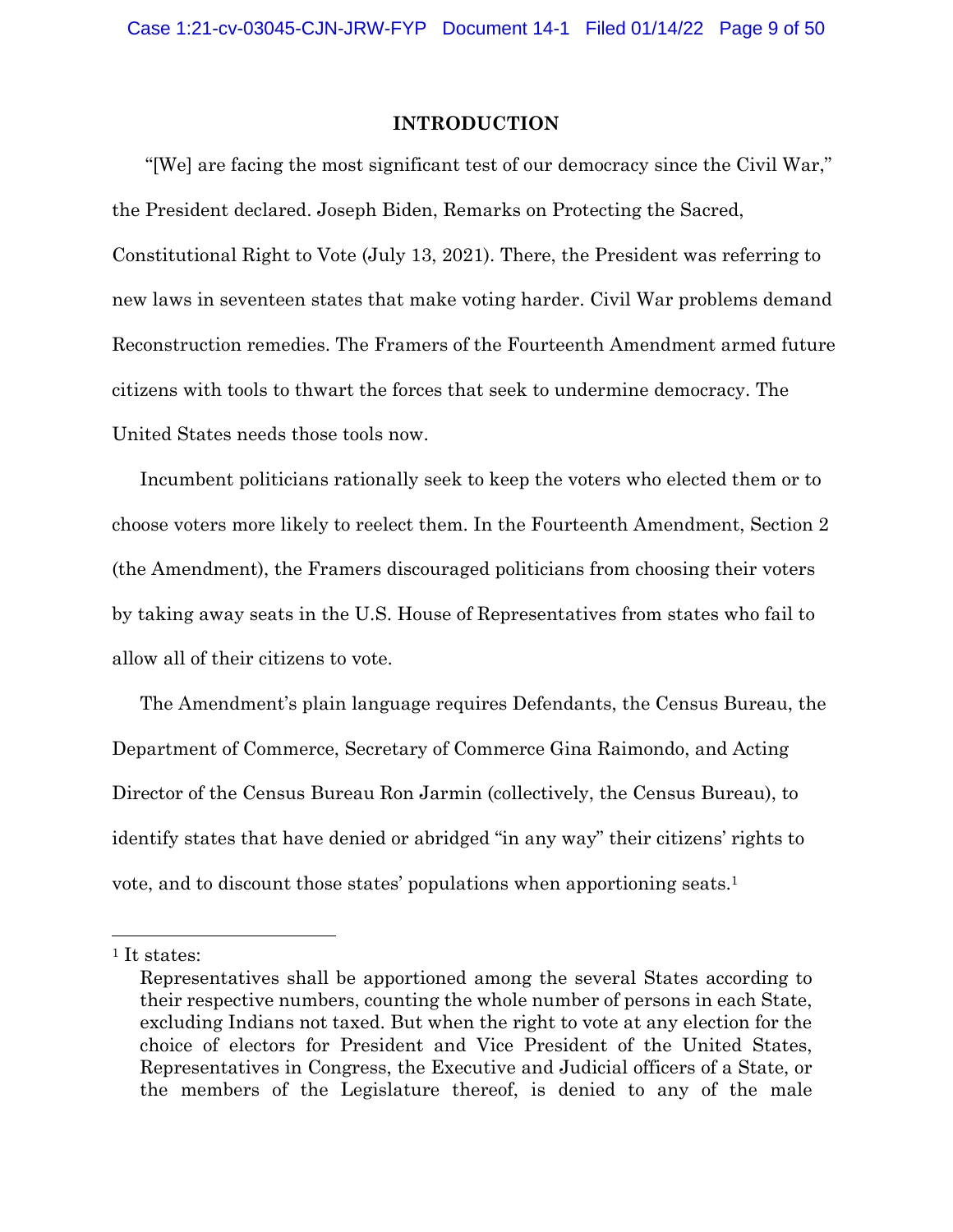## INTRODUCTION

"[We] are facing the most significant test of our democracy since the Civil War," the President declared. Joseph Biden, Remarks on Protecting the Sacred, Constitutional Right to Vote (July 13, 2021). There, the President was referring to new laws in seventeen states that make voting harder. Civil War problems demand Reconstruction remedies. The Framers of the Fourteenth Amendment armed future citizens with tools to thwart the forces that seek to undermine democracy. The United States needs those tools now.

Incumbent politicians rationally seek to keep the voters who elected them or to choose voters more likely to reelect them. In the Fourteenth Amendment, Section 2 (the Amendment), the Framers discouraged politicians from choosing their voters by taking away seats in the U.S. House of Representatives from states who fail to allow all of their citizens to vote.

The Amendment's plain language requires Defendants, the Census Bureau, the Department of Commerce, Secretary of Commerce Gina Raimondo, and Acting Director of the Census Bureau Ron Jarmin (collectively, the Census Bureau), to identify states that have denied or abridged "in any way" their citizens' rights to vote, and to discount those states' populations when apportioning seats.[1]

---

[1] It states:

> Representatives shall be apportioned among the several States according to their respective numbers, counting the whole number of persons in each State, excluding Indians not taxed. But when the right to vote at any election for the choice of electors for President and Vice President of the United States, Representatives in Congress, the Executive and Judicial officers of a State, or the members of the Legislature thereof, is denied to any of the male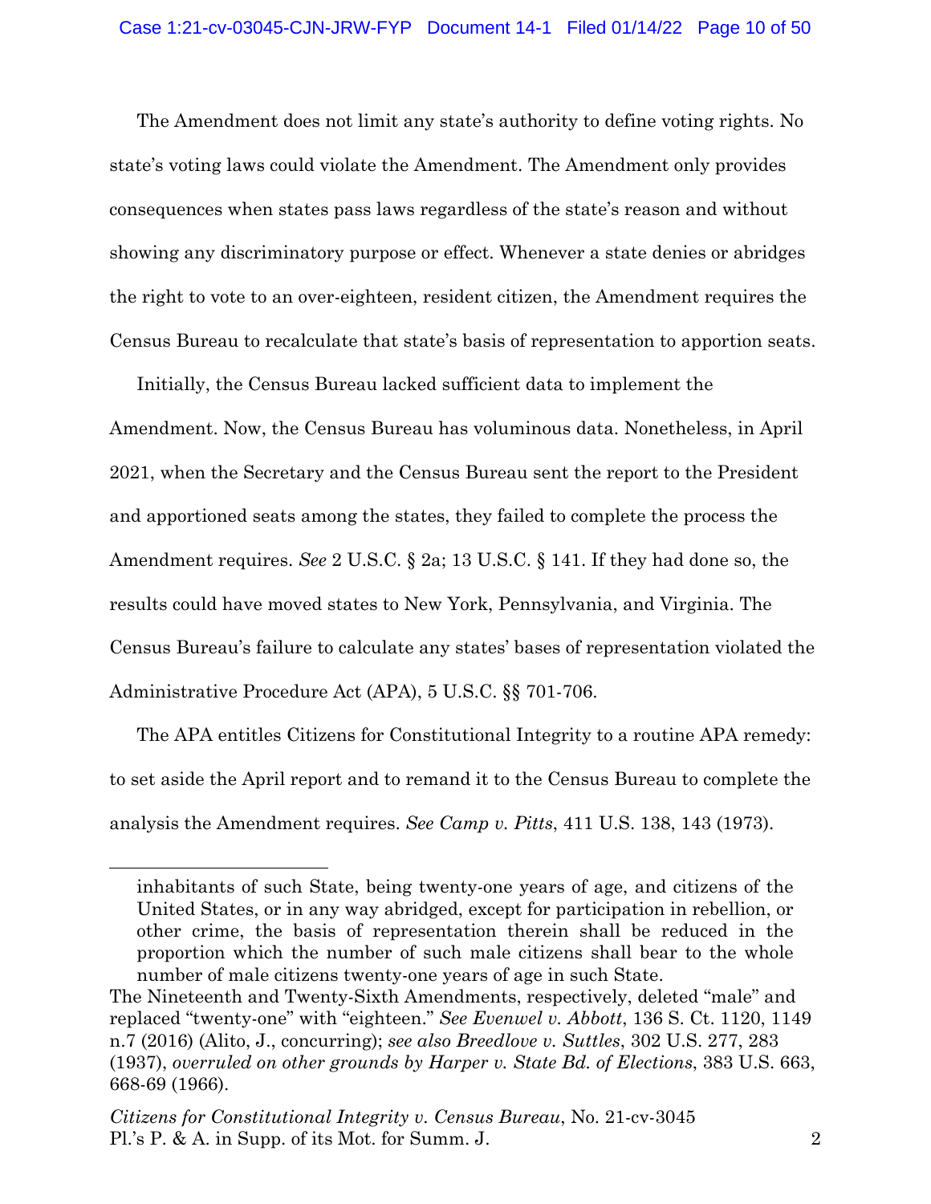The Amendment does not limit any state's authority to define voting rights. No state's voting laws could violate the Amendment. The Amendment only provides consequences when states pass laws regardless of the state's reason and without showing any discriminatory purpose or effect. Whenever a state denies or abridges the right to vote to an over-eighteen, resident citizen, the Amendment requires the Census Bureau to recalculate that state's basis of representation to apportion seats.

Initially, the Census Bureau lacked sufficient data to implement the Amendment. Now, the Census Bureau has voluminous data. Nonetheless, in April 2021, when the Secretary and the Census Bureau sent the report to the President and apportioned seats among the states, they failed to complete the process the Amendment requires. *See* 2 U.S.C. § 2a; 13 U.S.C. § 141. If they had done so, the results could have moved states to New York, Pennsylvania, and Virginia. The Census Bureau's failure to calculate any states' bases of representation violated the Administrative Procedure Act (APA), 5 U.S.C. §§ 701-706.

The APA entitles Citizens for Constitutional Integrity to a routine APA remedy: to set aside the April report and to remand it to the Census Bureau to complete the analysis the Amendment requires. *See Camp v. Pitts*, 411 U.S. 138, 143 (1973).

---

> inhabitants of such State, being twenty-one years of age, and citizens of the United States, or in any way abridged, except for participation in rebellion, or other crime, the basis of representation therein shall be reduced in the proportion which the number of such male citizens shall bear to the whole number of male citizens twenty-one years of age in such State.

The Nineteenth and Twenty-Sixth Amendments, respectively, deleted "male" and replaced "twenty-one" with "eighteen." *See Evenwel v. Abbott*, 136 S. Ct. 1120, 1149 n.7 (2016) (Alito, J., concurring); *see also Breedlove v. Suttles*, 302 U.S. 277, 283 (1937), *overruled on other grounds by Harper v. State Bd. of Elections*, 383 U.S. 663, 668-69 (1966).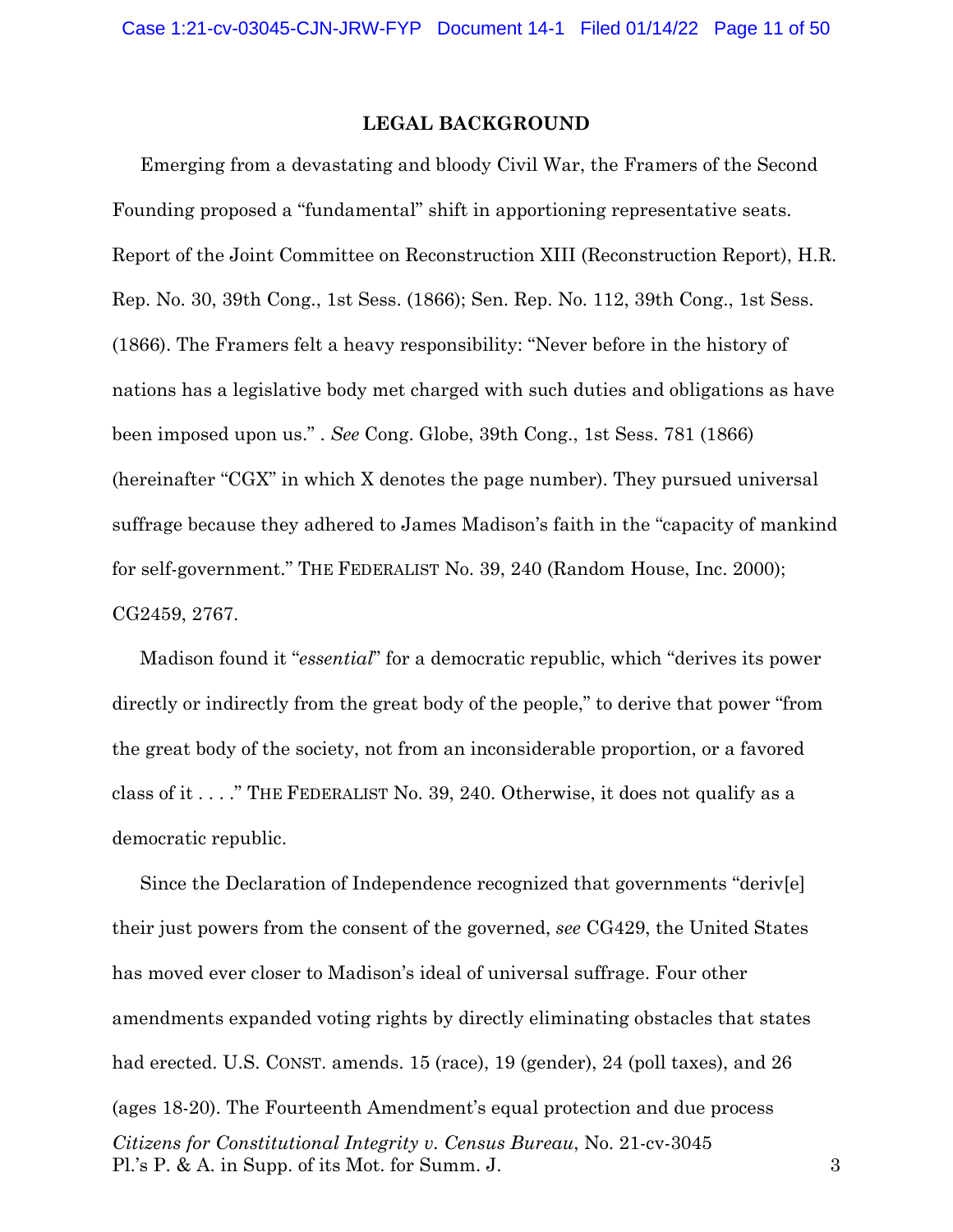## LEGAL BACKGROUND

Emerging from a devastating and bloody Civil War, the Framers of the Second Founding proposed a "fundamental" shift in apportioning representative seats. Report of the Joint Committee on Reconstruction XIII (Reconstruction Report), H.R. Rep. No. 30, 39th Cong., 1st Sess. (1866); Sen. Rep. No. 112, 39th Cong., 1st Sess. (1866). The Framers felt a heavy responsibility: "Never before in the history of nations has a legislative body met charged with such duties and obligations as have been imposed upon us." . *See* Cong. Globe, 39th Cong., 1st Sess. 781 (1866) (hereinafter "CGX" in which X denotes the page number). They pursued universal suffrage because they adhered to James Madison's faith in the "capacity of mankind for self-government." THE FEDERALIST No. 39, 240 (Random House, Inc. 2000); CG2459, 2767.

Madison found it "*essential*" for a democratic republic, which "derives its power directly or indirectly from the great body of the people," to derive that power "from the great body of the society, not from an inconsiderable proportion, or a favored class of it . . . ." THE FEDERALIST No. 39, 240. Otherwise, it does not qualify as a democratic republic.

Since the Declaration of Independence recognized that governments "deriv[e] their just powers from the consent of the governed, *see* CG429, the United States has moved ever closer to Madison's ideal of universal suffrage. Four other amendments expanded voting rights by directly eliminating obstacles that states had erected. U.S. CONST. amends. 15 (race), 19 (gender), 24 (poll taxes), and 26 (ages 18-20). The Fourteenth Amendment's equal protection and due process

*Citizens for Constitutional Integrity v. Census Bureau*, No. 21-cv-3045
Pl.'s P. & A. in Supp. of its Mot. for Summ. J.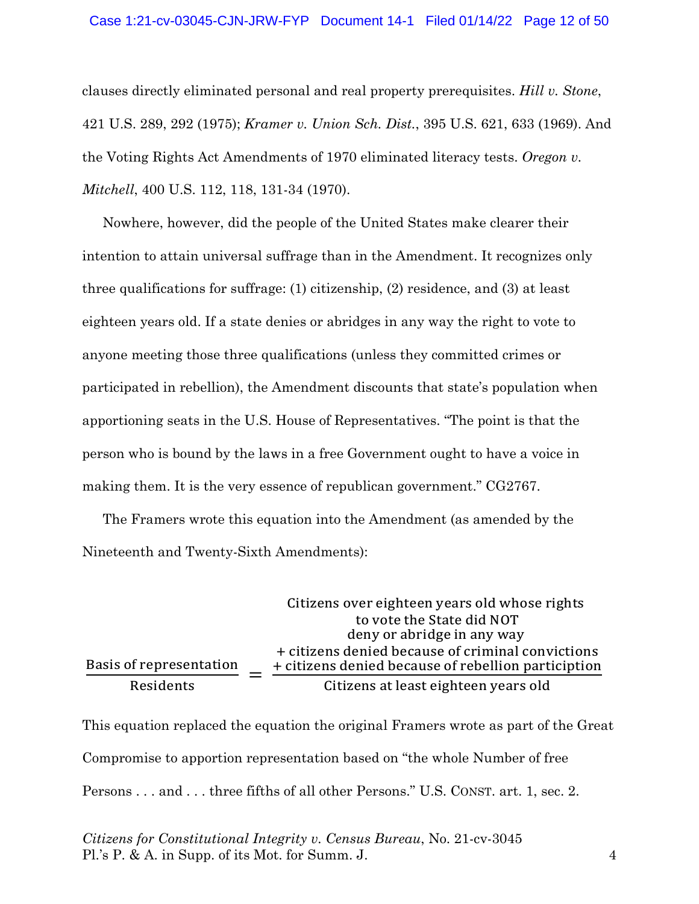clauses directly eliminated personal and real property prerequisites. *Hill v. Stone*, 421 U.S. 289, 292 (1975); *Kramer v. Union Sch. Dist.*, 395 U.S. 621, 633 (1969). And the Voting Rights Act Amendments of 1970 eliminated literacy tests. *Oregon v. Mitchell*, 400 U.S. 112, 118, 131-34 (1970).

Nowhere, however, did the people of the United States make clearer their intention to attain universal suffrage than in the Amendment. It recognizes only three qualifications for suffrage: (1) citizenship, (2) residence, and (3) at least eighteen years old. If a state denies or abridges in any way the right to vote to anyone meeting those three qualifications (unless they committed crimes or participated in rebellion), the Amendment discounts that state's population when apportioning seats in the U.S. House of Representatives. "The point is that the person who is bound by the laws in a free Government ought to have a voice in making them. It is the very essence of republican government." CG2767.

The Framers wrote this equation into the Amendment (as amended by the Nineteenth and Twenty-Sixth Amendments):

$$\frac{\text{Basis of representation}}{\text{Residents}} = \frac{\begin{array}{c}\text{Citizens over eighteen years old whose rights}\\ \text{to vote the State did NOT}\\ \text{deny or abridge in any way}\\ + \text{citizens denied because of criminal convictions}\\ + \text{citizens denied because of rebellion participion}\end{array}}{\text{Citizens at least eighteen years old}}$$

This equation replaced the equation the original Framers wrote as part of the Great Compromise to apportion representation based on "the whole Number of free Persons . . . and . . . three fifths of all other Persons." U.S. CONST. art. 1, sec. 2.

*Citizens for Constitutional Integrity v. Census Bureau*, No. 21-cv-3045
Pl.'s P. & A. in Supp. of its Mot. for Summ. J.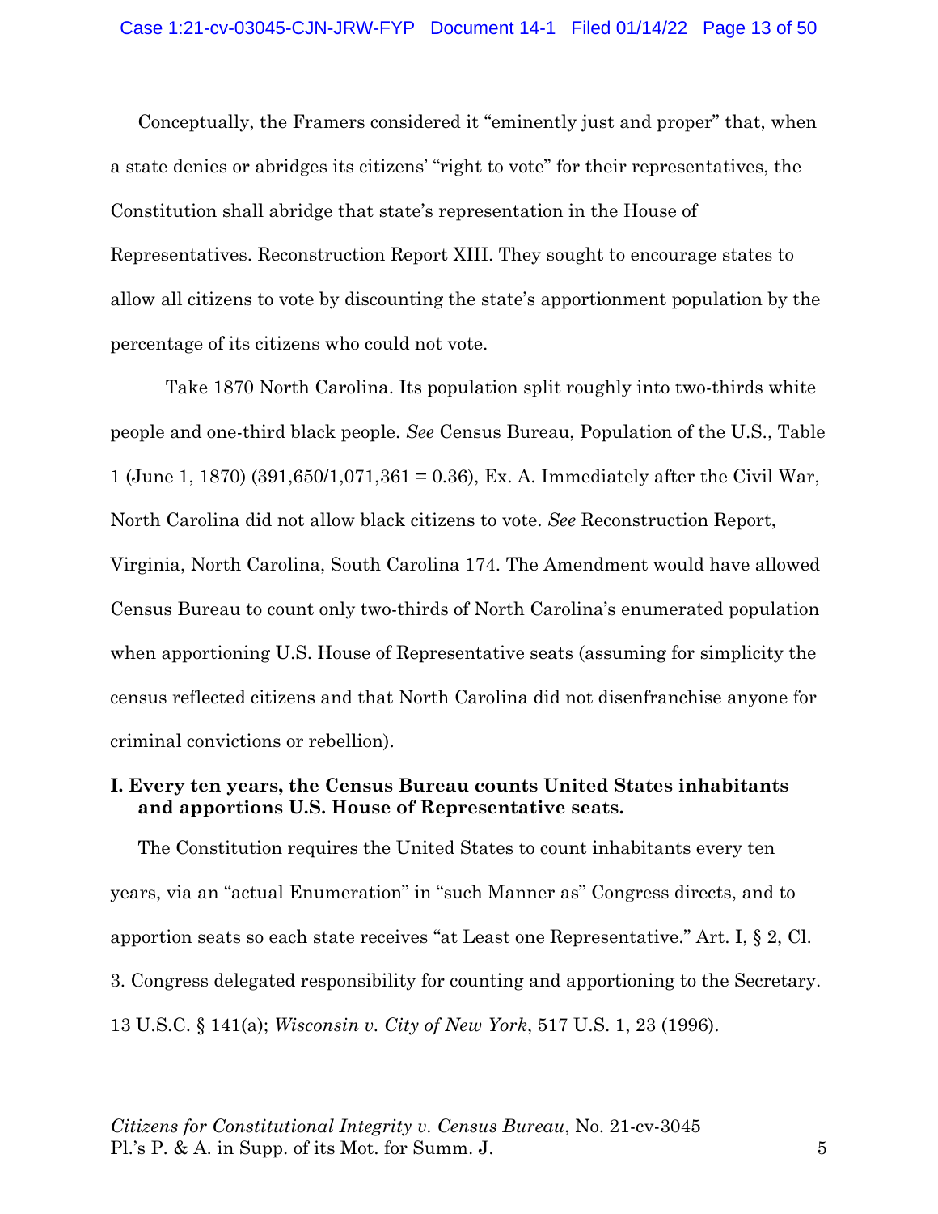Conceptually, the Framers considered it "eminently just and proper" that, when a state denies or abridges its citizens' "right to vote" for their representatives, the Constitution shall abridge that state's representation in the House of Representatives. Reconstruction Report XIII. They sought to encourage states to allow all citizens to vote by discounting the state's apportionment population by the percentage of its citizens who could not vote.

Take 1870 North Carolina. Its population split roughly into two-thirds white people and one-third black people. *See* Census Bureau, Population of the U.S., Table 1 (June 1, 1870) (391,650/1,071,361 = 0.36), Ex. A. Immediately after the Civil War, North Carolina did not allow black citizens to vote. *See* Reconstruction Report, Virginia, North Carolina, South Carolina 174. The Amendment would have allowed Census Bureau to count only two-thirds of North Carolina's enumerated population when apportioning U.S. House of Representative seats (assuming for simplicity the census reflected citizens and that North Carolina did not disenfranchise anyone for criminal convictions or rebellion).

## I. Every ten years, the Census Bureau counts United States inhabitants and apportions U.S. House of Representative seats.

The Constitution requires the United States to count inhabitants every ten years, via an "actual Enumeration" in "such Manner as" Congress directs, and to apportion seats so each state receives "at Least one Representative." Art. I, § 2, Cl. 3. Congress delegated responsibility for counting and apportioning to the Secretary. 13 U.S.C. § 141(a); *Wisconsin v. City of New York*, 517 U.S. 1, 23 (1996).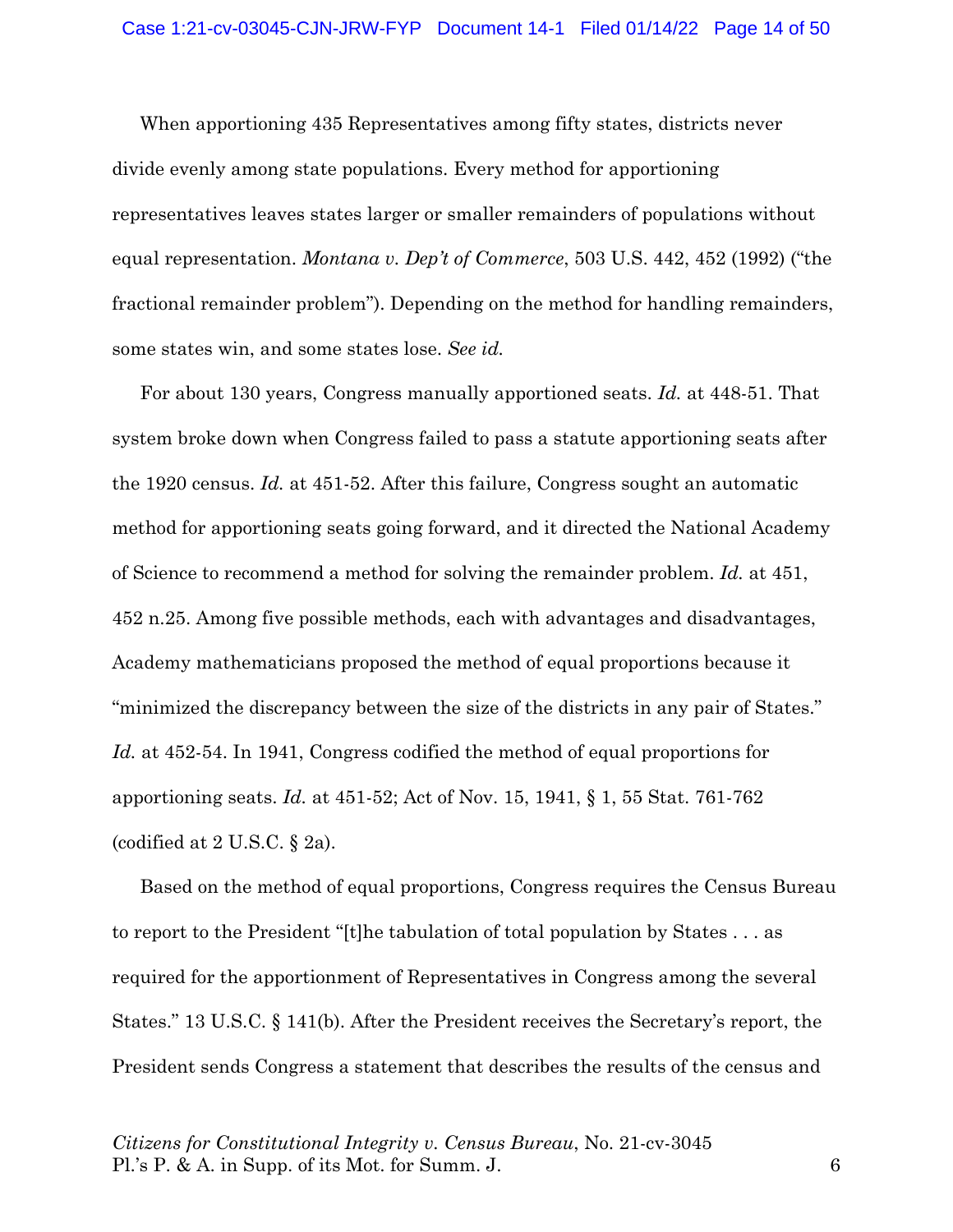When apportioning 435 Representatives among fifty states, districts never divide evenly among state populations. Every method for apportioning representatives leaves states larger or smaller remainders of populations without equal representation. *Montana v. Dep't of Commerce*, 503 U.S. 442, 452 (1992) ("the fractional remainder problem"). Depending on the method for handling remainders, some states win, and some states lose. *See id.*

For about 130 years, Congress manually apportioned seats. *Id.* at 448-51. That system broke down when Congress failed to pass a statute apportioning seats after the 1920 census. *Id.* at 451-52. After this failure, Congress sought an automatic method for apportioning seats going forward, and it directed the National Academy of Science to recommend a method for solving the remainder problem. *Id.* at 451, 452 n.25. Among five possible methods, each with advantages and disadvantages, Academy mathematicians proposed the method of equal proportions because it "minimized the discrepancy between the size of the districts in any pair of States." *Id.* at 452-54. In 1941, Congress codified the method of equal proportions for apportioning seats. *Id.* at 451-52; Act of Nov. 15, 1941, § 1, 55 Stat. 761-762 (codified at 2 U.S.C. § 2a).

Based on the method of equal proportions, Congress requires the Census Bureau to report to the President "[t]he tabulation of total population by States . . . as required for the apportionment of Representatives in Congress among the several States." 13 U.S.C. § 141(b). After the President receives the Secretary's report, the President sends Congress a statement that describes the results of the census and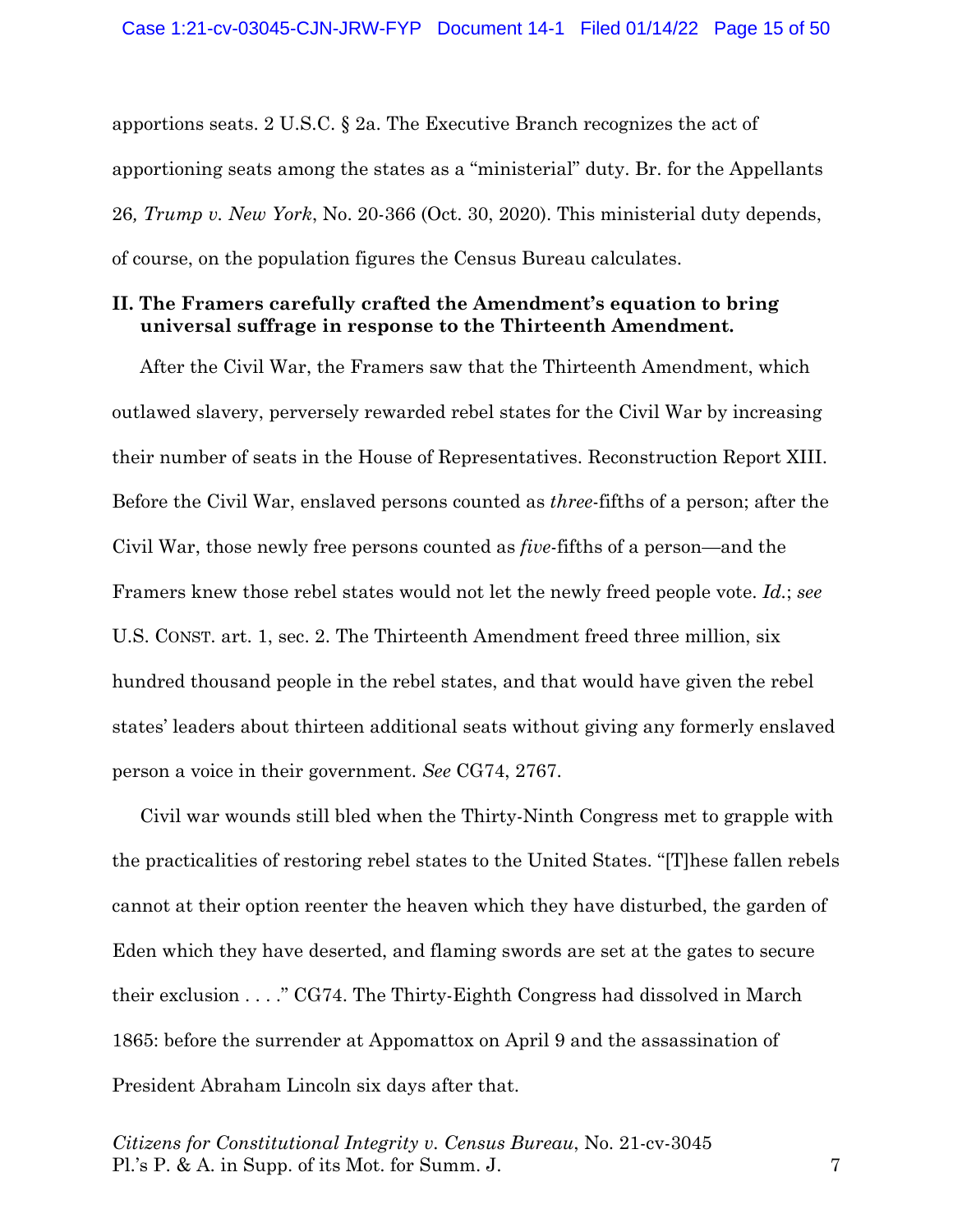apportions seats. 2 U.S.C. § 2a. The Executive Branch recognizes the act of apportioning seats among the states as a "ministerial" duty. Br. for the Appellants 26*, Trump v. New York*, No. 20-366 (Oct. 30, 2020). This ministerial duty depends, of course, on the population figures the Census Bureau calculates.

## II. The Framers carefully crafted the Amendment's equation to bring universal suffrage in response to the Thirteenth Amendment.

After the Civil War, the Framers saw that the Thirteenth Amendment, which outlawed slavery, perversely rewarded rebel states for the Civil War by increasing their number of seats in the House of Representatives. Reconstruction Report XIII. Before the Civil War, enslaved persons counted as *three*-fifths of a person; after the Civil War, those newly free persons counted as *five*-fifths of a person—and the Framers knew those rebel states would not let the newly freed people vote. *Id.*; *see* U.S. CONST. art. 1, sec. 2. The Thirteenth Amendment freed three million, six hundred thousand people in the rebel states, and that would have given the rebel states' leaders about thirteen additional seats without giving any formerly enslaved person a voice in their government. *See* CG74, 2767.

Civil war wounds still bled when the Thirty-Ninth Congress met to grapple with the practicalities of restoring rebel states to the United States. "[T]hese fallen rebels cannot at their option reenter the heaven which they have disturbed, the garden of Eden which they have deserted, and flaming swords are set at the gates to secure their exclusion . . . ." CG74. The Thirty-Eighth Congress had dissolved in March 1865: before the surrender at Appomattox on April 9 and the assassination of President Abraham Lincoln six days after that.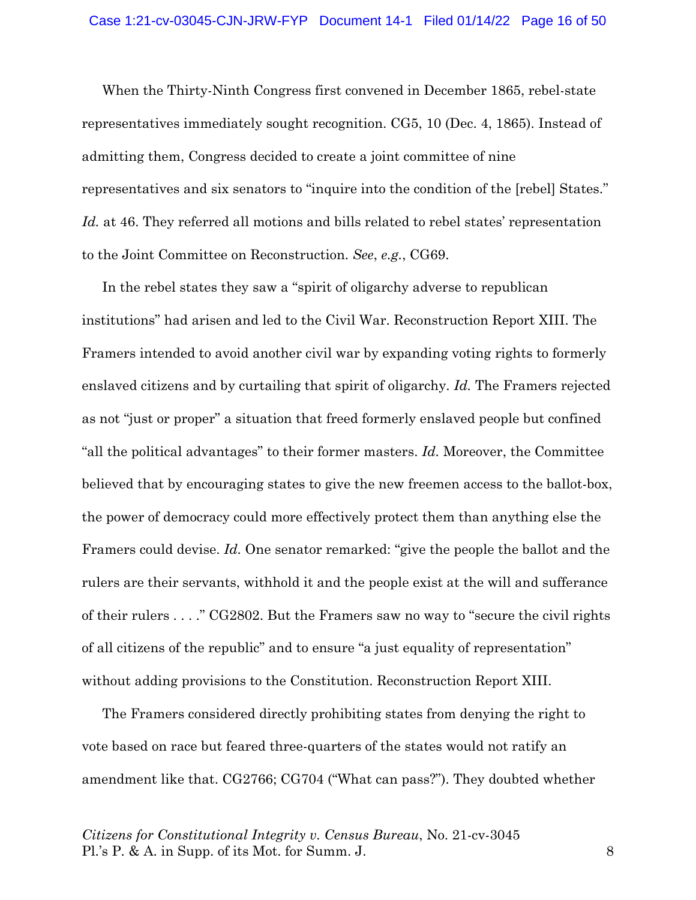When the Thirty-Ninth Congress first convened in December 1865, rebel-state representatives immediately sought recognition. CG5, 10 (Dec. 4, 1865). Instead of admitting them, Congress decided to create a joint committee of nine representatives and six senators to "inquire into the condition of the [rebel] States." *Id.* at 46. They referred all motions and bills related to rebel states' representation to the Joint Committee on Reconstruction. *See*, *e.g.*, CG69.

In the rebel states they saw a "spirit of oligarchy adverse to republican institutions" had arisen and led to the Civil War. Reconstruction Report XIII. The Framers intended to avoid another civil war by expanding voting rights to formerly enslaved citizens and by curtailing that spirit of oligarchy. *Id.* The Framers rejected as not "just or proper" a situation that freed formerly enslaved people but confined "all the political advantages" to their former masters. *Id.* Moreover, the Committee believed that by encouraging states to give the new freemen access to the ballot-box, the power of democracy could more effectively protect them than anything else the Framers could devise. *Id.* One senator remarked: "give the people the ballot and the rulers are their servants, withhold it and the people exist at the will and sufferance of their rulers . . . ." CG2802. But the Framers saw no way to "secure the civil rights of all citizens of the republic" and to ensure "a just equality of representation" without adding provisions to the Constitution. Reconstruction Report XIII.

The Framers considered directly prohibiting states from denying the right to vote based on race but feared three-quarters of the states would not ratify an amendment like that. CG2766; CG704 ("What can pass?"). They doubted whether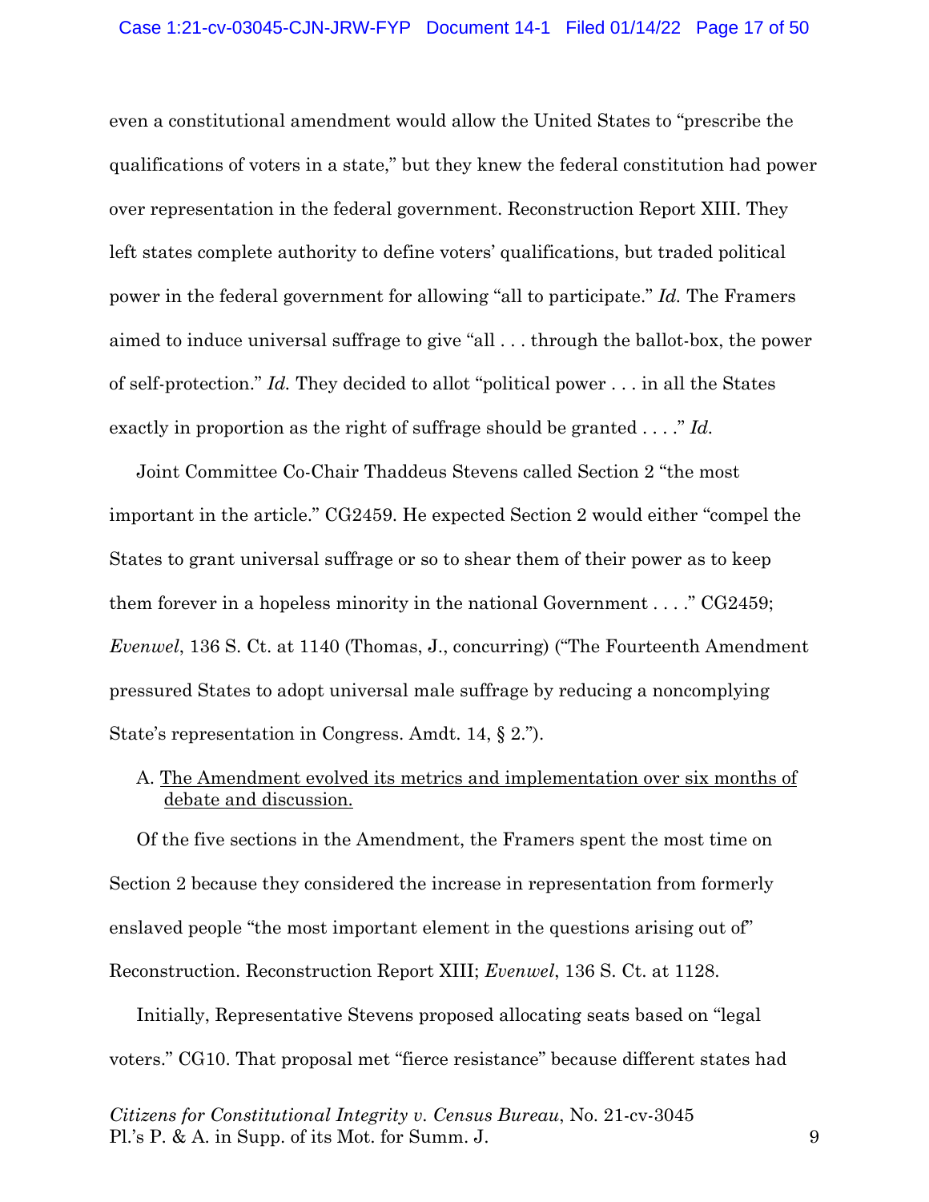even a constitutional amendment would allow the United States to "prescribe the qualifications of voters in a state," but they knew the federal constitution had power over representation in the federal government. Reconstruction Report XIII. They left states complete authority to define voters' qualifications, but traded political power in the federal government for allowing "all to participate." *Id.* The Framers aimed to induce universal suffrage to give "all . . . through the ballot-box, the power of self-protection." *Id.* They decided to allot "political power . . . in all the States exactly in proportion as the right of suffrage should be granted . . . ." *Id.*

Joint Committee Co-Chair Thaddeus Stevens called Section 2 "the most important in the article." CG2459. He expected Section 2 would either "compel the States to grant universal suffrage or so to shear them of their power as to keep them forever in a hopeless minority in the national Government . . . ." CG2459; *Evenwel*, 136 S. Ct. at 1140 (Thomas, J., concurring) ("The Fourteenth Amendment pressured States to adopt universal male suffrage by reducing a noncomplying State's representation in Congress. Amdt. 14, § 2.").

A. <u>The Amendment evolved its metrics and implementation over six months of debate and discussion.</u>

Of the five sections in the Amendment, the Framers spent the most time on Section 2 because they considered the increase in representation from formerly enslaved people "the most important element in the questions arising out of" Reconstruction. Reconstruction Report XIII; *Evenwel*, 136 S. Ct. at 1128.

Initially, Representative Stevens proposed allocating seats based on "legal voters." CG10. That proposal met "fierce resistance" because different states had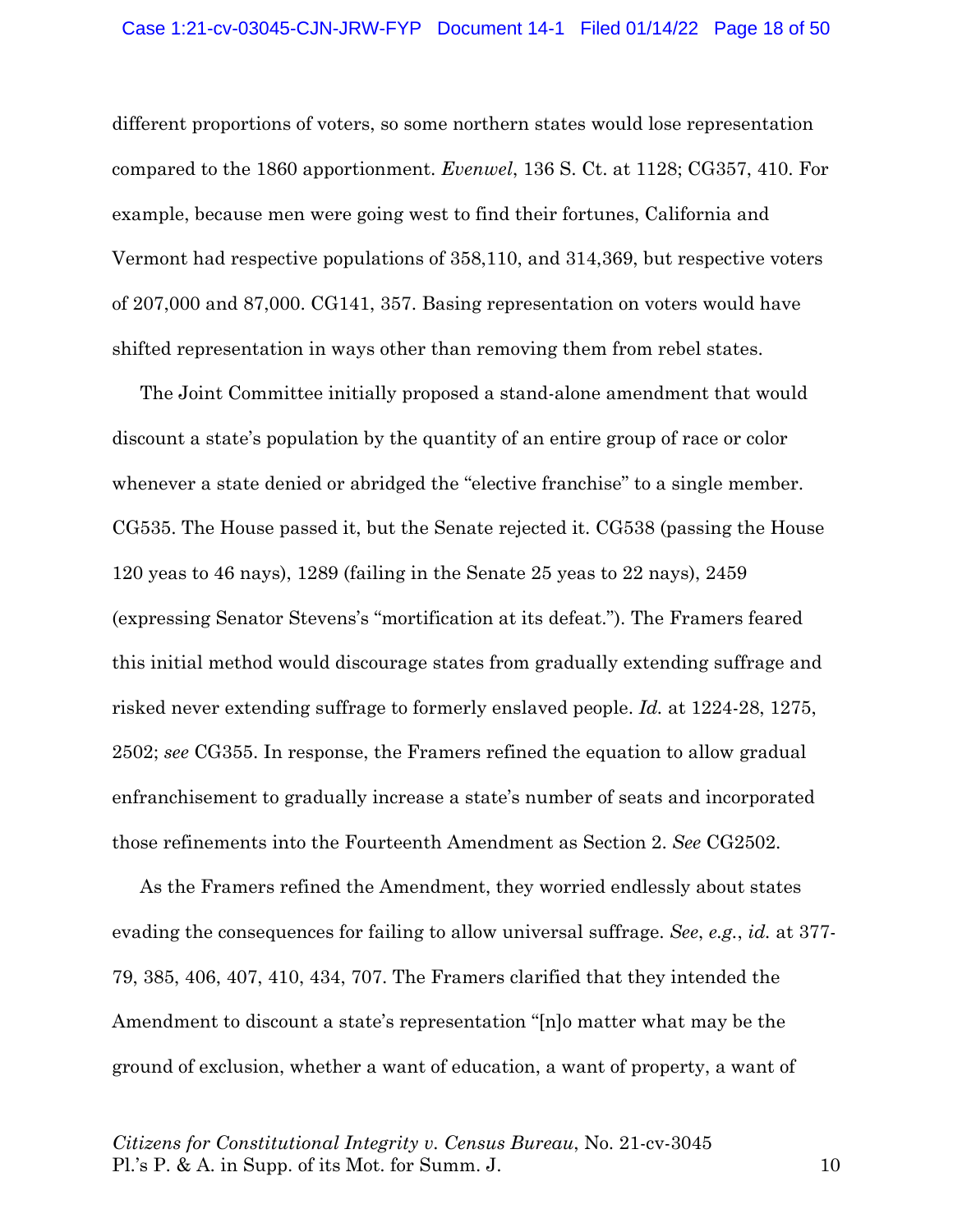different proportions of voters, so some northern states would lose representation compared to the 1860 apportionment. *Evenwel*, 136 S. Ct. at 1128; CG357, 410. For example, because men were going west to find their fortunes, California and Vermont had respective populations of 358,110, and 314,369, but respective voters of 207,000 and 87,000. CG141, 357. Basing representation on voters would have shifted representation in ways other than removing them from rebel states.

The Joint Committee initially proposed a stand-alone amendment that would discount a state's population by the quantity of an entire group of race or color whenever a state denied or abridged the "elective franchise" to a single member. CG535. The House passed it, but the Senate rejected it. CG538 (passing the House 120 yeas to 46 nays), 1289 (failing in the Senate 25 yeas to 22 nays), 2459 (expressing Senator Stevens's "mortification at its defeat."). The Framers feared this initial method would discourage states from gradually extending suffrage and risked never extending suffrage to formerly enslaved people. *Id.* at 1224-28, 1275, 2502; *see* CG355. In response, the Framers refined the equation to allow gradual enfranchisement to gradually increase a state's number of seats and incorporated those refinements into the Fourteenth Amendment as Section 2. *See* CG2502.

As the Framers refined the Amendment, they worried endlessly about states evading the consequences for failing to allow universal suffrage. *See*, *e.g.*, *id.* at 377-79, 385, 406, 407, 410, 434, 707. The Framers clarified that they intended the Amendment to discount a state's representation "[n]o matter what may be the ground of exclusion, whether a want of education, a want of property, a want of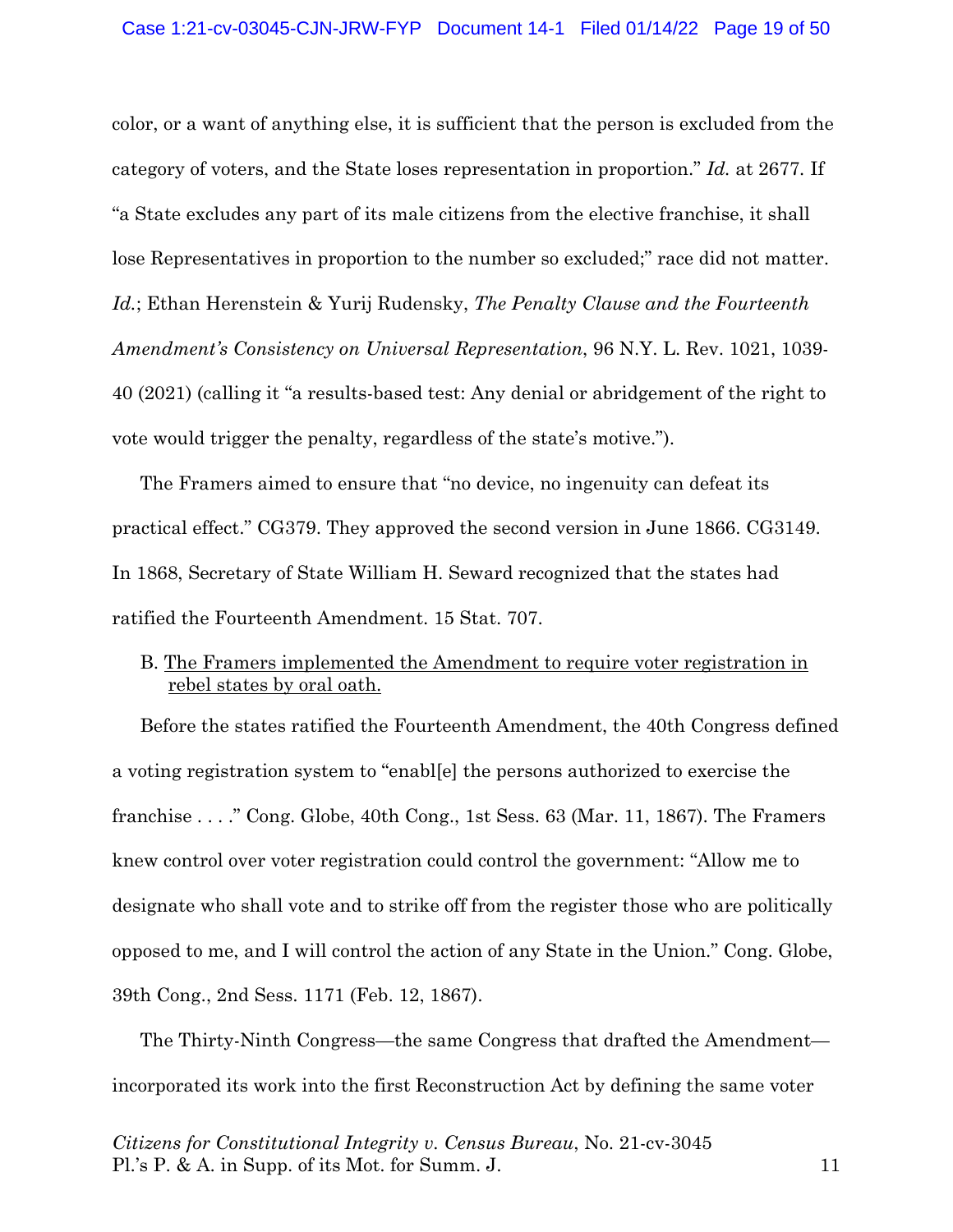color, or a want of anything else, it is sufficient that the person is excluded from the category of voters, and the State loses representation in proportion." *Id.* at 2677. If "a State excludes any part of its male citizens from the elective franchise, it shall lose Representatives in proportion to the number so excluded;" race did not matter. *Id.*; Ethan Herenstein & Yurij Rudensky, *The Penalty Clause and the Fourteenth Amendment's Consistency on Universal Representation*, 96 N.Y. L. Rev. 1021, 1039-40 (2021) (calling it "a results-based test: Any denial or abridgement of the right to vote would trigger the penalty, regardless of the state's motive.").

The Framers aimed to ensure that "no device, no ingenuity can defeat its practical effect." CG379. They approved the second version in June 1866. CG3149. In 1868, Secretary of State William H. Seward recognized that the states had ratified the Fourteenth Amendment. 15 Stat. 707.

B. <u>The Framers implemented the Amendment to require voter registration in rebel states by oral oath.</u>

Before the states ratified the Fourteenth Amendment, the 40th Congress defined a voting registration system to "enabl[e] the persons authorized to exercise the franchise . . . ." Cong. Globe, 40th Cong., 1st Sess. 63 (Mar. 11, 1867). The Framers knew control over voter registration could control the government: "Allow me to designate who shall vote and to strike off from the register those who are politically opposed to me, and I will control the action of any State in the Union." Cong. Globe, 39th Cong., 2nd Sess. 1171 (Feb. 12, 1867).

The Thirty-Ninth Congress—the same Congress that drafted the Amendment—incorporated its work into the first Reconstruction Act by defining the same voter

*Citizens for Constitutional Integrity v. Census Bureau*, No. 21-cv-3045
Pl.'s P. & A. in Supp. of its Mot. for Summ. J.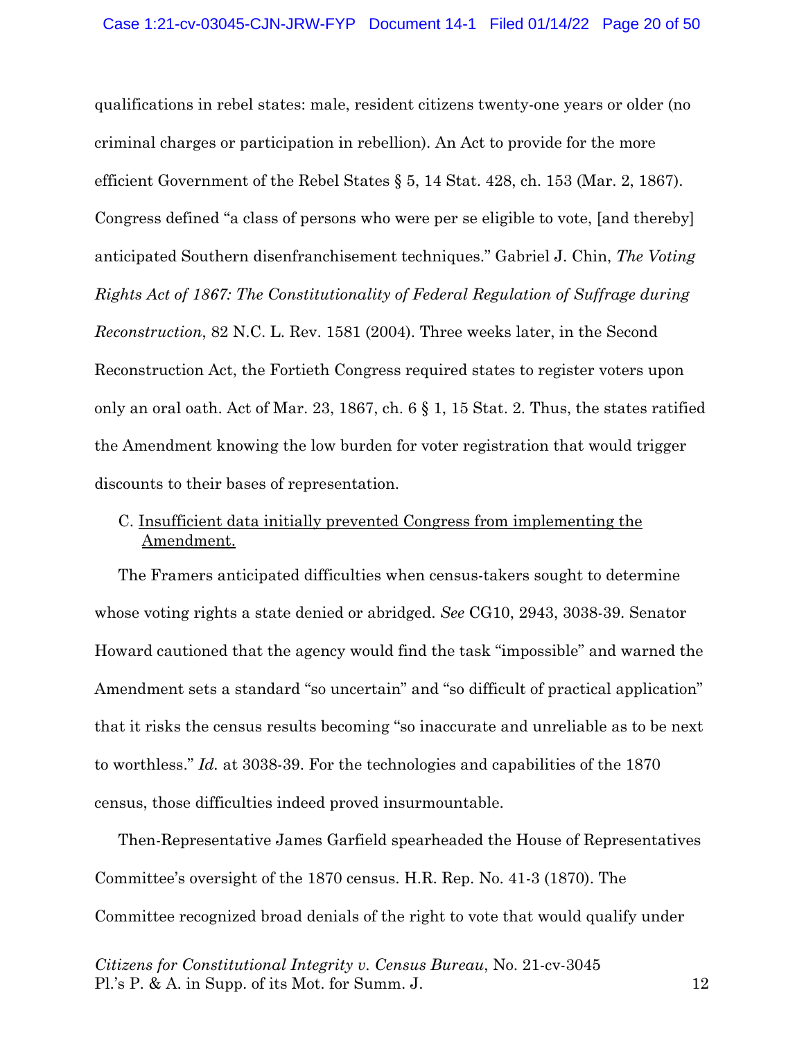qualifications in rebel states: male, resident citizens twenty-one years or older (no criminal charges or participation in rebellion). An Act to provide for the more efficient Government of the Rebel States § 5, 14 Stat. 428, ch. 153 (Mar. 2, 1867). Congress defined "a class of persons who were per se eligible to vote, [and thereby] anticipated Southern disenfranchisement techniques." Gabriel J. Chin, *The Voting Rights Act of 1867: The Constitutionality of Federal Regulation of Suffrage during Reconstruction*, 82 N.C. L. Rev. 1581 (2004). Three weeks later, in the Second Reconstruction Act, the Fortieth Congress required states to register voters upon only an oral oath. Act of Mar. 23, 1867, ch. 6 § 1, 15 Stat. 2. Thus, the states ratified the Amendment knowing the low burden for voter registration that would trigger discounts to their bases of representation.

C. Insufficient data initially prevented Congress from implementing the Amendment.

The Framers anticipated difficulties when census-takers sought to determine whose voting rights a state denied or abridged. *See* CG10, 2943, 3038-39. Senator Howard cautioned that the agency would find the task "impossible" and warned the Amendment sets a standard "so uncertain" and "so difficult of practical application" that it risks the census results becoming "so inaccurate and unreliable as to be next to worthless." *Id.* at 3038-39. For the technologies and capabilities of the 1870 census, those difficulties indeed proved insurmountable.

Then-Representative James Garfield spearheaded the House of Representatives Committee's oversight of the 1870 census. H.R. Rep. No. 41-3 (1870). The Committee recognized broad denials of the right to vote that would qualify under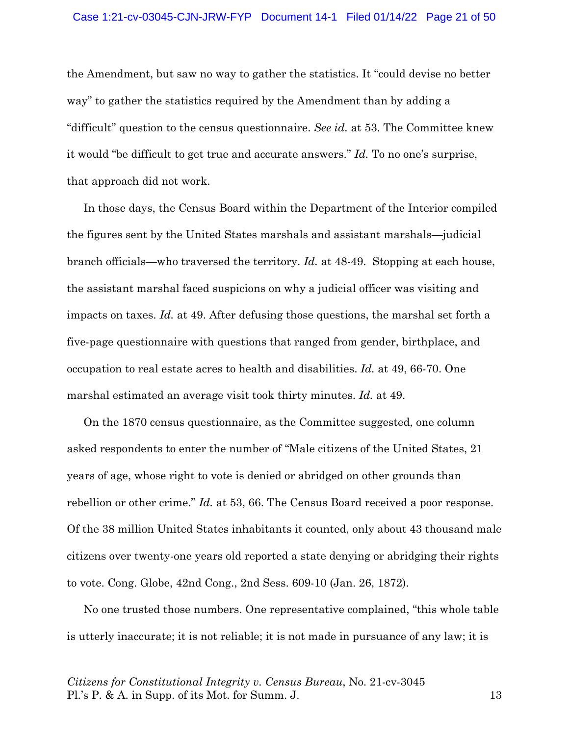the Amendment, but saw no way to gather the statistics. It "could devise no better way" to gather the statistics required by the Amendment than by adding a "difficult" question to the census questionnaire. *See id.* at 53. The Committee knew it would "be difficult to get true and accurate answers." *Id.* To no one's surprise, that approach did not work.

In those days, the Census Board within the Department of the Interior compiled the figures sent by the United States marshals and assistant marshals—judicial branch officials—who traversed the territory. *Id.* at 48-49. Stopping at each house, the assistant marshal faced suspicions on why a judicial officer was visiting and impacts on taxes. *Id.* at 49. After defusing those questions, the marshal set forth a five-page questionnaire with questions that ranged from gender, birthplace, and occupation to real estate acres to health and disabilities. *Id.* at 49, 66-70. One marshal estimated an average visit took thirty minutes. *Id.* at 49.

On the 1870 census questionnaire, as the Committee suggested, one column asked respondents to enter the number of "Male citizens of the United States, 21 years of age, whose right to vote is denied or abridged on other grounds than rebellion or other crime." *Id.* at 53, 66. The Census Board received a poor response. Of the 38 million United States inhabitants it counted, only about 43 thousand male citizens over twenty-one years old reported a state denying or abridging their rights to vote. Cong. Globe, 42nd Cong., 2nd Sess. 609-10 (Jan. 26, 1872).

No one trusted those numbers. One representative complained, "this whole table is utterly inaccurate; it is not reliable; it is not made in pursuance of any law; it is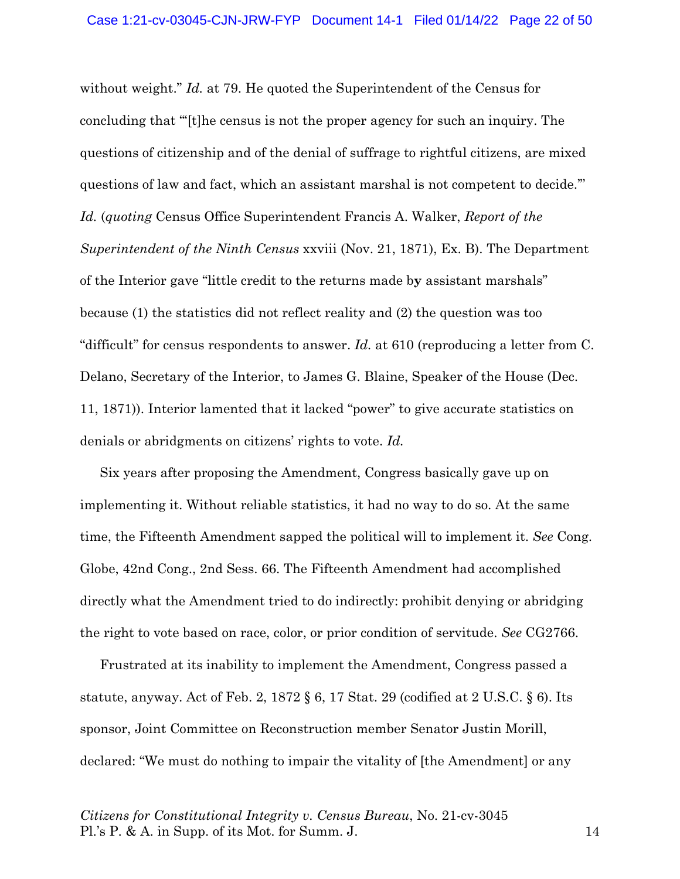without weight." *Id.* at 79. He quoted the Superintendent of the Census for concluding that "'[t]he census is not the proper agency for such an inquiry. The questions of citizenship and of the denial of suffrage to rightful citizens, are mixed questions of law and fact, which an assistant marshal is not competent to decide.'" *Id.* (*quoting* Census Office Superintendent Francis A. Walker, *Report of the Superintendent of the Ninth Census* xxviii (Nov. 21, 1871), Ex. B). The Department of the Interior gave "little credit to the returns made by assistant marshals" because (1) the statistics did not reflect reality and (2) the question was too "difficult" for census respondents to answer. *Id.* at 610 (reproducing a letter from C. Delano, Secretary of the Interior, to James G. Blaine, Speaker of the House (Dec. 11, 1871)). Interior lamented that it lacked "power" to give accurate statistics on denials or abridgments on citizens' rights to vote. *Id.*

Six years after proposing the Amendment, Congress basically gave up on implementing it. Without reliable statistics, it had no way to do so. At the same time, the Fifteenth Amendment sapped the political will to implement it. *See* Cong. Globe, 42nd Cong., 2nd Sess. 66. The Fifteenth Amendment had accomplished directly what the Amendment tried to do indirectly: prohibit denying or abridging the right to vote based on race, color, or prior condition of servitude. *See* CG2766.

Frustrated at its inability to implement the Amendment, Congress passed a statute, anyway. Act of Feb. 2, 1872 § 6, 17 Stat. 29 (codified at 2 U.S.C. § 6). Its sponsor, Joint Committee on Reconstruction member Senator Justin Morill, declared: "We must do nothing to impair the vitality of [the Amendment] or any

*Citizens for Constitutional Integrity v. Census Bureau*, No. 21-cv-3045
Pl.'s P. & A. in Supp. of its Mot. for Summ. J.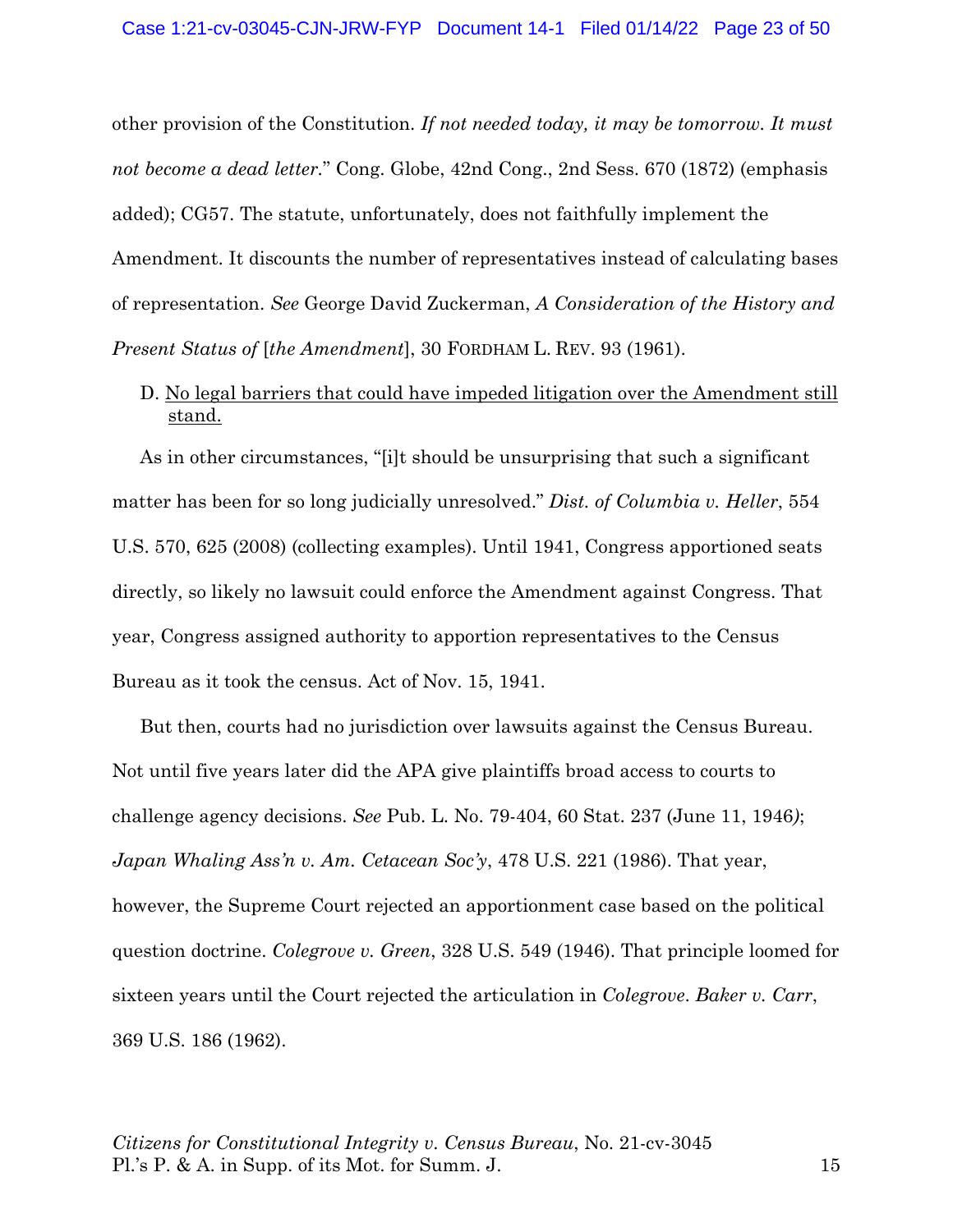other provision of the Constitution. *If not needed today, it may be tomorrow. It must not become a dead letter.*" Cong. Globe, 42nd Cong., 2nd Sess. 670 (1872) (emphasis added); CG57. The statute, unfortunately, does not faithfully implement the Amendment. It discounts the number of representatives instead of calculating bases of representation. *See* George David Zuckerman, *A Consideration of the History and Present Status of* [*the Amendment*], 30 FORDHAM L. REV. 93 (1961).

D. <u>No legal barriers that could have impeded litigation over the Amendment still stand.</u>

As in other circumstances, "[i]t should be unsurprising that such a significant matter has been for so long judicially unresolved." *Dist. of Columbia v. Heller*, 554 U.S. 570, 625 (2008) (collecting examples). Until 1941, Congress apportioned seats directly, so likely no lawsuit could enforce the Amendment against Congress. That year, Congress assigned authority to apportion representatives to the Census Bureau as it took the census. Act of Nov. 15, 1941.

But then, courts had no jurisdiction over lawsuits against the Census Bureau. Not until five years later did the APA give plaintiffs broad access to courts to challenge agency decisions. *See* Pub. L. No. 79-404, 60 Stat. 237 (June 11, 1946); *Japan Whaling Ass'n v. Am. Cetacean Soc'y*, 478 U.S. 221 (1986). That year, however, the Supreme Court rejected an apportionment case based on the political question doctrine. *Colegrove v. Green*, 328 U.S. 549 (1946). That principle loomed for sixteen years until the Court rejected the articulation in *Colegrove*. *Baker v. Carr*, 369 U.S. 186 (1962).

*Citizens for Constitutional Integrity v. Census Bureau*, No. 21-cv-3045
Pl.'s P. & A. in Supp. of its Mot. for Summ. J.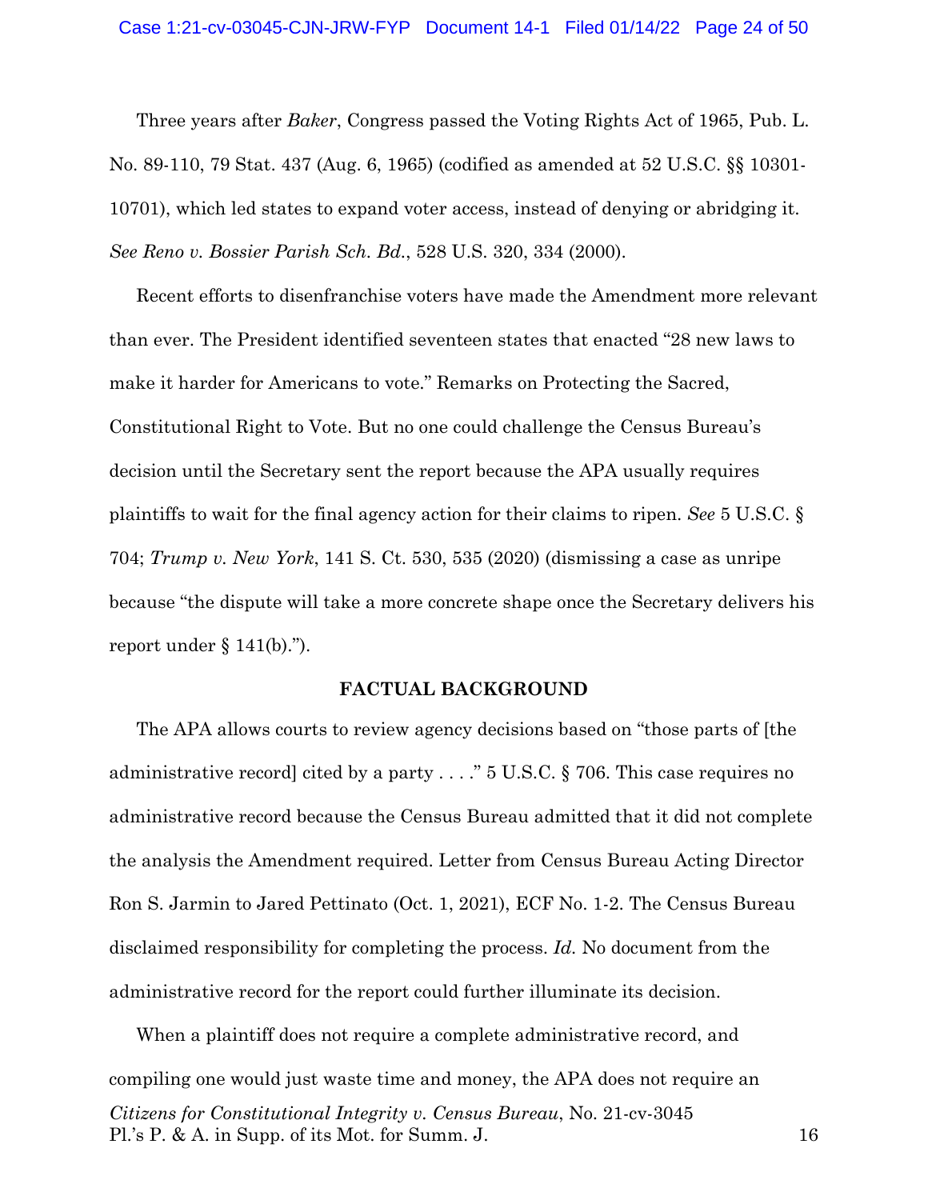Three years after *Baker*, Congress passed the Voting Rights Act of 1965, Pub. L. No. 89-110, 79 Stat. 437 (Aug. 6, 1965) (codified as amended at 52 U.S.C. §§ 10301-10701), which led states to expand voter access, instead of denying or abridging it. *See Reno v. Bossier Parish Sch. Bd.*, 528 U.S. 320, 334 (2000).

Recent efforts to disenfranchise voters have made the Amendment more relevant than ever. The President identified seventeen states that enacted "28 new laws to make it harder for Americans to vote." Remarks on Protecting the Sacred, Constitutional Right to Vote. But no one could challenge the Census Bureau's decision until the Secretary sent the report because the APA usually requires plaintiffs to wait for the final agency action for their claims to ripen. *See* 5 U.S.C. § 704; *Trump v. New York*, 141 S. Ct. 530, 535 (2020) (dismissing a case as unripe because "the dispute will take a more concrete shape once the Secretary delivers his report under § 141(b).").

**FACTUAL BACKGROUND**

The APA allows courts to review agency decisions based on "those parts of [the administrative record] cited by a party . . . ." 5 U.S.C. § 706. This case requires no administrative record because the Census Bureau admitted that it did not complete the analysis the Amendment required. Letter from Census Bureau Acting Director Ron S. Jarmin to Jared Pettinato (Oct. 1, 2021), ECF No. 1-2. The Census Bureau disclaimed responsibility for completing the process. *Id.* No document from the administrative record for the report could further illuminate its decision.

When a plaintiff does not require a complete administrative record, and compiling one would just waste time and money, the APA does not require an

*Citizens for Constitutional Integrity v. Census Bureau*, No. 21-cv-3045
Pl.'s P. & A. in Supp. of its Mot. for Summ. J.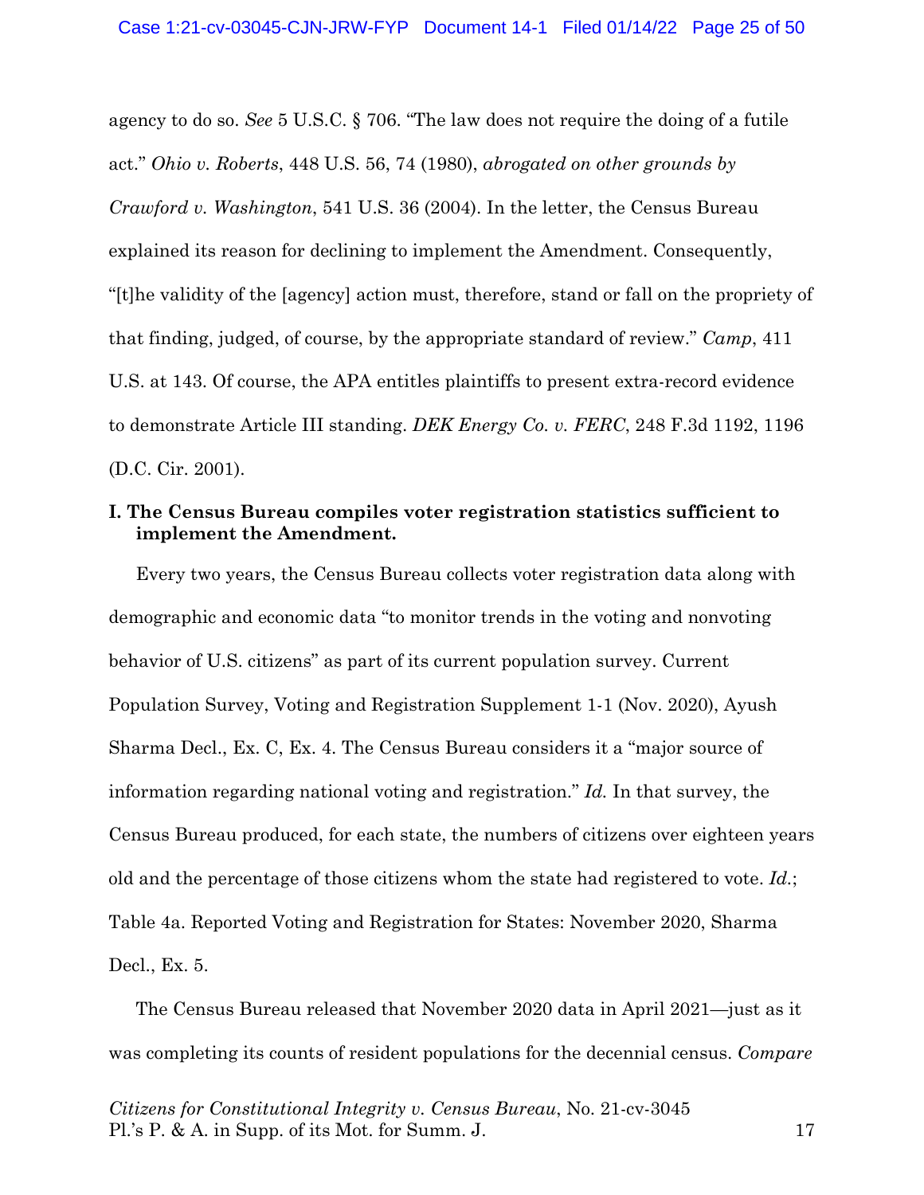agency to do so. *See* 5 U.S.C. § 706. "The law does not require the doing of a futile act." *Ohio v. Roberts*, 448 U.S. 56, 74 (1980), *abrogated on other grounds by Crawford v. Washington*, 541 U.S. 36 (2004). In the letter, the Census Bureau explained its reason for declining to implement the Amendment. Consequently, "[t]he validity of the [agency] action must, therefore, stand or fall on the propriety of that finding, judged, of course, by the appropriate standard of review." *Camp*, 411 U.S. at 143. Of course, the APA entitles plaintiffs to present extra-record evidence to demonstrate Article III standing. *DEK Energy Co. v. FERC*, 248 F.3d 1192, 1196 (D.C. Cir. 2001).

**I. The Census Bureau compiles voter registration statistics sufficient to implement the Amendment.**

Every two years, the Census Bureau collects voter registration data along with demographic and economic data "to monitor trends in the voting and nonvoting behavior of U.S. citizens" as part of its current population survey. Current Population Survey, Voting and Registration Supplement 1-1 (Nov. 2020), Ayush Sharma Decl., Ex. C, Ex. 4. The Census Bureau considers it a "major source of information regarding national voting and registration." *Id.* In that survey, the Census Bureau produced, for each state, the numbers of citizens over eighteen years old and the percentage of those citizens whom the state had registered to vote. *Id.*; Table 4a. Reported Voting and Registration for States: November 2020, Sharma Decl., Ex. 5.

The Census Bureau released that November 2020 data in April 2021—just as it was completing its counts of resident populations for the decennial census. *Compare*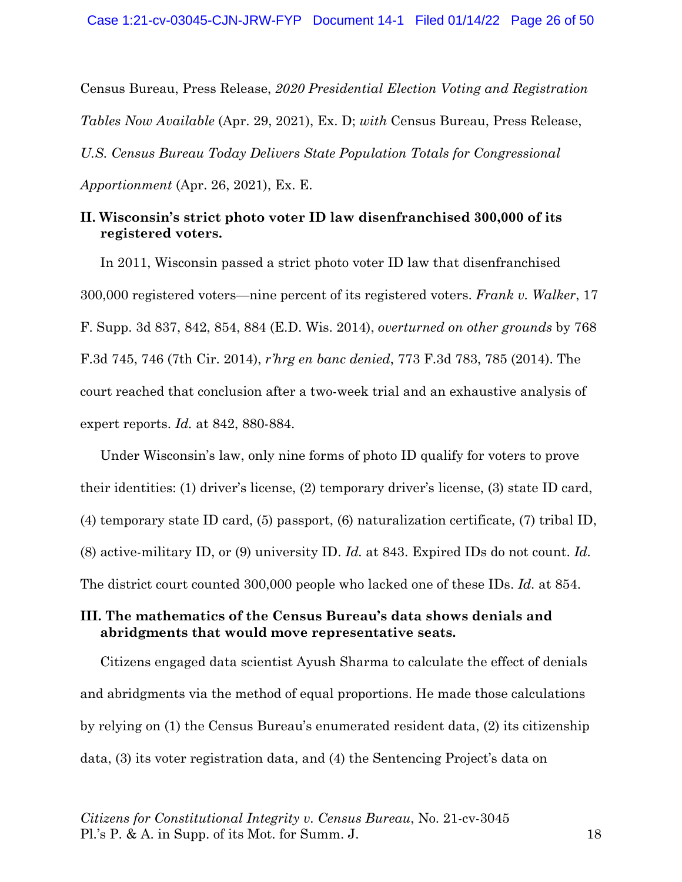Census Bureau, Press Release, *2020 Presidential Election Voting and Registration Tables Now Available* (Apr. 29, 2021), Ex. D; *with* Census Bureau, Press Release, *U.S. Census Bureau Today Delivers State Population Totals for Congressional Apportionment* (Apr. 26, 2021), Ex. E.

## II. Wisconsin's strict photo voter ID law disenfranchised 300,000 of its registered voters.

In 2011, Wisconsin passed a strict photo voter ID law that disenfranchised 300,000 registered voters—nine percent of its registered voters. *Frank v. Walker*, 17 F. Supp. 3d 837, 842, 854, 884 (E.D. Wis. 2014), *overturned on other grounds* by 768 F.3d 745, 746 (7th Cir. 2014), *r'hrg en banc denied*, 773 F.3d 783, 785 (2014). The court reached that conclusion after a two-week trial and an exhaustive analysis of expert reports. *Id.* at 842, 880-884.

Under Wisconsin's law, only nine forms of photo ID qualify for voters to prove their identities: (1) driver's license, (2) temporary driver's license, (3) state ID card, (4) temporary state ID card, (5) passport, (6) naturalization certificate, (7) tribal ID, (8) active-military ID, or (9) university ID. *Id.* at 843. Expired IDs do not count. *Id.* The district court counted 300,000 people who lacked one of these IDs. *Id.* at 854.

## III. The mathematics of the Census Bureau's data shows denials and abridgments that would move representative seats.

Citizens engaged data scientist Ayush Sharma to calculate the effect of denials and abridgments via the method of equal proportions. He made those calculations by relying on (1) the Census Bureau's enumerated resident data, (2) its citizenship data, (3) its voter registration data, and (4) the Sentencing Project's data on

*Citizens for Constitutional Integrity v. Census Bureau*, No. 21-cv-3045
Pl.'s P. & A. in Supp. of its Mot. for Summ. J.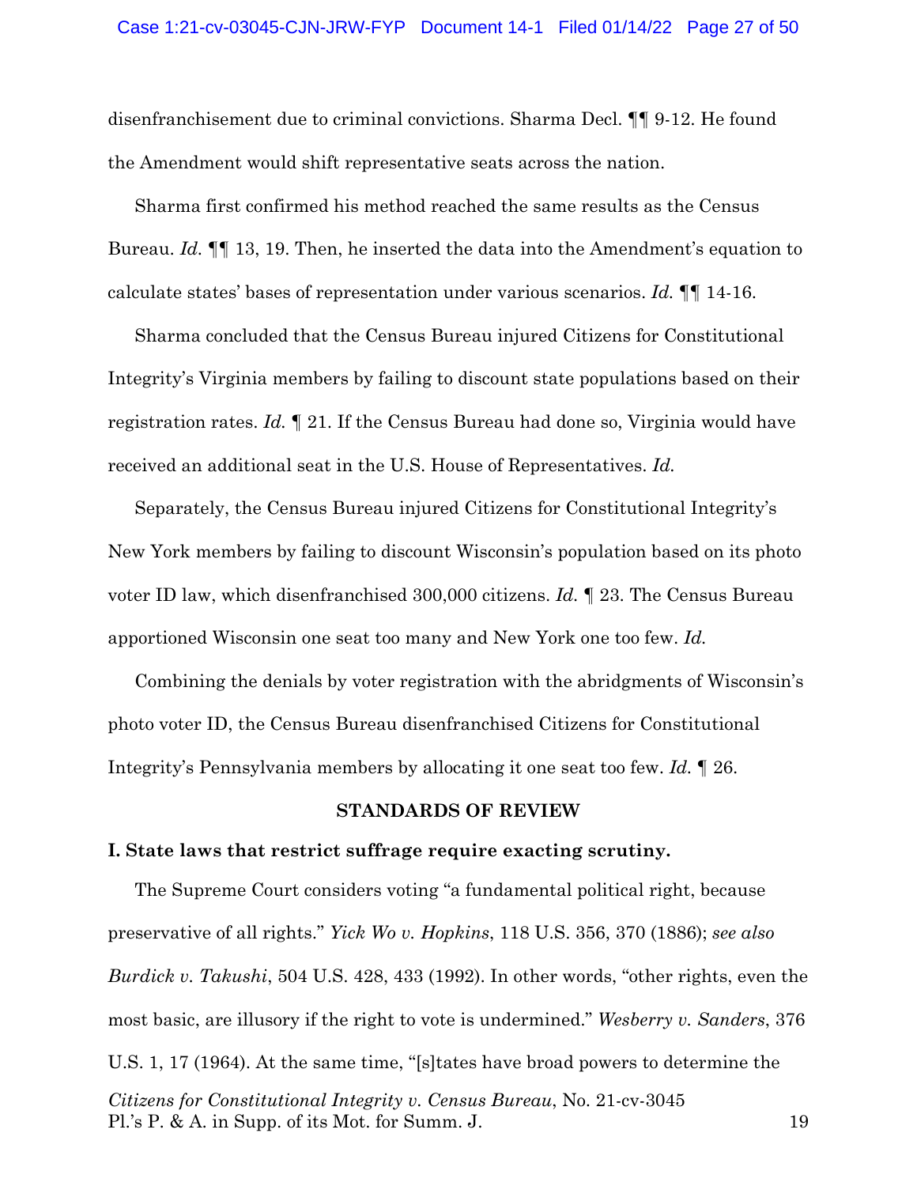disenfranchisement due to criminal convictions. Sharma Decl. ¶¶ 9-12. He found the Amendment would shift representative seats across the nation.

Sharma first confirmed his method reached the same results as the Census Bureau. *Id.* ¶¶ 13, 19. Then, he inserted the data into the Amendment's equation to calculate states' bases of representation under various scenarios. *Id.* ¶¶ 14-16.

Sharma concluded that the Census Bureau injured Citizens for Constitutional Integrity's Virginia members by failing to discount state populations based on their registration rates. *Id.* ¶ 21. If the Census Bureau had done so, Virginia would have received an additional seat in the U.S. House of Representatives. *Id.*

Separately, the Census Bureau injured Citizens for Constitutional Integrity's New York members by failing to discount Wisconsin's population based on its photo voter ID law, which disenfranchised 300,000 citizens. *Id.* ¶ 23. The Census Bureau apportioned Wisconsin one seat too many and New York one too few. *Id.*

Combining the denials by voter registration with the abridgments of Wisconsin's photo voter ID, the Census Bureau disenfranchised Citizens for Constitutional Integrity's Pennsylvania members by allocating it one seat too few. *Id.* ¶ 26.

## STANDARDS OF REVIEW

### I. State laws that restrict suffrage require exacting scrutiny.

The Supreme Court considers voting "a fundamental political right, because preservative of all rights." *Yick Wo v. Hopkins*, 118 U.S. 356, 370 (1886); *see also Burdick v. Takushi*, 504 U.S. 428, 433 (1992). In other words, "other rights, even the most basic, are illusory if the right to vote is undermined." *Wesberry v. Sanders*, 376 U.S. 1, 17 (1964). At the same time, "[s]tates have broad powers to determine the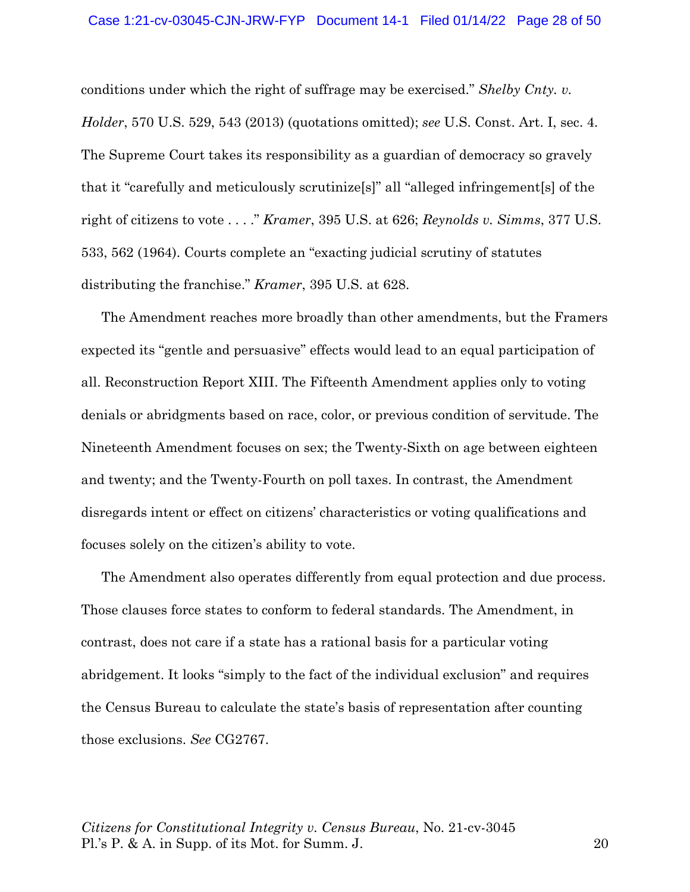conditions under which the right of suffrage may be exercised." *Shelby Cnty. v. Holder*, 570 U.S. 529, 543 (2013) (quotations omitted); *see* U.S. Const. Art. I, sec. 4. The Supreme Court takes its responsibility as a guardian of democracy so gravely that it "carefully and meticulously scrutinize[s]" all "alleged infringement[s] of the right of citizens to vote . . . ." *Kramer*, 395 U.S. at 626; *Reynolds v. Simms*, 377 U.S. 533, 562 (1964). Courts complete an "exacting judicial scrutiny of statutes distributing the franchise." *Kramer*, 395 U.S. at 628.

The Amendment reaches more broadly than other amendments, but the Framers expected its "gentle and persuasive" effects would lead to an equal participation of all. Reconstruction Report XIII. The Fifteenth Amendment applies only to voting denials or abridgments based on race, color, or previous condition of servitude. The Nineteenth Amendment focuses on sex; the Twenty-Sixth on age between eighteen and twenty; and the Twenty-Fourth on poll taxes. In contrast, the Amendment disregards intent or effect on citizens' characteristics or voting qualifications and focuses solely on the citizen's ability to vote.

The Amendment also operates differently from equal protection and due process. Those clauses force states to conform to federal standards. The Amendment, in contrast, does not care if a state has a rational basis for a particular voting abridgement. It looks "simply to the fact of the individual exclusion" and requires the Census Bureau to calculate the state's basis of representation after counting those exclusions. *See* CG2767.

*Citizens for Constitutional Integrity v. Census Bureau*, No. 21-cv-3045
Pl.'s P. & A. in Supp. of its Mot. for Summ. J.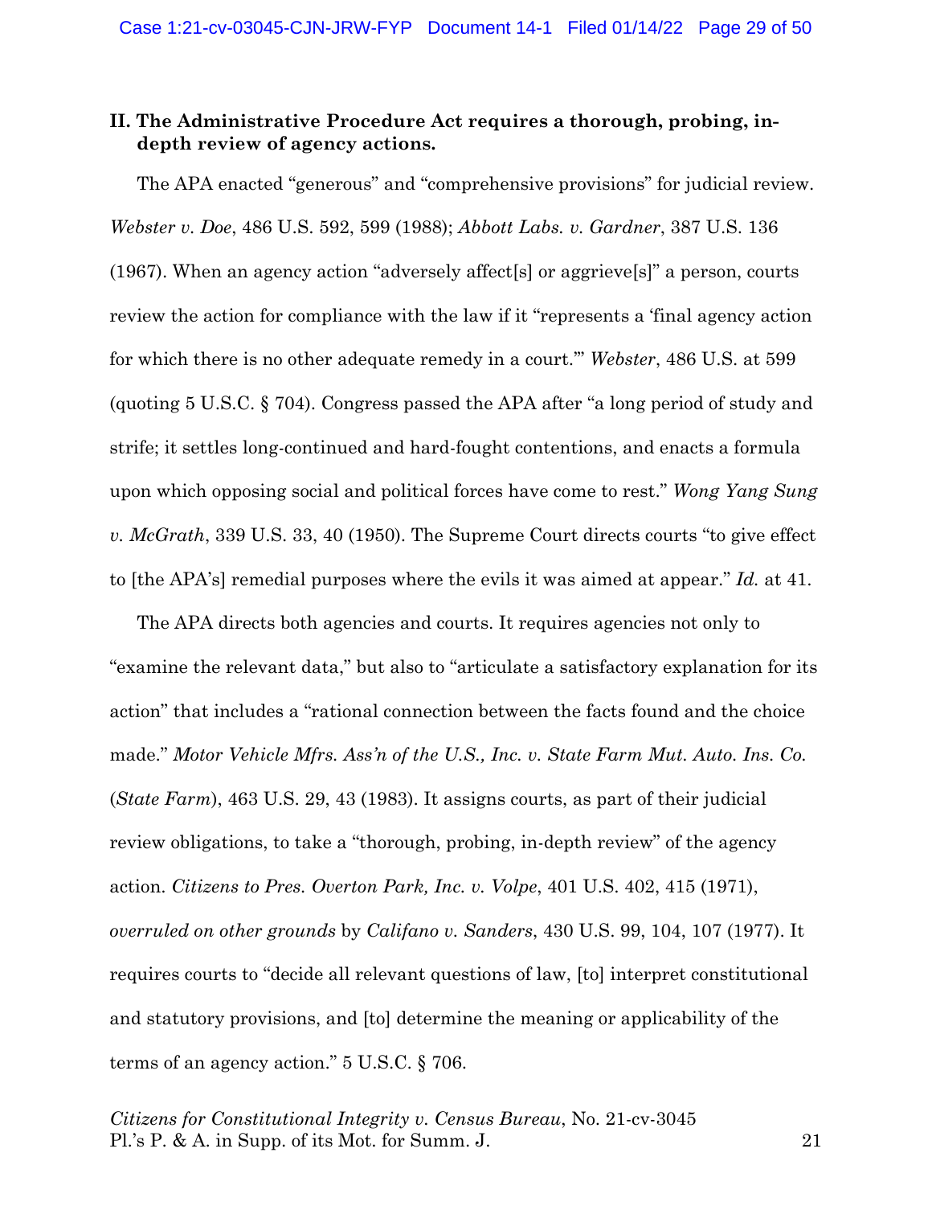## II. The Administrative Procedure Act requires a thorough, probing, in-depth review of agency actions.

The APA enacted "generous" and "comprehensive provisions" for judicial review. *Webster v. Doe*, 486 U.S. 592, 599 (1988); *Abbott Labs. v. Gardner*, 387 U.S. 136 (1967). When an agency action "adversely affect[s] or aggrieve[s]" a person, courts review the action for compliance with the law if it "represents a 'final agency action for which there is no other adequate remedy in a court.'" *Webster*, 486 U.S. at 599 (quoting 5 U.S.C. § 704). Congress passed the APA after "a long period of study and strife; it settles long-continued and hard-fought contentions, and enacts a formula upon which opposing social and political forces have come to rest." *Wong Yang Sung v. McGrath*, 339 U.S. 33, 40 (1950). The Supreme Court directs courts "to give effect to [the APA's] remedial purposes where the evils it was aimed at appear." *Id.* at 41.

The APA directs both agencies and courts. It requires agencies not only to "examine the relevant data," but also to "articulate a satisfactory explanation for its action" that includes a "rational connection between the facts found and the choice made." *Motor Vehicle Mfrs. Ass'n of the U.S., Inc. v. State Farm Mut. Auto. Ins. Co.* (*State Farm*), 463 U.S. 29, 43 (1983). It assigns courts, as part of their judicial review obligations, to take a "thorough, probing, in-depth review" of the agency action. *Citizens to Pres. Overton Park, Inc. v. Volpe*, 401 U.S. 402, 415 (1971), *overruled on other grounds* by *Califano v. Sanders*, 430 U.S. 99, 104, 107 (1977). It requires courts to "decide all relevant questions of law, [to] interpret constitutional and statutory provisions, and [to] determine the meaning or applicability of the terms of an agency action." 5 U.S.C. § 706.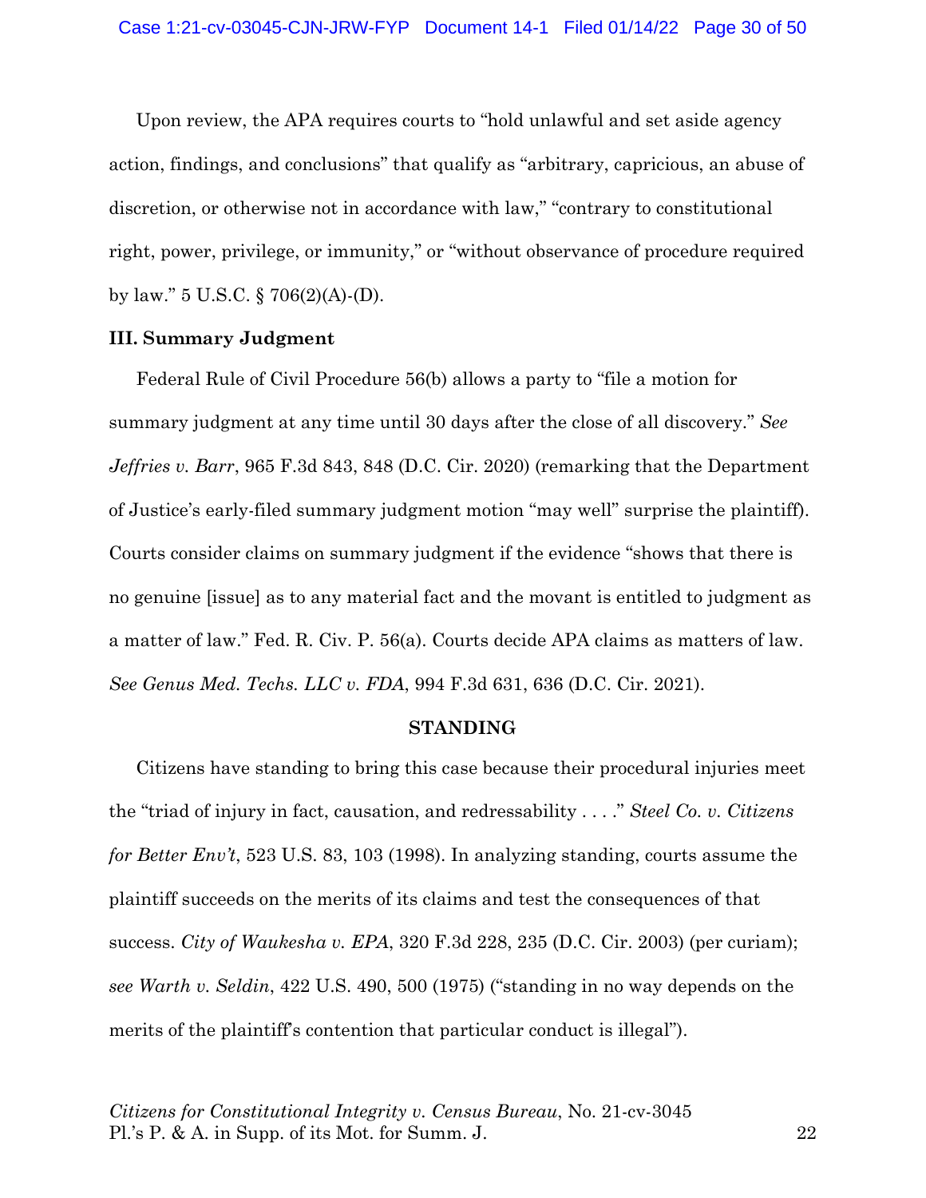Upon review, the APA requires courts to "hold unlawful and set aside agency action, findings, and conclusions" that qualify as "arbitrary, capricious, an abuse of discretion, or otherwise not in accordance with law," "contrary to constitutional right, power, privilege, or immunity," or "without observance of procedure required by law." 5 U.S.C. § 706(2)(A)-(D).

### III. Summary Judgment

Federal Rule of Civil Procedure 56(b) allows a party to "file a motion for summary judgment at any time until 30 days after the close of all discovery." *See Jeffries v. Barr*, 965 F.3d 843, 848 (D.C. Cir. 2020) (remarking that the Department of Justice's early-filed summary judgment motion "may well" surprise the plaintiff). Courts consider claims on summary judgment if the evidence "shows that there is no genuine [issue] as to any material fact and the movant is entitled to judgment as a matter of law." Fed. R. Civ. P. 56(a). Courts decide APA claims as matters of law. *See Genus Med. Techs. LLC v. FDA*, 994 F.3d 631, 636 (D.C. Cir. 2021).

## STANDING

Citizens have standing to bring this case because their procedural injuries meet the "triad of injury in fact, causation, and redressability . . . ." *Steel Co. v. Citizens for Better Env't*, 523 U.S. 83, 103 (1998). In analyzing standing, courts assume the plaintiff succeeds on the merits of its claims and test the consequences of that success. *City of Waukesha v. EPA*, 320 F.3d 228, 235 (D.C. Cir. 2003) (per curiam); *see Warth v. Seldin*, 422 U.S. 490, 500 (1975) ("standing in no way depends on the merits of the plaintiff's contention that particular conduct is illegal").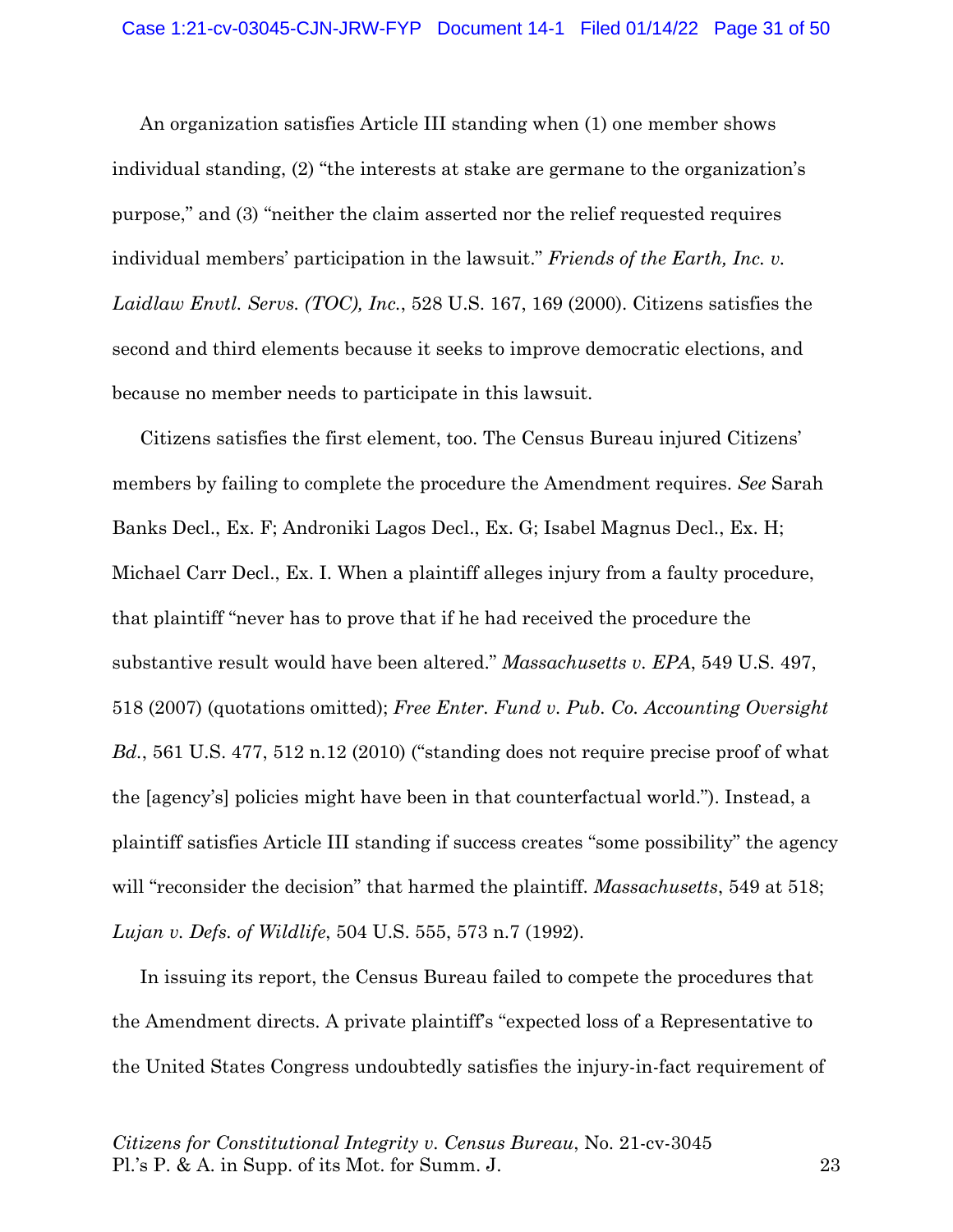An organization satisfies Article III standing when (1) one member shows individual standing, (2) "the interests at stake are germane to the organization's purpose," and (3) "neither the claim asserted nor the relief requested requires individual members' participation in the lawsuit." *Friends of the Earth, Inc. v. Laidlaw Envtl. Servs. (TOC), Inc.*, 528 U.S. 167, 169 (2000). Citizens satisfies the second and third elements because it seeks to improve democratic elections, and because no member needs to participate in this lawsuit.

Citizens satisfies the first element, too. The Census Bureau injured Citizens' members by failing to complete the procedure the Amendment requires. *See* Sarah Banks Decl., Ex. F; Androniki Lagos Decl., Ex. G; Isabel Magnus Decl., Ex. H; Michael Carr Decl., Ex. I. When a plaintiff alleges injury from a faulty procedure, that plaintiff "never has to prove that if he had received the procedure the substantive result would have been altered." *Massachusetts v. EPA*, 549 U.S. 497, 518 (2007) (quotations omitted); *Free Enter. Fund v. Pub. Co. Accounting Oversight Bd.*, 561 U.S. 477, 512 n.12 (2010) ("standing does not require precise proof of what the [agency's] policies might have been in that counterfactual world."). Instead, a plaintiff satisfies Article III standing if success creates "some possibility" the agency will "reconsider the decision" that harmed the plaintiff. *Massachusetts*, 549 at 518; *Lujan v. Defs. of Wildlife*, 504 U.S. 555, 573 n.7 (1992).

In issuing its report, the Census Bureau failed to compete the procedures that the Amendment directs. A private plaintiff's "expected loss of a Representative to the United States Congress undoubtedly satisfies the injury-in-fact requirement of

*Citizens for Constitutional Integrity v. Census Bureau*, No. 21-cv-3045
Pl.'s P. & A. in Supp. of its Mot. for Summ. J.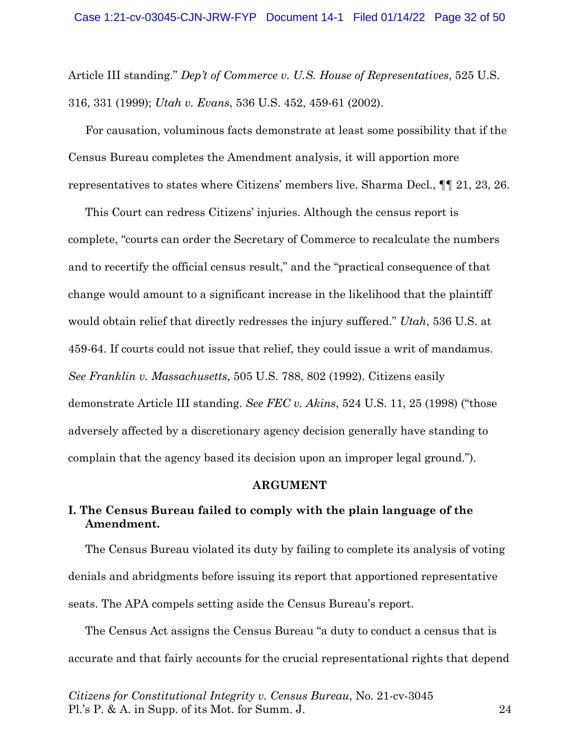Article III standing." *Dep't of Commerce v. U.S. House of Representatives*, 525 U.S. 316, 331 (1999); *Utah v. Evans*, 536 U.S. 452, 459-61 (2002).

For causation, voluminous facts demonstrate at least some possibility that if the Census Bureau completes the Amendment analysis, it will apportion more representatives to states where Citizens' members live. Sharma Decl., ¶¶ 21, 23, 26.

This Court can redress Citizens' injuries. Although the census report is complete, "courts can order the Secretary of Commerce to recalculate the numbers and to recertify the official census result," and the "practical consequence of that change would amount to a significant increase in the likelihood that the plaintiff would obtain relief that directly redresses the injury suffered." *Utah*, 536 U.S. at 459-64. If courts could not issue that relief, they could issue a writ of mandamus. *See Franklin v. Massachusetts*, 505 U.S. 788, 802 (1992). Citizens easily demonstrate Article III standing. *See FEC v. Akins*, 524 U.S. 11, 25 (1998) ("those adversely affected by a discretionary agency decision generally have standing to complain that the agency based its decision upon an improper legal ground.").

## ARGUMENT

### I. The Census Bureau failed to comply with the plain language of the Amendment.

The Census Bureau violated its duty by failing to complete its analysis of voting denials and abridgments before issuing its report that apportioned representative seats. The APA compels setting aside the Census Bureau's report.

The Census Act assigns the Census Bureau "a duty to conduct a census that is accurate and that fairly accounts for the crucial representational rights that depend

*Citizens for Constitutional Integrity v. Census Bureau*, No. 21-cv-3045
Pl.'s P. & A. in Supp. of its Mot. for Summ. J.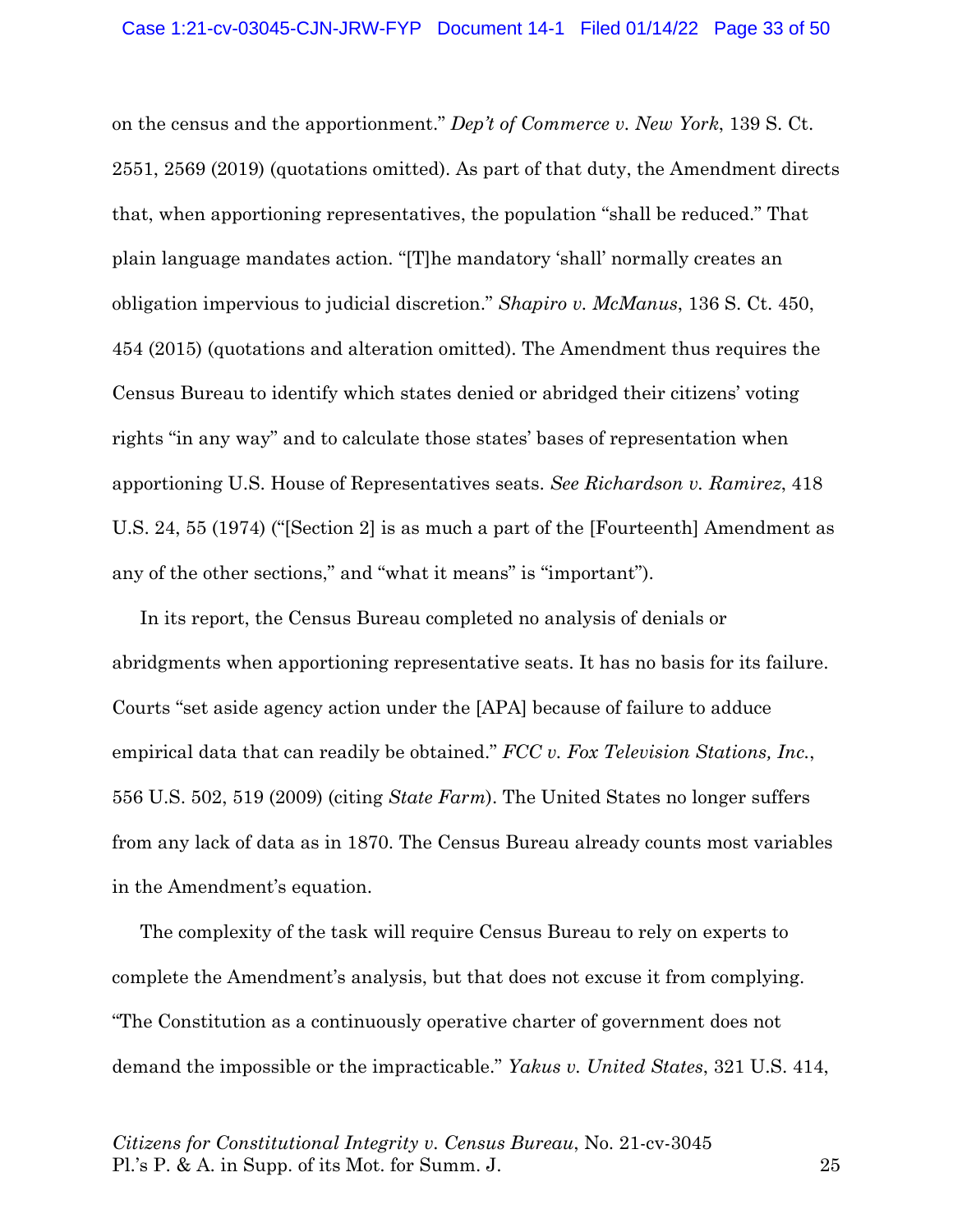on the census and the apportionment." *Dep't of Commerce v. New York*, 139 S. Ct. 2551, 2569 (2019) (quotations omitted). As part of that duty, the Amendment directs that, when apportioning representatives, the population "shall be reduced." That plain language mandates action. "[T]he mandatory 'shall' normally creates an obligation impervious to judicial discretion." *Shapiro v. McManus*, 136 S. Ct. 450, 454 (2015) (quotations and alteration omitted). The Amendment thus requires the Census Bureau to identify which states denied or abridged their citizens' voting rights "in any way" and to calculate those states' bases of representation when apportioning U.S. House of Representatives seats. *See Richardson v. Ramirez*, 418 U.S. 24, 55 (1974) ("[Section 2] is as much a part of the [Fourteenth] Amendment as any of the other sections," and "what it means" is "important").

In its report, the Census Bureau completed no analysis of denials or abridgments when apportioning representative seats. It has no basis for its failure. Courts "set aside agency action under the [APA] because of failure to adduce empirical data that can readily be obtained." *FCC v. Fox Television Stations, Inc.*, 556 U.S. 502, 519 (2009) (citing *State Farm*). The United States no longer suffers from any lack of data as in 1870. The Census Bureau already counts most variables in the Amendment's equation.

The complexity of the task will require Census Bureau to rely on experts to complete the Amendment's analysis, but that does not excuse it from complying. "The Constitution as a continuously operative charter of government does not demand the impossible or the impracticable." *Yakus v. United States*, 321 U.S. 414,

*Citizens for Constitutional Integrity v. Census Bureau*, No. 21-cv-3045
Pl.'s P. & A. in Supp. of its Mot. for Summ. J.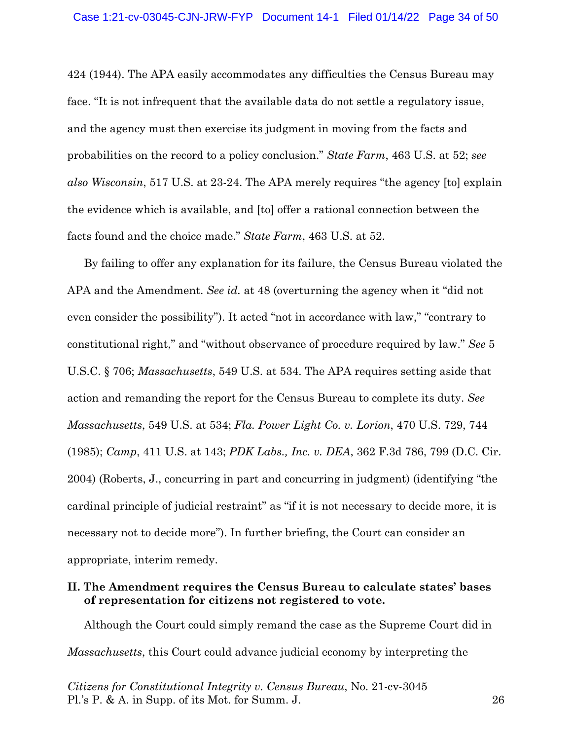424 (1944). The APA easily accommodates any difficulties the Census Bureau may face. "It is not infrequent that the available data do not settle a regulatory issue, and the agency must then exercise its judgment in moving from the facts and probabilities on the record to a policy conclusion." *State Farm*, 463 U.S. at 52; *see also Wisconsin*, 517 U.S. at 23-24. The APA merely requires "the agency [to] explain the evidence which is available, and [to] offer a rational connection between the facts found and the choice made." *State Farm*, 463 U.S. at 52.

By failing to offer any explanation for its failure, the Census Bureau violated the APA and the Amendment. *See id.* at 48 (overturning the agency when it "did not even consider the possibility"). It acted "not in accordance with law," "contrary to constitutional right," and "without observance of procedure required by law." *See* 5 U.S.C. § 706; *Massachusetts*, 549 U.S. at 534. The APA requires setting aside that action and remanding the report for the Census Bureau to complete its duty. *See Massachusetts*, 549 U.S. at 534; *Fla. Power Light Co. v. Lorion*, 470 U.S. 729, 744 (1985); *Camp*, 411 U.S. at 143; *PDK Labs., Inc. v. DEA*, 362 F.3d 786, 799 (D.C. Cir. 2004) (Roberts, J., concurring in part and concurring in judgment) (identifying "the cardinal principle of judicial restraint" as "if it is not necessary to decide more, it is necessary not to decide more"). In further briefing, the Court can consider an appropriate, interim remedy.

## II. The Amendment requires the Census Bureau to calculate states' bases of representation for citizens not registered to vote.

Although the Court could simply remand the case as the Supreme Court did in *Massachusetts*, this Court could advance judicial economy by interpreting the

*Citizens for Constitutional Integrity v. Census Bureau*, No. 21-cv-3045
Pl.'s P. & A. in Supp. of its Mot. for Summ. J.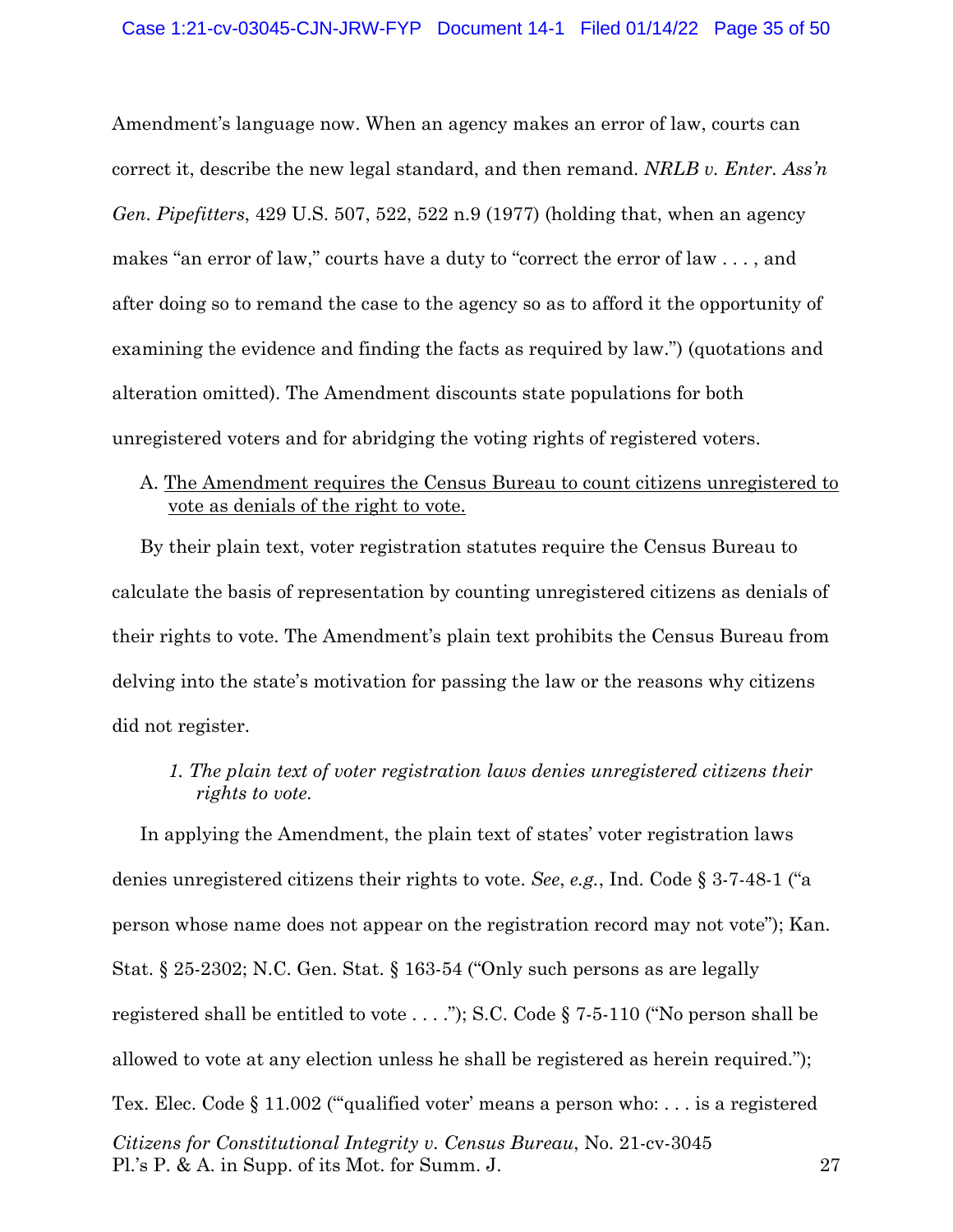Amendment's language now. When an agency makes an error of law, courts can correct it, describe the new legal standard, and then remand. *NRLB v. Enter. Ass'n Gen. Pipefitters*, 429 U.S. 507, 522, 522 n.9 (1977) (holding that, when an agency makes "an error of law," courts have a duty to "correct the error of law . . . , and after doing so to remand the case to the agency so as to afford it the opportunity of examining the evidence and finding the facts as required by law.") (quotations and alteration omitted). The Amendment discounts state populations for both unregistered voters and for abridging the voting rights of registered voters.

A. <u>The Amendment requires the Census Bureau to count citizens unregistered to vote as denials of the right to vote.</u>

By their plain text, voter registration statutes require the Census Bureau to calculate the basis of representation by counting unregistered citizens as denials of their rights to vote. The Amendment's plain text prohibits the Census Bureau from delving into the state's motivation for passing the law or the reasons why citizens did not register.

*1. The plain text of voter registration laws denies unregistered citizens their rights to vote.*

In applying the Amendment, the plain text of states' voter registration laws denies unregistered citizens their rights to vote. *See*, *e.g.*, Ind. Code § 3-7-48-1 ("a person whose name does not appear on the registration record may not vote"); Kan. Stat. § 25-2302; N.C. Gen. Stat. § 163-54 ("Only such persons as are legally registered shall be entitled to vote . . . ."); S.C. Code § 7-5-110 ("No person shall be allowed to vote at any election unless he shall be registered as herein required."); Tex. Elec. Code § 11.002 ("'qualified voter' means a person who: . . . is a registered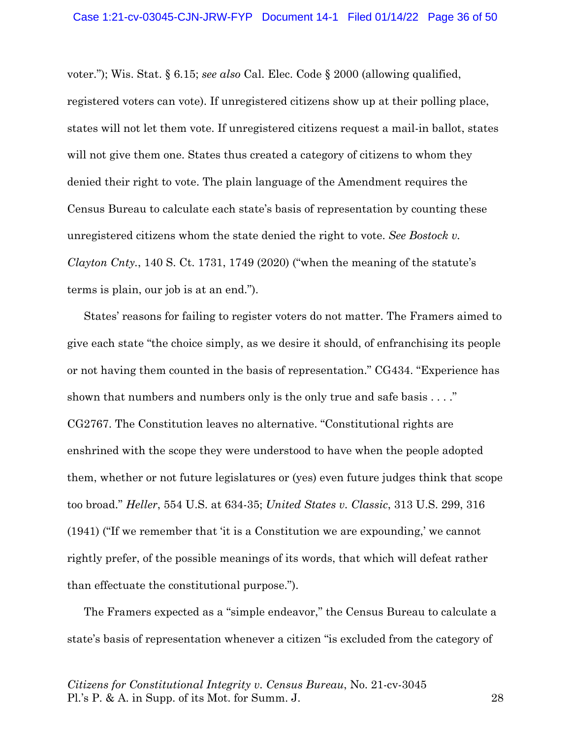voter."); Wis. Stat. § 6.15; *see also* Cal. Elec. Code § 2000 (allowing qualified, registered voters can vote). If unregistered citizens show up at their polling place, states will not let them vote. If unregistered citizens request a mail-in ballot, states will not give them one. States thus created a category of citizens to whom they denied their right to vote. The plain language of the Amendment requires the Census Bureau to calculate each state's basis of representation by counting these unregistered citizens whom the state denied the right to vote. *See Bostock v. Clayton Cnty.*, 140 S. Ct. 1731, 1749 (2020) ("when the meaning of the statute's terms is plain, our job is at an end.").

States' reasons for failing to register voters do not matter. The Framers aimed to give each state "the choice simply, as we desire it should, of enfranchising its people or not having them counted in the basis of representation." CG434. "Experience has shown that numbers and numbers only is the only true and safe basis . . . ." CG2767. The Constitution leaves no alternative. "Constitutional rights are enshrined with the scope they were understood to have when the people adopted them, whether or not future legislatures or (yes) even future judges think that scope too broad." *Heller*, 554 U.S. at 634-35; *United States v. Classic*, 313 U.S. 299, 316 (1941) ("If we remember that 'it is a Constitution we are expounding,' we cannot rightly prefer, of the possible meanings of its words, that which will defeat rather than effectuate the constitutional purpose.").

The Framers expected as a "simple endeavor," the Census Bureau to calculate a state's basis of representation whenever a citizen "is excluded from the category of

*Citizens for Constitutional Integrity v. Census Bureau*, No. 21-cv-3045
Pl.'s P. & A. in Supp. of its Mot. for Summ. J.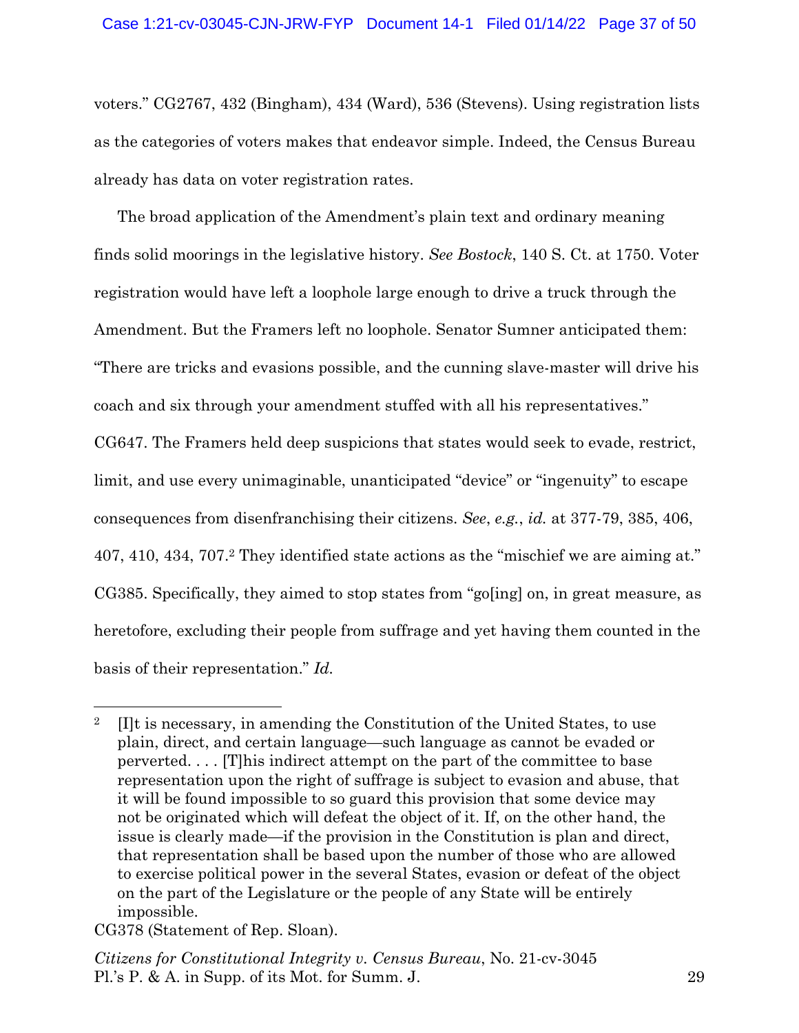voters." CG2767, 432 (Bingham), 434 (Ward), 536 (Stevens). Using registration lists as the categories of voters makes that endeavor simple. Indeed, the Census Bureau already has data on voter registration rates.

The broad application of the Amendment's plain text and ordinary meaning finds solid moorings in the legislative history. *See Bostock*, 140 S. Ct. at 1750. Voter registration would have left a loophole large enough to drive a truck through the Amendment. But the Framers left no loophole. Senator Sumner anticipated them: "There are tricks and evasions possible, and the cunning slave-master will drive his coach and six through your amendment stuffed with all his representatives." CG647. The Framers held deep suspicions that states would seek to evade, restrict, limit, and use every unimaginable, unanticipated "device" or "ingenuity" to escape consequences from disenfranchising their citizens. *See*, *e.g.*, *id.* at 377-79, 385, 406, 407, 410, 434, 707.[2] They identified state actions as the "mischief we are aiming at." CG385. Specifically, they aimed to stop states from "go[ing] on, in great measure, as heretofore, excluding their people from suffrage and yet having them counted in the basis of their representation." *Id.*

---

[2] [I]t is necessary, in amending the Constitution of the United States, to use plain, direct, and certain language—such language as cannot be evaded or perverted. . . . [T]his indirect attempt on the part of the committee to base representation upon the right of suffrage is subject to evasion and abuse, that it will be found impossible to so guard this provision that some device may not be originated which will defeat the object of it. If, on the other hand, the issue is clearly made—if the provision in the Constitution is plan and direct, that representation shall be based upon the number of those who are allowed to exercise political power in the several States, evasion or defeat of the object on the part of the Legislature or the people of any State will be entirely impossible.

CG378 (Statement of Rep. Sloan).

*Citizens for Constitutional Integrity v. Census Bureau*, No. 21-cv-3045
Pl.'s P. & A. in Supp. of its Mot. for Summ. J.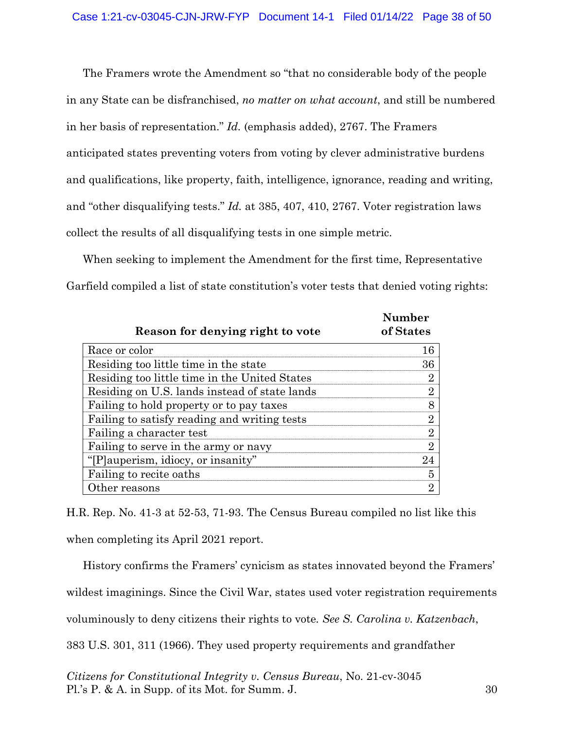The Framers wrote the Amendment so "that no considerable body of the people in any State can be disfranchised, *no matter on what account*, and still be numbered in her basis of representation." *Id.* (emphasis added), 2767. The Framers anticipated states preventing voters from voting by clever administrative burdens and qualifications, like property, faith, intelligence, ignorance, reading and writing, and "other disqualifying tests." *Id.* at 385, 407, 410, 2767. Voter registration laws collect the results of all disqualifying tests in one simple metric.

When seeking to implement the Amendment for the first time, Representative Garfield compiled a list of state constitution's voter tests that denied voting rights:

| Reason for denying right to vote | Number of States |
|---|---|
| Race or color | 16 |
| Residing too little time in the state | 36 |
| Residing too little time in the United States | 2 |
| Residing on U.S. lands instead of state lands | 2 |
| Failing to hold property or to pay taxes | 8 |
| Failing to satisfy reading and writing tests | 2 |
| Failing a character test | 2 |
| Failing to serve in the army or navy | 2 |
| "[P]auperism, idiocy, or insanity" | 24 |
| Failing to recite oaths | 5 |
| Other reasons | 2 |

H.R. Rep. No. 41-3 at 52-53, 71-93. The Census Bureau compiled no list like this when completing its April 2021 report.

History confirms the Framers' cynicism as states innovated beyond the Framers' wildest imaginings. Since the Civil War, states used voter registration requirements voluminously to deny citizens their rights to vote. *See S. Carolina v. Katzenbach*, 383 U.S. 301, 311 (1966). They used property requirements and grandfather

*Citizens for Constitutional Integrity v. Census Bureau*, No. 21-cv-3045
Pl.'s P. & A. in Supp. of its Mot. for Summ. J.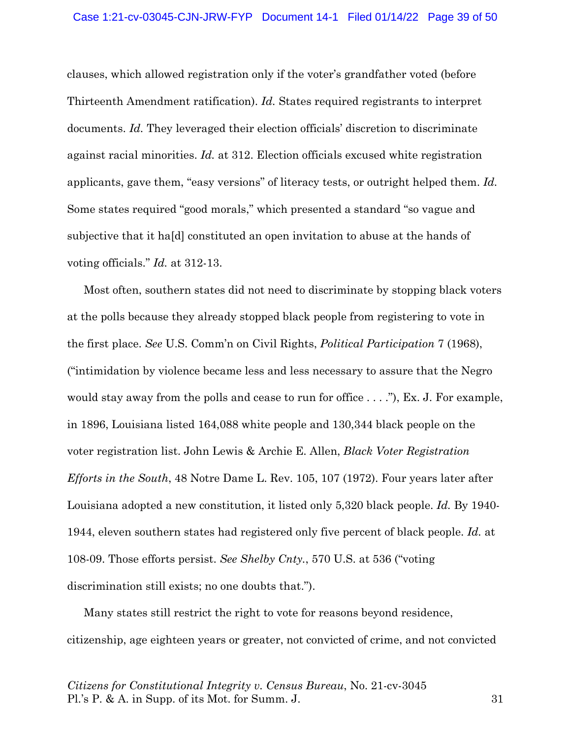clauses, which allowed registration only if the voter's grandfather voted (before Thirteenth Amendment ratification). *Id.* States required registrants to interpret documents. *Id.* They leveraged their election officials' discretion to discriminate against racial minorities. *Id.* at 312. Election officials excused white registration applicants, gave them, "easy versions" of literacy tests, or outright helped them. *Id.* Some states required "good morals," which presented a standard "so vague and subjective that it ha[d] constituted an open invitation to abuse at the hands of voting officials." *Id.* at 312-13.

Most often, southern states did not need to discriminate by stopping black voters at the polls because they already stopped black people from registering to vote in the first place. *See* U.S. Comm'n on Civil Rights, *Political Participation* 7 (1968), ("intimidation by violence became less and less necessary to assure that the Negro would stay away from the polls and cease to run for office . . . ."), Ex. J. For example, in 1896, Louisiana listed 164,088 white people and 130,344 black people on the voter registration list. John Lewis & Archie E. Allen, *Black Voter Registration Efforts in the South*, 48 Notre Dame L. Rev. 105, 107 (1972). Four years later after Louisiana adopted a new constitution, it listed only 5,320 black people. *Id.* By 1940-1944, eleven southern states had registered only five percent of black people. *Id.* at 108-09. Those efforts persist. *See Shelby Cnty.*, 570 U.S. at 536 ("voting discrimination still exists; no one doubts that.").

Many states still restrict the right to vote for reasons beyond residence, citizenship, age eighteen years or greater, not convicted of crime, and not convicted

*Citizens for Constitutional Integrity v. Census Bureau*, No. 21-cv-3045
Pl.'s P. & A. in Supp. of its Mot. for Summ. J.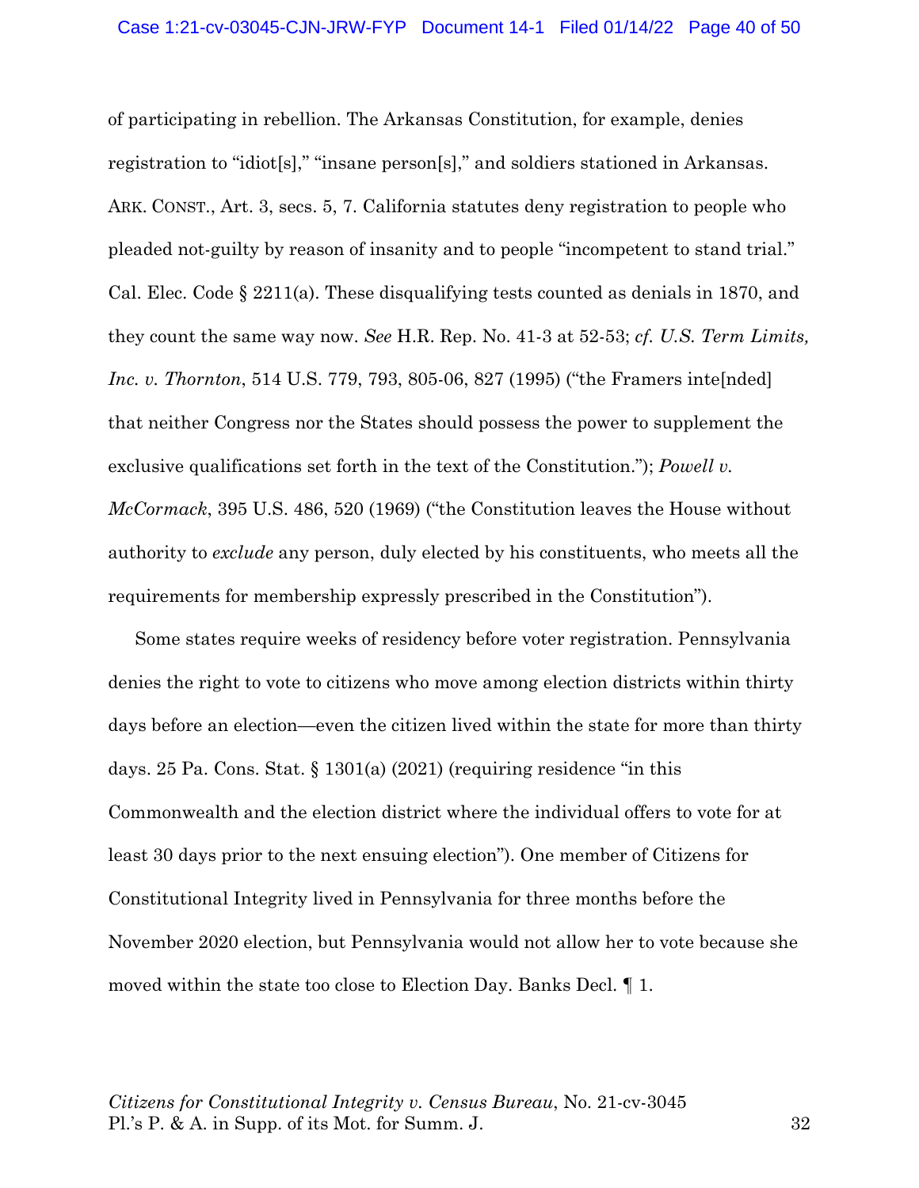of participating in rebellion. The Arkansas Constitution, for example, denies registration to "idiot[s]," "insane person[s]," and soldiers stationed in Arkansas. ARK. CONST., Art. 3, secs. 5, 7. California statutes deny registration to people who pleaded not-guilty by reason of insanity and to people "incompetent to stand trial." Cal. Elec. Code § 2211(a). These disqualifying tests counted as denials in 1870, and they count the same way now. *See* H.R. Rep. No. 41-3 at 52-53; *cf. U.S. Term Limits, Inc. v. Thornton*, 514 U.S. 779, 793, 805-06, 827 (1995) ("the Framers inte[nded] that neither Congress nor the States should possess the power to supplement the exclusive qualifications set forth in the text of the Constitution."); *Powell v. McCormack*, 395 U.S. 486, 520 (1969) ("the Constitution leaves the House without authority to *exclude* any person, duly elected by his constituents, who meets all the requirements for membership expressly prescribed in the Constitution").

Some states require weeks of residency before voter registration. Pennsylvania denies the right to vote to citizens who move among election districts within thirty days before an election—even the citizen lived within the state for more than thirty days. 25 Pa. Cons. Stat. § 1301(a) (2021) (requiring residence "in this Commonwealth and the election district where the individual offers to vote for at least 30 days prior to the next ensuing election"). One member of Citizens for Constitutional Integrity lived in Pennsylvania for three months before the November 2020 election, but Pennsylvania would not allow her to vote because she moved within the state too close to Election Day. Banks Decl. ¶ 1.

*Citizens for Constitutional Integrity v. Census Bureau*, No. 21-cv-3045
Pl.'s P. & A. in Supp. of its Mot. for Summ. J.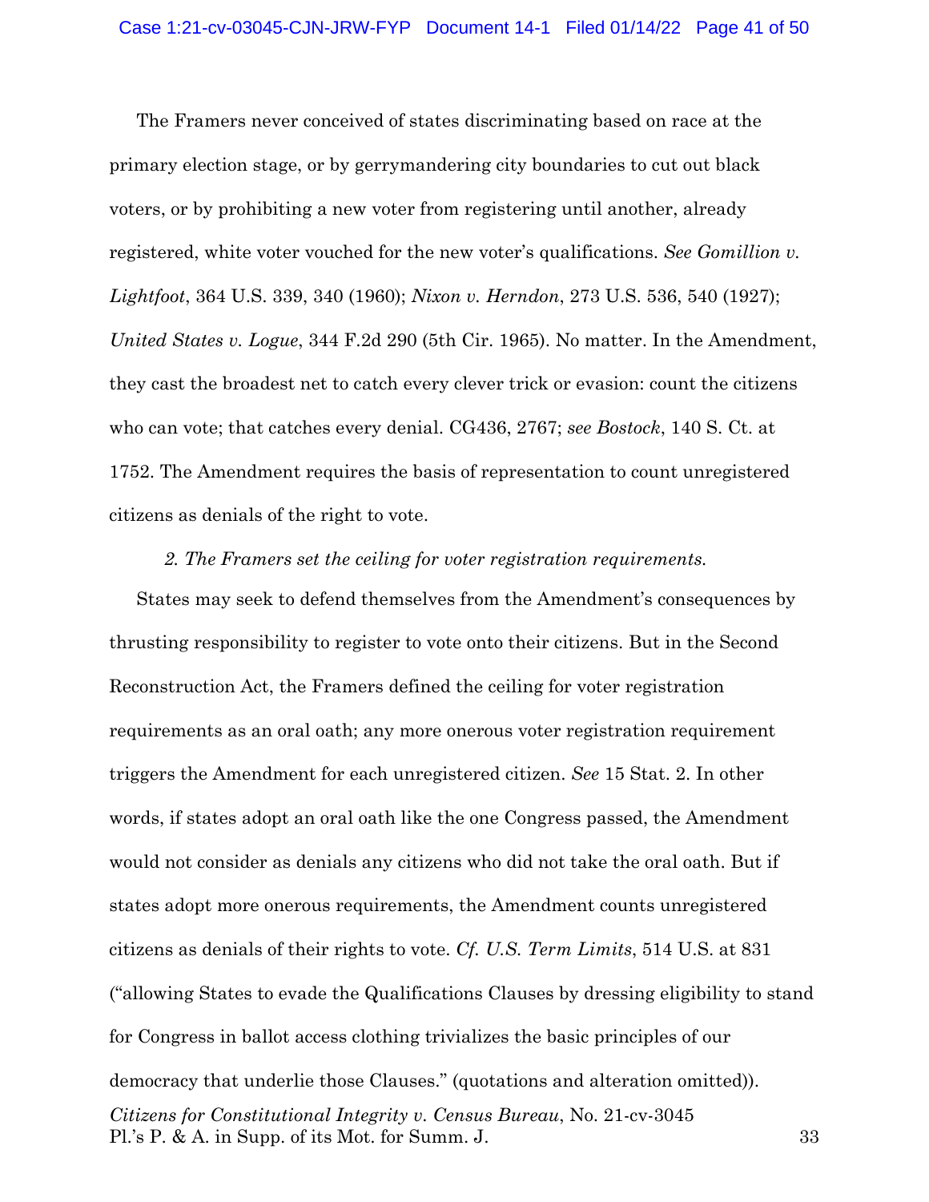The Framers never conceived of states discriminating based on race at the primary election stage, or by gerrymandering city boundaries to cut out black voters, or by prohibiting a new voter from registering until another, already registered, white voter vouched for the new voter's qualifications. *See Gomillion v. Lightfoot*, 364 U.S. 339, 340 (1960); *Nixon v. Herndon*, 273 U.S. 536, 540 (1927); *United States v. Logue*, 344 F.2d 290 (5th Cir. 1965). No matter. In the Amendment, they cast the broadest net to catch every clever trick or evasion: count the citizens who can vote; that catches every denial. CG436, 2767; *see Bostock*, 140 S. Ct. at 1752. The Amendment requires the basis of representation to count unregistered citizens as denials of the right to vote.

*2. The Framers set the ceiling for voter registration requirements.*

States may seek to defend themselves from the Amendment's consequences by thrusting responsibility to register to vote onto their citizens. But in the Second Reconstruction Act, the Framers defined the ceiling for voter registration requirements as an oral oath; any more onerous voter registration requirement triggers the Amendment for each unregistered citizen. *See* 15 Stat. 2. In other words, if states adopt an oral oath like the one Congress passed, the Amendment would not consider as denials any citizens who did not take the oral oath. But if states adopt more onerous requirements, the Amendment counts unregistered citizens as denials of their rights to vote. *Cf. U.S. Term Limits*, 514 U.S. at 831 ("allowing States to evade the Qualifications Clauses by dressing eligibility to stand for Congress in ballot access clothing trivializes the basic principles of our democracy that underlie those Clauses." (quotations and alteration omitted)).

*Citizens for Constitutional Integrity v. Census Bureau*, No. 21-cv-3045
Pl.'s P. & A. in Supp. of its Mot. for Summ. J.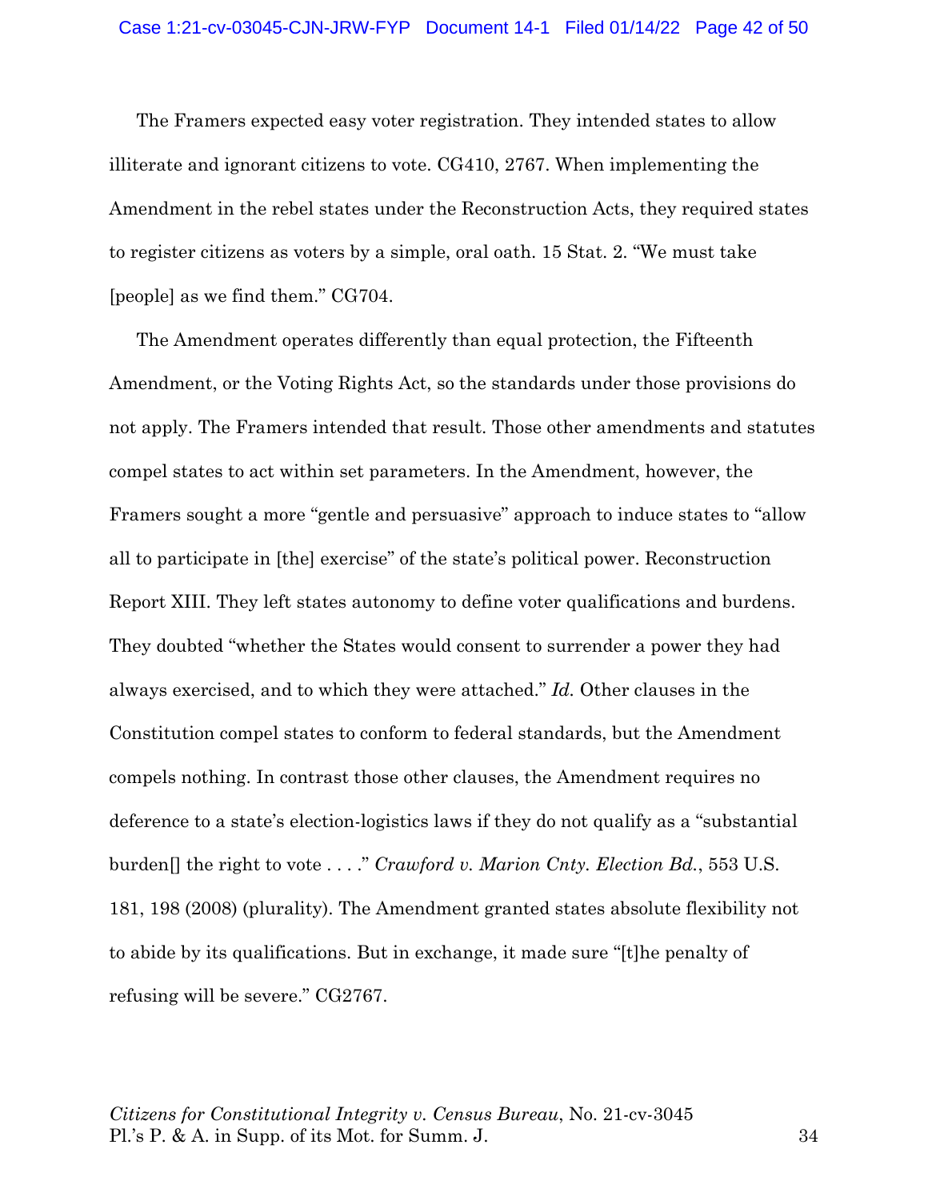The Framers expected easy voter registration. They intended states to allow illiterate and ignorant citizens to vote. CG410, 2767. When implementing the Amendment in the rebel states under the Reconstruction Acts, they required states to register citizens as voters by a simple, oral oath. 15 Stat. 2. "We must take [people] as we find them." CG704.

The Amendment operates differently than equal protection, the Fifteenth Amendment, or the Voting Rights Act, so the standards under those provisions do not apply. The Framers intended that result. Those other amendments and statutes compel states to act within set parameters. In the Amendment, however, the Framers sought a more "gentle and persuasive" approach to induce states to "allow all to participate in [the] exercise" of the state's political power. Reconstruction Report XIII. They left states autonomy to define voter qualifications and burdens. They doubted "whether the States would consent to surrender a power they had always exercised, and to which they were attached." *Id.* Other clauses in the Constitution compel states to conform to federal standards, but the Amendment compels nothing. In contrast those other clauses, the Amendment requires no deference to a state's election-logistics laws if they do not qualify as a "substantial burden[] the right to vote . . . ." *Crawford v. Marion Cnty. Election Bd.*, 553 U.S. 181, 198 (2008) (plurality). The Amendment granted states absolute flexibility not to abide by its qualifications. But in exchange, it made sure "[t]he penalty of refusing will be severe." CG2767.

*Citizens for Constitutional Integrity v. Census Bureau*, No. 21-cv-3045
Pl.'s P. & A. in Supp. of its Mot. for Summ. J.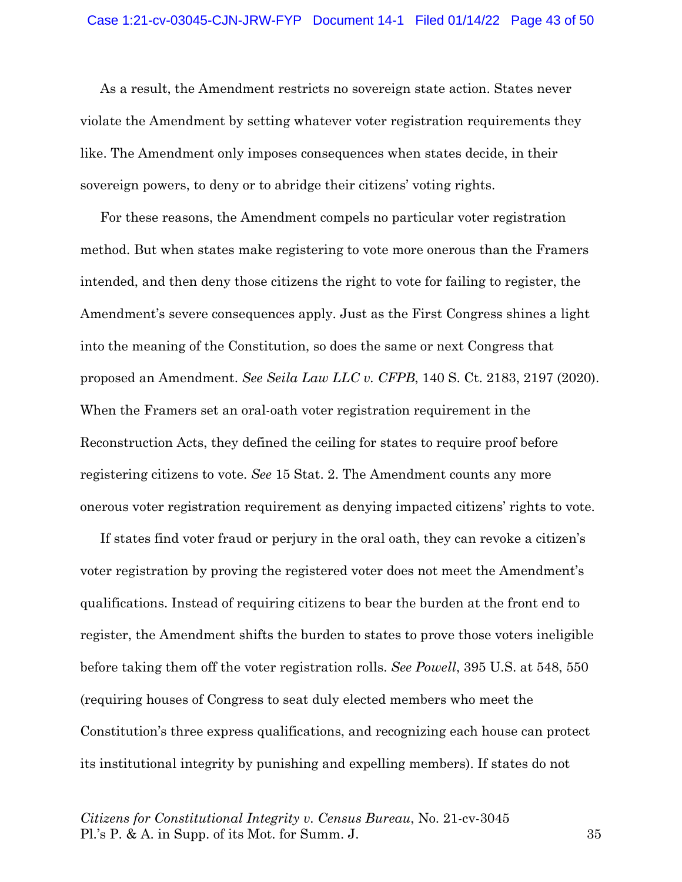As a result, the Amendment restricts no sovereign state action. States never violate the Amendment by setting whatever voter registration requirements they like. The Amendment only imposes consequences when states decide, in their sovereign powers, to deny or to abridge their citizens' voting rights.

For these reasons, the Amendment compels no particular voter registration method. But when states make registering to vote more onerous than the Framers intended, and then deny those citizens the right to vote for failing to register, the Amendment's severe consequences apply. Just as the First Congress shines a light into the meaning of the Constitution, so does the same or next Congress that proposed an Amendment. *See Seila Law LLC v. CFPB*, 140 S. Ct. 2183, 2197 (2020). When the Framers set an oral-oath voter registration requirement in the Reconstruction Acts, they defined the ceiling for states to require proof before registering citizens to vote. *See* 15 Stat. 2. The Amendment counts any more onerous voter registration requirement as denying impacted citizens' rights to vote.

If states find voter fraud or perjury in the oral oath, they can revoke a citizen's voter registration by proving the registered voter does not meet the Amendment's qualifications. Instead of requiring citizens to bear the burden at the front end to register, the Amendment shifts the burden to states to prove those voters ineligible before taking them off the voter registration rolls. *See Powell*, 395 U.S. at 548, 550 (requiring houses of Congress to seat duly elected members who meet the Constitution's three express qualifications, and recognizing each house can protect its institutional integrity by punishing and expelling members). If states do not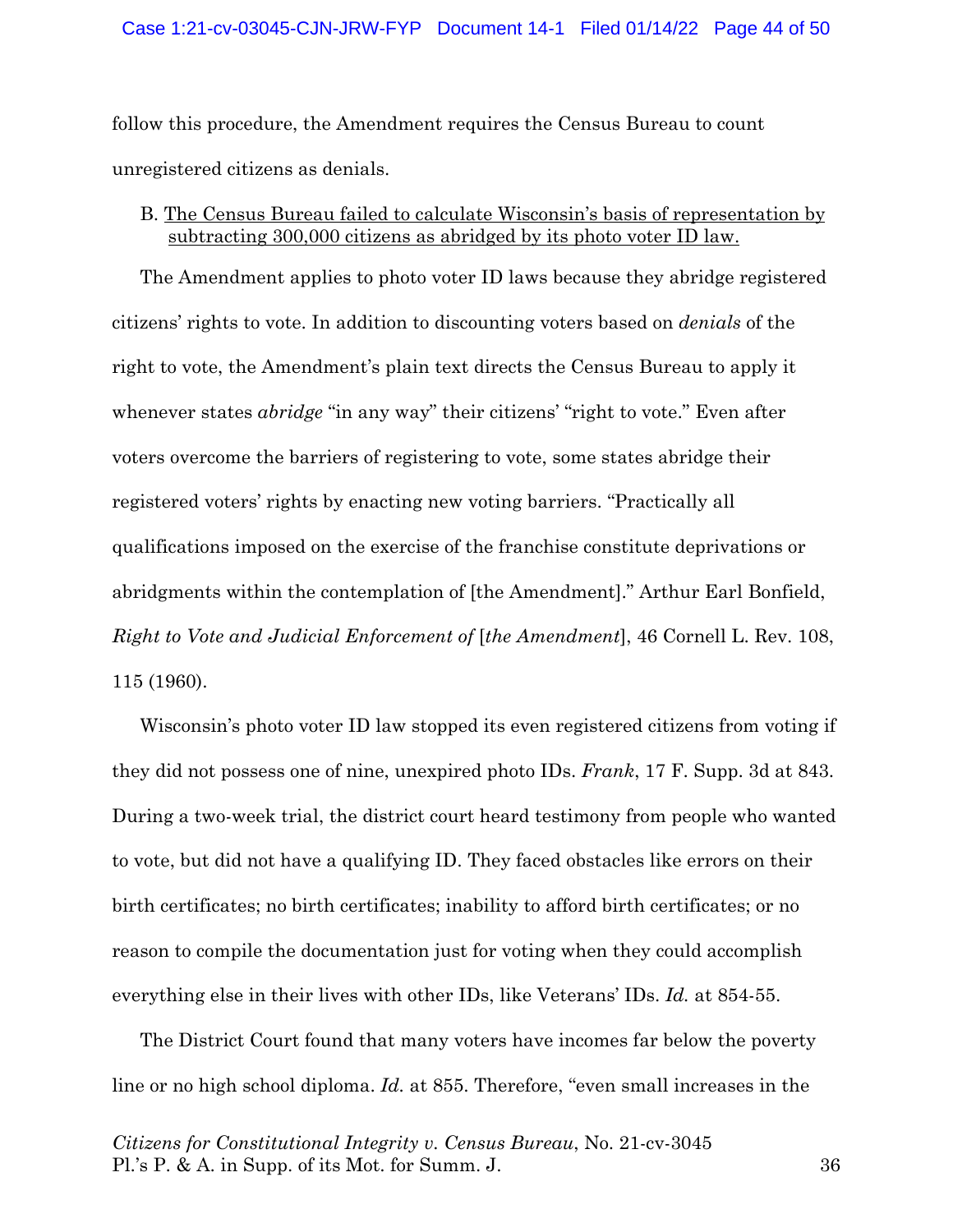follow this procedure, the Amendment requires the Census Bureau to count unregistered citizens as denials.

B. <u>The Census Bureau failed to calculate Wisconsin's basis of representation by subtracting 300,000 citizens as abridged by its photo voter ID law.</u>

The Amendment applies to photo voter ID laws because they abridge registered citizens' rights to vote. In addition to discounting voters based on *denials* of the right to vote, the Amendment's plain text directs the Census Bureau to apply it whenever states *abridge* "in any way" their citizens' "right to vote." Even after voters overcome the barriers of registering to vote, some states abridge their registered voters' rights by enacting new voting barriers. "Practically all qualifications imposed on the exercise of the franchise constitute deprivations or abridgments within the contemplation of [the Amendment]." Arthur Earl Bonfield, *Right to Vote and Judicial Enforcement of* [*the Amendment*], 46 Cornell L. Rev. 108, 115 (1960).

Wisconsin's photo voter ID law stopped its even registered citizens from voting if they did not possess one of nine, unexpired photo IDs. *Frank*, 17 F. Supp. 3d at 843. During a two-week trial, the district court heard testimony from people who wanted to vote, but did not have a qualifying ID. They faced obstacles like errors on their birth certificates; no birth certificates; inability to afford birth certificates; or no reason to compile the documentation just for voting when they could accomplish everything else in their lives with other IDs, like Veterans' IDs. *Id.* at 854-55.

The District Court found that many voters have incomes far below the poverty line or no high school diploma. *Id.* at 855. Therefore, "even small increases in the

*Citizens for Constitutional Integrity v. Census Bureau*, No. 21-cv-3045
Pl.'s P. & A. in Supp. of its Mot. for Summ. J.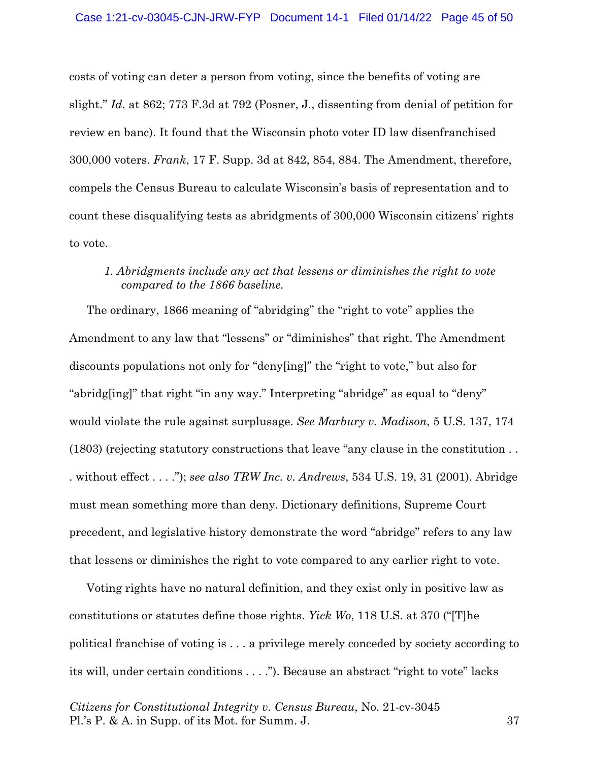costs of voting can deter a person from voting, since the benefits of voting are slight." *Id.* at 862; 773 F.3d at 792 (Posner, J., dissenting from denial of petition for review en banc). It found that the Wisconsin photo voter ID law disenfranchised 300,000 voters. *Frank*, 17 F. Supp. 3d at 842, 854, 884. The Amendment, therefore, compels the Census Bureau to calculate Wisconsin's basis of representation and to count these disqualifying tests as abridgments of 300,000 Wisconsin citizens' rights to vote.

*1. Abridgments include any act that lessens or diminishes the right to vote compared to the 1866 baseline.*

The ordinary, 1866 meaning of "abridging" the "right to vote" applies the Amendment to any law that "lessens" or "diminishes" that right. The Amendment discounts populations not only for "deny[ing]" the "right to vote," but also for "abridg[ing]" that right "in any way." Interpreting "abridge" as equal to "deny" would violate the rule against surplusage. *See Marbury v. Madison*, 5 U.S. 137, 174 (1803) (rejecting statutory constructions that leave "any clause in the constitution . . . without effect . . . ."); *see also TRW Inc. v. Andrews*, 534 U.S. 19, 31 (2001). Abridge must mean something more than deny. Dictionary definitions, Supreme Court precedent, and legislative history demonstrate the word "abridge" refers to any law that lessens or diminishes the right to vote compared to any earlier right to vote.

Voting rights have no natural definition, and they exist only in positive law as constitutions or statutes define those rights. *Yick Wo*, 118 U.S. at 370 ("[T]he political franchise of voting is . . . a privilege merely conceded by society according to its will, under certain conditions . . . ."). Because an abstract "right to vote" lacks

*Citizens for Constitutional Integrity v. Census Bureau*, No. 21-cv-3045
Pl.'s P. & A. in Supp. of its Mot. for Summ. J.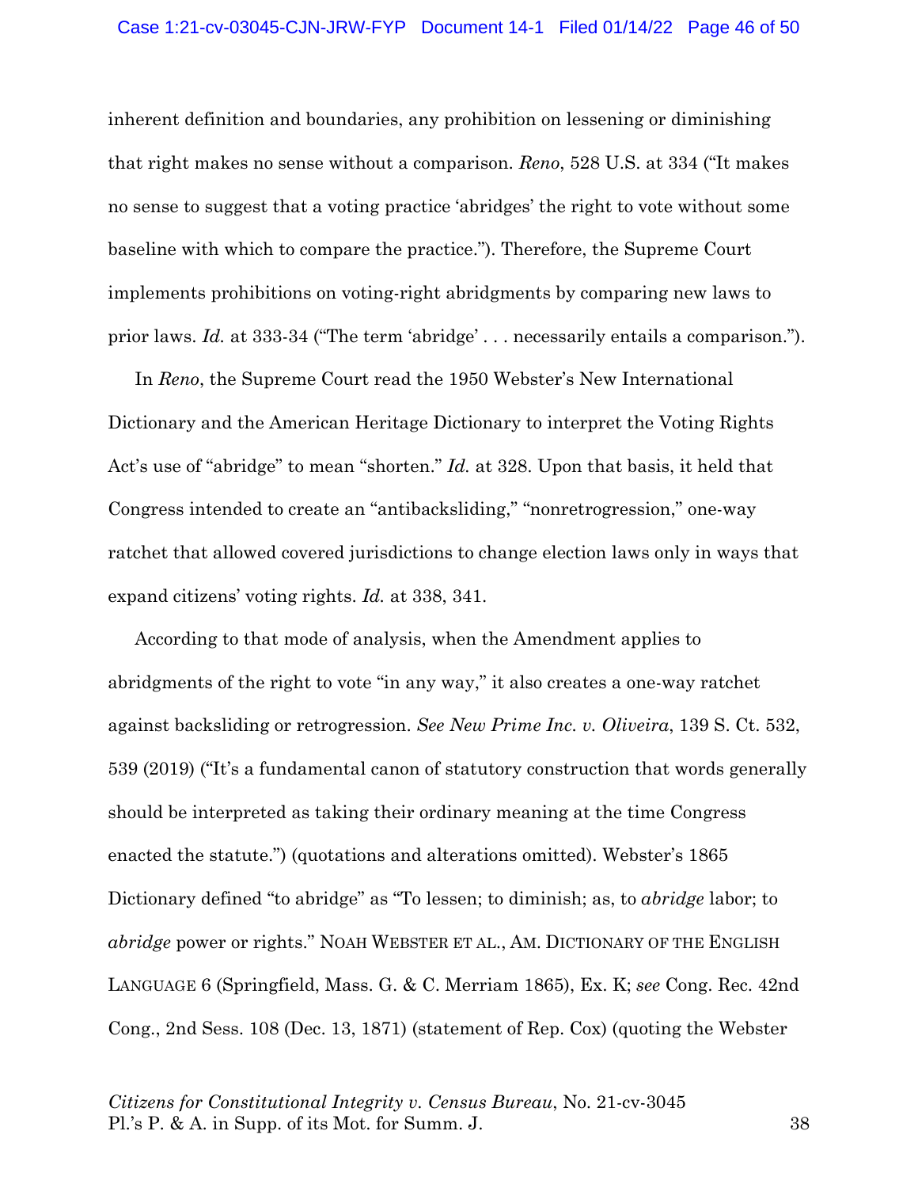inherent definition and boundaries, any prohibition on lessening or diminishing that right makes no sense without a comparison. *Reno*, 528 U.S. at 334 ("It makes no sense to suggest that a voting practice 'abridges' the right to vote without some baseline with which to compare the practice."). Therefore, the Supreme Court implements prohibitions on voting-right abridgments by comparing new laws to prior laws. *Id.* at 333-34 ("The term 'abridge' . . . necessarily entails a comparison.").

In *Reno*, the Supreme Court read the 1950 Webster's New International Dictionary and the American Heritage Dictionary to interpret the Voting Rights Act's use of "abridge" to mean "shorten." *Id.* at 328. Upon that basis, it held that Congress intended to create an "antibacksliding," "nonretrogression," one-way ratchet that allowed covered jurisdictions to change election laws only in ways that expand citizens' voting rights. *Id.* at 338, 341.

According to that mode of analysis, when the Amendment applies to abridgments of the right to vote "in any way," it also creates a one-way ratchet against backsliding or retrogression. *See New Prime Inc. v. Oliveira*, 139 S. Ct. 532, 539 (2019) ("It's a fundamental canon of statutory construction that words generally should be interpreted as taking their ordinary meaning at the time Congress enacted the statute.") (quotations and alterations omitted). Webster's 1865 Dictionary defined "to abridge" as "To lessen; to diminish; as, to *abridge* labor; to *abridge* power or rights." NOAH WEBSTER ET AL., AM. DICTIONARY OF THE ENGLISH LANGUAGE 6 (Springfield, Mass. G. & C. Merriam 1865), Ex. K; *see* Cong. Rec. 42nd Cong., 2nd Sess. 108 (Dec. 13, 1871) (statement of Rep. Cox) (quoting the Webster

*Citizens for Constitutional Integrity v. Census Bureau*, No. 21-cv-3045
Pl.'s P. & A. in Supp. of its Mot. for Summ. J.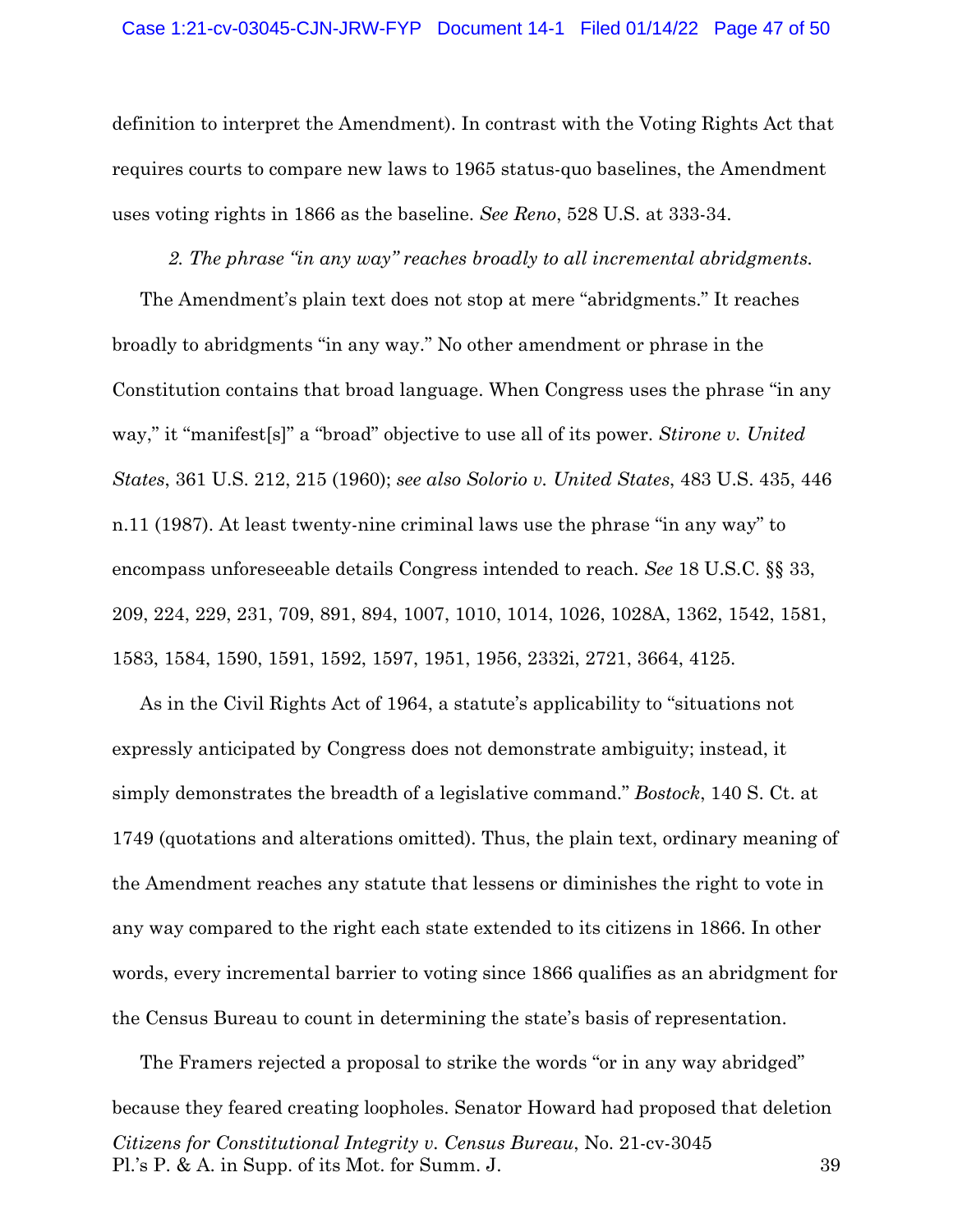definition to interpret the Amendment). In contrast with the Voting Rights Act that requires courts to compare new laws to 1965 status-quo baselines, the Amendment uses voting rights in 1866 as the baseline. *See Reno*, 528 U.S. at 333-34.

*2. The phrase "in any way" reaches broadly to all incremental abridgments.*

The Amendment's plain text does not stop at mere "abridgments." It reaches broadly to abridgments "in any way." No other amendment or phrase in the Constitution contains that broad language. When Congress uses the phrase "in any way," it "manifest[s]" a "broad" objective to use all of its power. *Stirone v. United States*, 361 U.S. 212, 215 (1960); *see also Solorio v. United States*, 483 U.S. 435, 446 n.11 (1987). At least twenty-nine criminal laws use the phrase "in any way" to encompass unforeseeable details Congress intended to reach. *See* 18 U.S.C. §§ 33, 209, 224, 229, 231, 709, 891, 894, 1007, 1010, 1014, 1026, 1028A, 1362, 1542, 1581, 1583, 1584, 1590, 1591, 1592, 1597, 1951, 1956, 2332i, 2721, 3664, 4125.

As in the Civil Rights Act of 1964, a statute's applicability to "situations not expressly anticipated by Congress does not demonstrate ambiguity; instead, it simply demonstrates the breadth of a legislative command." *Bostock*, 140 S. Ct. at 1749 (quotations and alterations omitted). Thus, the plain text, ordinary meaning of the Amendment reaches any statute that lessens or diminishes the right to vote in any way compared to the right each state extended to its citizens in 1866. In other words, every incremental barrier to voting since 1866 qualifies as an abridgment for the Census Bureau to count in determining the state's basis of representation.

The Framers rejected a proposal to strike the words "or in any way abridged" because they feared creating loopholes. Senator Howard had proposed that deletion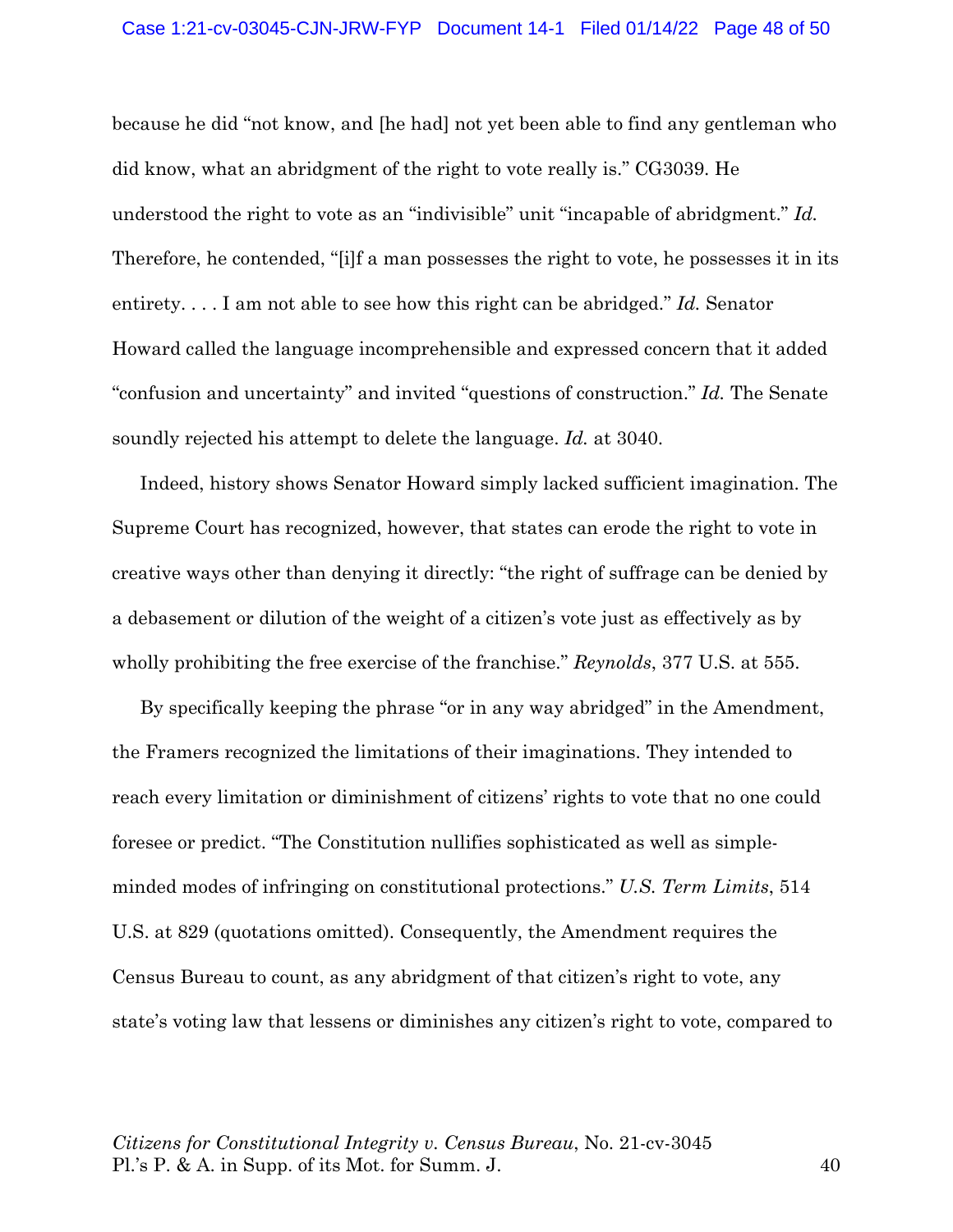because he did "not know, and [he had] not yet been able to find any gentleman who did know, what an abridgment of the right to vote really is." CG3039. He understood the right to vote as an "indivisible" unit "incapable of abridgment." *Id.* Therefore, he contended, "[i]f a man possesses the right to vote, he possesses it in its entirety. . . . I am not able to see how this right can be abridged." *Id.* Senator Howard called the language incomprehensible and expressed concern that it added "confusion and uncertainty" and invited "questions of construction." *Id.* The Senate soundly rejected his attempt to delete the language. *Id.* at 3040.

Indeed, history shows Senator Howard simply lacked sufficient imagination. The Supreme Court has recognized, however, that states can erode the right to vote in creative ways other than denying it directly: "the right of suffrage can be denied by a debasement or dilution of the weight of a citizen's vote just as effectively as by wholly prohibiting the free exercise of the franchise." *Reynolds*, 377 U.S. at 555.

By specifically keeping the phrase "or in any way abridged" in the Amendment, the Framers recognized the limitations of their imaginations. They intended to reach every limitation or diminishment of citizens' rights to vote that no one could foresee or predict. "The Constitution nullifies sophisticated as well as simple-minded modes of infringing on constitutional protections." *U.S. Term Limits*, 514 U.S. at 829 (quotations omitted). Consequently, the Amendment requires the Census Bureau to count, as any abridgment of that citizen's right to vote, any state's voting law that lessens or diminishes any citizen's right to vote, compared to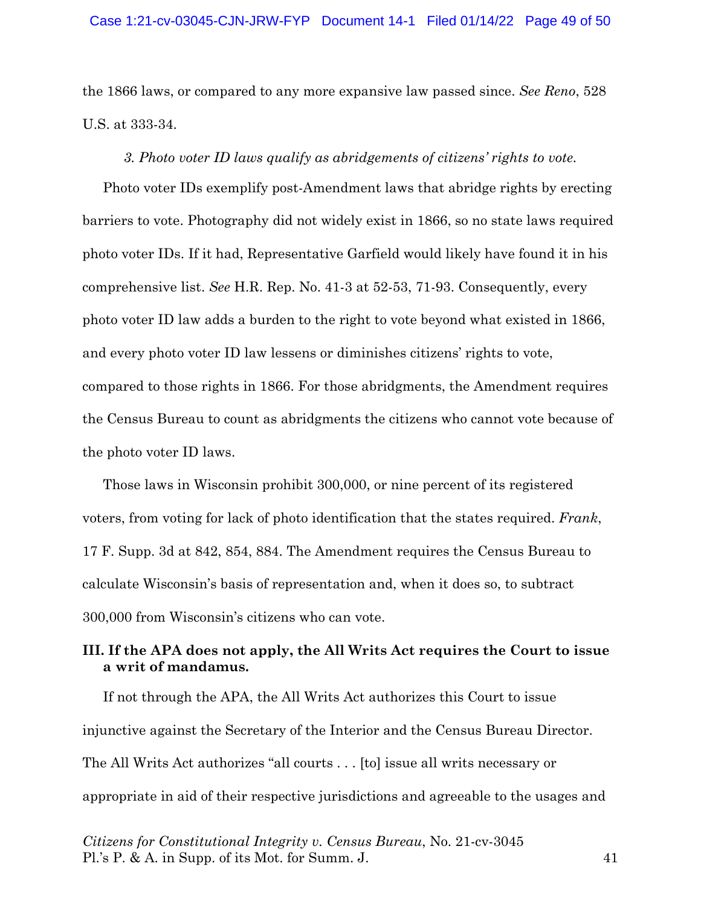the 1866 laws, or compared to any more expansive law passed since. *See Reno*, 528 U.S. at 333-34.

*3. Photo voter ID laws qualify as abridgements of citizens' rights to vote.*

Photo voter IDs exemplify post-Amendment laws that abridge rights by erecting barriers to vote. Photography did not widely exist in 1866, so no state laws required photo voter IDs. If it had, Representative Garfield would likely have found it in his comprehensive list. *See* H.R. Rep. No. 41-3 at 52-53, 71-93. Consequently, every photo voter ID law adds a burden to the right to vote beyond what existed in 1866, and every photo voter ID law lessens or diminishes citizens' rights to vote, compared to those rights in 1866. For those abridgments, the Amendment requires the Census Bureau to count as abridgments the citizens who cannot vote because of the photo voter ID laws.

Those laws in Wisconsin prohibit 300,000, or nine percent of its registered voters, from voting for lack of photo identification that the states required. *Frank*, 17 F. Supp. 3d at 842, 854, 884. The Amendment requires the Census Bureau to calculate Wisconsin's basis of representation and, when it does so, to subtract 300,000 from Wisconsin's citizens who can vote.

## III. If the APA does not apply, the All Writs Act requires the Court to issue a writ of mandamus.

If not through the APA, the All Writs Act authorizes this Court to issue injunctive against the Secretary of the Interior and the Census Bureau Director. The All Writs Act authorizes "all courts . . . [to] issue all writs necessary or appropriate in aid of their respective jurisdictions and agreeable to the usages and

*Citizens for Constitutional Integrity v. Census Bureau*, No. 21-cv-3045
Pl.'s P. & A. in Supp. of its Mot. for Summ. J.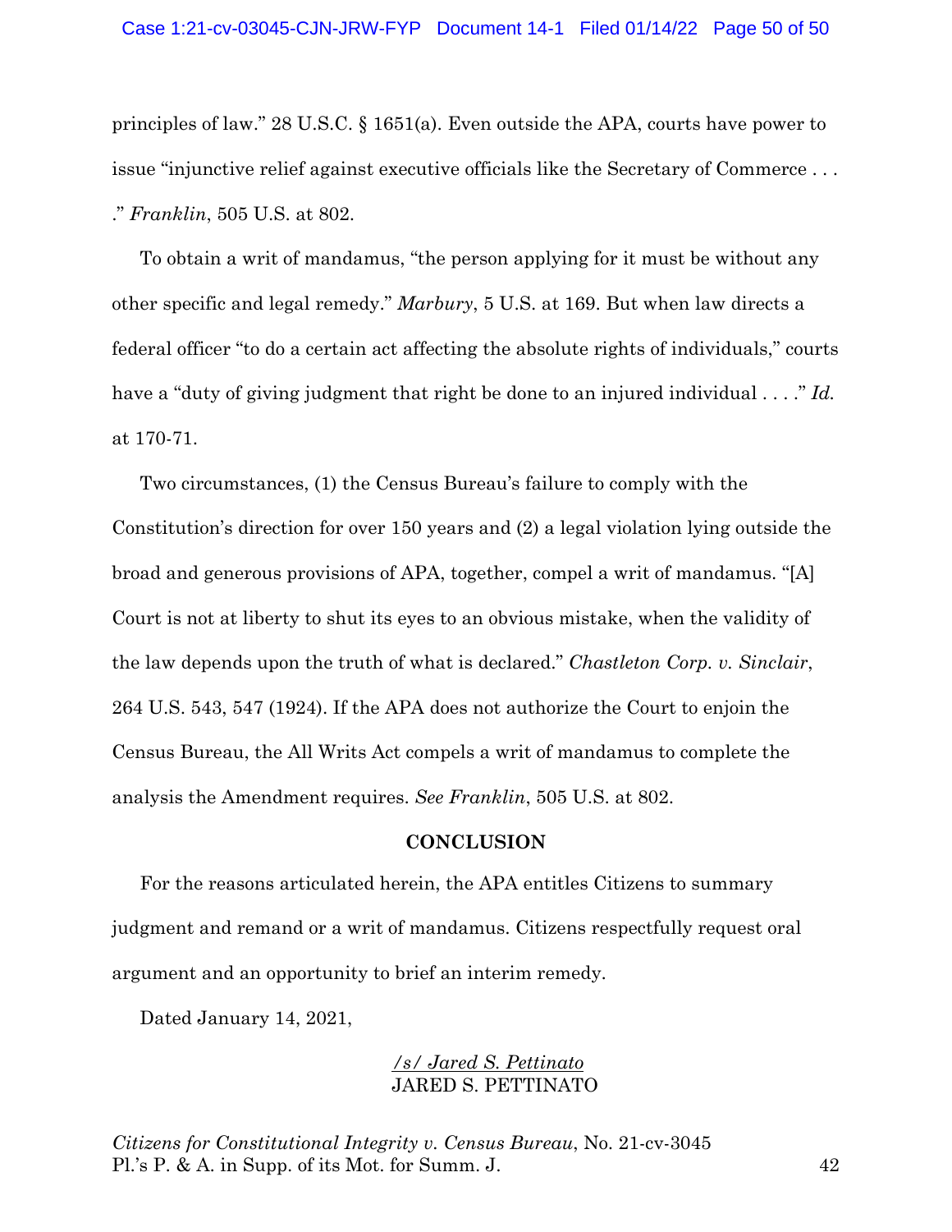principles of law." 28 U.S.C. § 1651(a). Even outside the APA, courts have power to issue "injunctive relief against executive officials like the Secretary of Commerce . . . ." *Franklin*, 505 U.S. at 802.

To obtain a writ of mandamus, "the person applying for it must be without any other specific and legal remedy." *Marbury*, 5 U.S. at 169. But when law directs a federal officer "to do a certain act affecting the absolute rights of individuals," courts have a "duty of giving judgment that right be done to an injured individual . . . ." *Id.* at 170-71.

Two circumstances, (1) the Census Bureau's failure to comply with the Constitution's direction for over 150 years and (2) a legal violation lying outside the broad and generous provisions of APA, together, compel a writ of mandamus. "[A] Court is not at liberty to shut its eyes to an obvious mistake, when the validity of the law depends upon the truth of what is declared." *Chastleton Corp. v. Sinclair*, 264 U.S. 543, 547 (1924). If the APA does not authorize the Court to enjoin the Census Bureau, the All Writs Act compels a writ of mandamus to complete the analysis the Amendment requires. *See Franklin*, 505 U.S. at 802.

**CONCLUSION**

For the reasons articulated herein, the APA entitles Citizens to summary judgment and remand or a writ of mandamus. Citizens respectfully request oral argument and an opportunity to brief an interim remedy.

Dated January 14, 2021,

/s/ *Jared S. Pettinato*
JARED S. PETTINATO

*Citizens for Constitutional Integrity v. Census Bureau*, No. 21-cv-3045
Pl.'s P. & A. in Supp. of its Mot. for Summ. J.